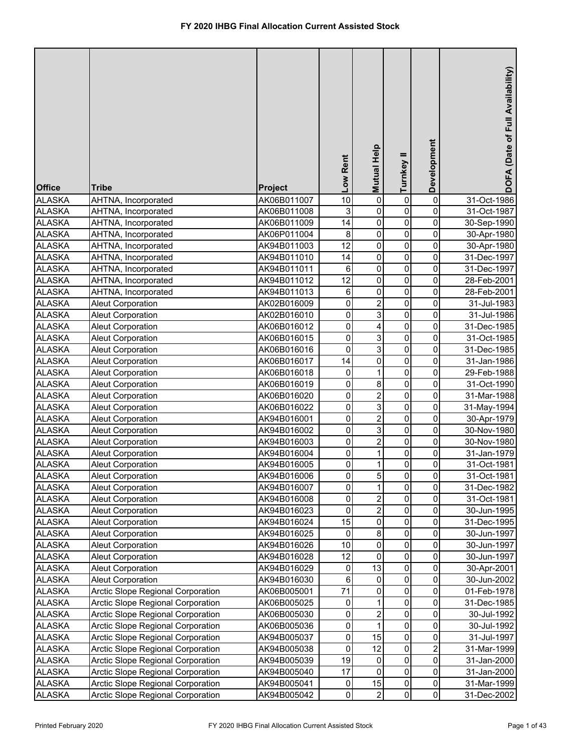# FY 2020 IHBG Final Allocation Current Assisted Stock

| Office | Tribe | Project | Low Rent | Mutual Help | Turnkey II | Development | DOFA (Date of Full Availability) |
|---|---|---|---|---|---|---|---|
| ALASKA | AHTNA, Incorporated | AK06B011007 | 10 | 0 | 0 | 0 | 31-Oct-1986 |
| ALASKA | AHTNA, Incorporated | AK06B011008 | 3 | 0 | 0 | 0 | 31-Oct-1987 |
| ALASKA | AHTNA, Incorporated | AK06B011009 | 14 | 0 | 0 | 0 | 30-Sep-1990 |
| ALASKA | AHTNA, Incorporated | AK06P011004 | 8 | 0 | 0 | 0 | 30-Apr-1980 |
| ALASKA | AHTNA, Incorporated | AK94B011003 | 12 | 0 | 0 | 0 | 30-Apr-1980 |
| ALASKA | AHTNA, Incorporated | AK94B011010 | 14 | 0 | 0 | 0 | 31-Dec-1997 |
| ALASKA | AHTNA, Incorporated | AK94B011011 | 6 | 0 | 0 | 0 | 31-Dec-1997 |
| ALASKA | AHTNA, Incorporated | AK94B011012 | 12 | 0 | 0 | 0 | 28-Feb-2001 |
| ALASKA | AHTNA, Incorporated | AK94B011013 | 6 | 0 | 0 | 0 | 28-Feb-2001 |
| ALASKA | Aleut Corporation | AK02B016009 | 0 | 2 | 0 | 0 | 31-Jul-1983 |
| ALASKA | Aleut Corporation | AK02B016010 | 0 | 3 | 0 | 0 | 31-Jul-1986 |
| ALASKA | Aleut Corporation | AK06B016012 | 0 | 4 | 0 | 0 | 31-Dec-1985 |
| ALASKA | Aleut Corporation | AK06B016015 | 0 | 3 | 0 | 0 | 31-Oct-1985 |
| ALASKA | Aleut Corporation | AK06B016016 | 0 | 3 | 0 | 0 | 31-Dec-1985 |
| ALASKA | Aleut Corporation | AK06B016017 | 14 | 0 | 0 | 0 | 31-Jan-1986 |
| ALASKA | Aleut Corporation | AK06B016018 | 0 | 1 | 0 | 0 | 29-Feb-1988 |
| ALASKA | Aleut Corporation | AK06B016019 | 0 | 8 | 0 | 0 | 31-Oct-1990 |
| ALASKA | Aleut Corporation | AK06B016020 | 0 | 2 | 0 | 0 | 31-Mar-1988 |
| ALASKA | Aleut Corporation | AK06B016022 | 0 | 3 | 0 | 0 | 31-May-1994 |
| ALASKA | Aleut Corporation | AK94B016001 | 0 | 2 | 0 | 0 | 30-Apr-1979 |
| ALASKA | Aleut Corporation | AK94B016002 | 0 | 3 | 0 | 0 | 30-Nov-1980 |
| ALASKA | Aleut Corporation | AK94B016003 | 0 | 2 | 0 | 0 | 30-Nov-1980 |
| ALASKA | Aleut Corporation | AK94B016004 | 0 | 1 | 0 | 0 | 31-Jan-1979 |
| ALASKA | Aleut Corporation | AK94B016005 | 0 | 1 | 0 | 0 | 31-Oct-1981 |
| ALASKA | Aleut Corporation | AK94B016006 | 0 | 5 | 0 | 0 | 31-Oct-1981 |
| ALASKA | Aleut Corporation | AK94B016007 | 0 | 1 | 0 | 0 | 31-Dec-1982 |
| ALASKA | Aleut Corporation | AK94B016008 | 0 | 2 | 0 | 0 | 31-Oct-1981 |
| ALASKA | Aleut Corporation | AK94B016023 | 0 | 2 | 0 | 0 | 30-Jun-1995 |
| ALASKA | Aleut Corporation | AK94B016024 | 15 | 0 | 0 | 0 | 31-Dec-1995 |
| ALASKA | Aleut Corporation | AK94B016025 | 0 | 8 | 0 | 0 | 30-Jun-1997 |
| ALASKA | Aleut Corporation | AK94B016026 | 10 | 0 | 0 | 0 | 30-Jun-1997 |
| ALASKA | Aleut Corporation | AK94B016028 | 12 | 0 | 0 | 0 | 30-Jun-1997 |
| ALASKA | Aleut Corporation | AK94B016029 | 0 | 13 | 0 | 0 | 30-Apr-2001 |
| ALASKA | Aleut Corporation | AK94B016030 | 6 | 0 | 0 | 0 | 30-Jun-2002 |
| ALASKA | Arctic Slope Regional Corporation | AK06B005001 | 71 | 0 | 0 | 0 | 01-Feb-1978 |
| ALASKA | Arctic Slope Regional Corporation | AK06B005025 | 0 | 1 | 0 | 0 | 31-Dec-1985 |
| ALASKA | Arctic Slope Regional Corporation | AK06B005030 | 0 | 2 | 0 | 0 | 30-Jul-1992 |
| ALASKA | Arctic Slope Regional Corporation | AK06B005036 | 0 | 1 | 0 | 0 | 30-Jul-1992 |
| ALASKA | Arctic Slope Regional Corporation | AK94B005037 | 0 | 15 | 0 | 0 | 31-Jul-1997 |
| ALASKA | Arctic Slope Regional Corporation | AK94B005038 | 0 | 12 | 0 | 2 | 31-Mar-1999 |
| ALASKA | Arctic Slope Regional Corporation | AK94B005039 | 19 | 0 | 0 | 0 | 31-Jan-2000 |
| ALASKA | Arctic Slope Regional Corporation | AK94B005040 | 17 | 0 | 0 | 0 | 31-Jan-2000 |
| ALASKA | Arctic Slope Regional Corporation | AK94B005041 | 0 | 15 | 0 | 0 | 31-Mar-1999 |
| ALASKA | Arctic Slope Regional Corporation | AK94B005042 | 0 | 2 | 0 | 0 | 31-Dec-2002 |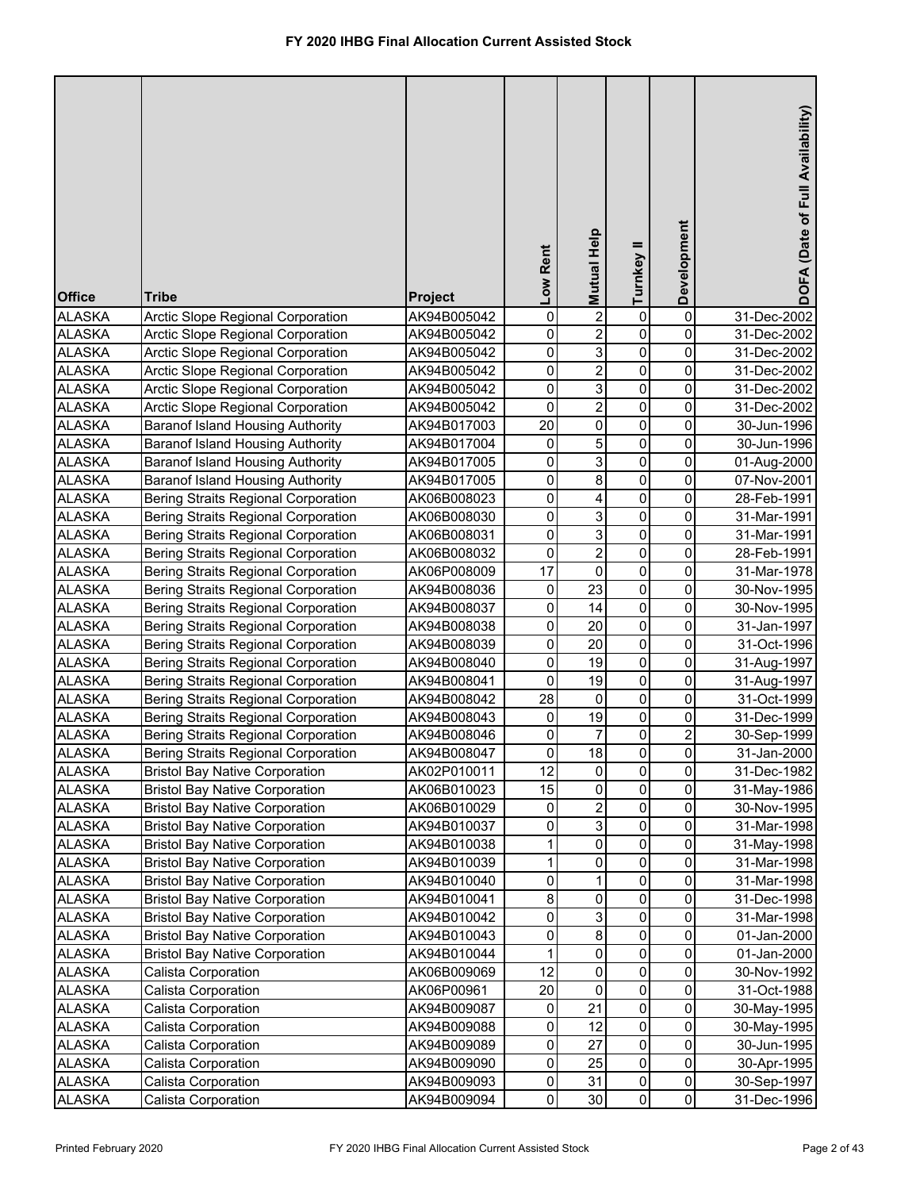# FY 2020 IHBG Final Allocation Current Assisted Stock

| Office | Tribe | Project | Low Rent | Mutual Help | Turnkey II | Development | DOFA (Date of Full Availability) |
|---|---|---|---|---|---|---|---|
| ALASKA | Arctic Slope Regional Corporation | AK94B005042 | 0 | 2 | 0 | 0 | 31-Dec-2002 |
| ALASKA | Arctic Slope Regional Corporation | AK94B005042 | 0 | 2 | 0 | 0 | 31-Dec-2002 |
| ALASKA | Arctic Slope Regional Corporation | AK94B005042 | 0 | 3 | 0 | 0 | 31-Dec-2002 |
| ALASKA | Arctic Slope Regional Corporation | AK94B005042 | 0 | 2 | 0 | 0 | 31-Dec-2002 |
| ALASKA | Arctic Slope Regional Corporation | AK94B005042 | 0 | 3 | 0 | 0 | 31-Dec-2002 |
| ALASKA | Arctic Slope Regional Corporation | AK94B005042 | 0 | 2 | 0 | 0 | 31-Dec-2002 |
| ALASKA | Baranof Island Housing Authority | AK94B017003 | 20 | 0 | 0 | 0 | 30-Jun-1996 |
| ALASKA | Baranof Island Housing Authority | AK94B017004 | 0 | 5 | 0 | 0 | 30-Jun-1996 |
| ALASKA | Baranof Island Housing Authority | AK94B017005 | 0 | 3 | 0 | 0 | 01-Aug-2000 |
| ALASKA | Baranof Island Housing Authority | AK94B017005 | 0 | 8 | 0 | 0 | 07-Nov-2001 |
| ALASKA | Bering Straits Regional Corporation | AK06B008023 | 0 | 4 | 0 | 0 | 28-Feb-1991 |
| ALASKA | Bering Straits Regional Corporation | AK06B008030 | 0 | 3 | 0 | 0 | 31-Mar-1991 |
| ALASKA | Bering Straits Regional Corporation | AK06B008031 | 0 | 3 | 0 | 0 | 31-Mar-1991 |
| ALASKA | Bering Straits Regional Corporation | AK06B008032 | 0 | 2 | 0 | 0 | 28-Feb-1991 |
| ALASKA | Bering Straits Regional Corporation | AK06P008009 | 17 | 0 | 0 | 0 | 31-Mar-1978 |
| ALASKA | Bering Straits Regional Corporation | AK94B008036 | 0 | 23 | 0 | 0 | 30-Nov-1995 |
| ALASKA | Bering Straits Regional Corporation | AK94B008037 | 0 | 14 | 0 | 0 | 30-Nov-1995 |
| ALASKA | Bering Straits Regional Corporation | AK94B008038 | 0 | 20 | 0 | 0 | 31-Jan-1997 |
| ALASKA | Bering Straits Regional Corporation | AK94B008039 | 0 | 20 | 0 | 0 | 31-Oct-1996 |
| ALASKA | Bering Straits Regional Corporation | AK94B008040 | 0 | 19 | 0 | 0 | 31-Aug-1997 |
| ALASKA | Bering Straits Regional Corporation | AK94B008041 | 0 | 19 | 0 | 0 | 31-Aug-1997 |
| ALASKA | Bering Straits Regional Corporation | AK94B008042 | 28 | 0 | 0 | 0 | 31-Oct-1999 |
| ALASKA | Bering Straits Regional Corporation | AK94B008043 | 0 | 19 | 0 | 0 | 31-Dec-1999 |
| ALASKA | Bering Straits Regional Corporation | AK94B008046 | 0 | 7 | 0 | 2 | 30-Sep-1999 |
| ALASKA | Bering Straits Regional Corporation | AK94B008047 | 0 | 18 | 0 | 0 | 31-Jan-2000 |
| ALASKA | Bristol Bay Native Corporation | AK02P010011 | 12 | 0 | 0 | 0 | 31-Dec-1982 |
| ALASKA | Bristol Bay Native Corporation | AK06B010023 | 15 | 0 | 0 | 0 | 31-May-1986 |
| ALASKA | Bristol Bay Native Corporation | AK06B010029 | 0 | 2 | 0 | 0 | 30-Nov-1995 |
| ALASKA | Bristol Bay Native Corporation | AK94B010037 | 0 | 3 | 0 | 0 | 31-Mar-1998 |
| ALASKA | Bristol Bay Native Corporation | AK94B010038 | 1 | 0 | 0 | 0 | 31-May-1998 |
| ALASKA | Bristol Bay Native Corporation | AK94B010039 | 1 | 0 | 0 | 0 | 31-Mar-1998 |
| ALASKA | Bristol Bay Native Corporation | AK94B010040 | 0 | 1 | 0 | 0 | 31-Mar-1998 |
| ALASKA | Bristol Bay Native Corporation | AK94B010041 | 8 | 0 | 0 | 0 | 31-Dec-1998 |
| ALASKA | Bristol Bay Native Corporation | AK94B010042 | 0 | 3 | 0 | 0 | 31-Mar-1998 |
| ALASKA | Bristol Bay Native Corporation | AK94B010043 | 0 | 8 | 0 | 0 | 01-Jan-2000 |
| ALASKA | Bristol Bay Native Corporation | AK94B010044 | 1 | 0 | 0 | 0 | 01-Jan-2000 |
| ALASKA | Calista Corporation | AK06B009069 | 12 | 0 | 0 | 0 | 30-Nov-1992 |
| ALASKA | Calista Corporation | AK06P00961 | 20 | 0 | 0 | 0 | 31-Oct-1988 |
| ALASKA | Calista Corporation | AK94B009087 | 0 | 21 | 0 | 0 | 30-May-1995 |
| ALASKA | Calista Corporation | AK94B009088 | 0 | 12 | 0 | 0 | 30-May-1995 |
| ALASKA | Calista Corporation | AK94B009089 | 0 | 27 | 0 | 0 | 30-Jun-1995 |
| ALASKA | Calista Corporation | AK94B009090 | 0 | 25 | 0 | 0 | 30-Apr-1995 |
| ALASKA | Calista Corporation | AK94B009093 | 0 | 31 | 0 | 0 | 30-Sep-1997 |
| ALASKA | Calista Corporation | AK94B009094 | 0 | 30 | 0 | 0 | 31-Dec-1996 |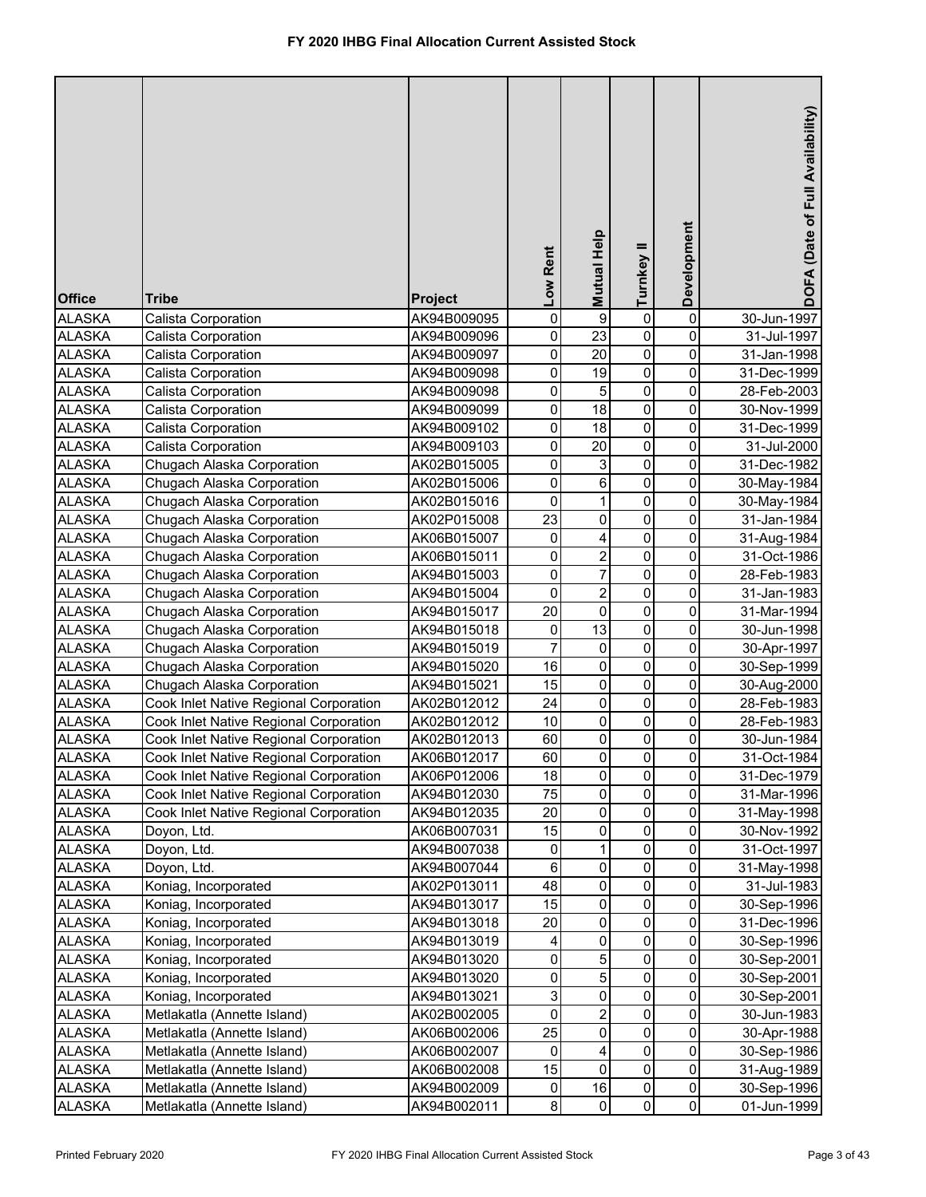# FY 2020 IHBG Final Allocation Current Assisted Stock

| Office | Tribe | Project | Low Rent | Mutual Help | Turnkey II | Development | DOFA (Date of Full Availability) |
|---|---|---|---|---|---|---|---|
| ALASKA | Calista Corporation | AK94B009095 | 0 | 9 | 0 | 0 | 30-Jun-1997 |
| ALASKA | Calista Corporation | AK94B009096 | 0 | 23 | 0 | 0 | 31-Jul-1997 |
| ALASKA | Calista Corporation | AK94B009097 | 0 | 20 | 0 | 0 | 31-Jan-1998 |
| ALASKA | Calista Corporation | AK94B009098 | 0 | 19 | 0 | 0 | 31-Dec-1999 |
| ALASKA | Calista Corporation | AK94B009098 | 0 | 5 | 0 | 0 | 28-Feb-2003 |
| ALASKA | Calista Corporation | AK94B009099 | 0 | 18 | 0 | 0 | 30-Nov-1999 |
| ALASKA | Calista Corporation | AK94B009102 | 0 | 18 | 0 | 0 | 31-Dec-1999 |
| ALASKA | Calista Corporation | AK94B009103 | 0 | 20 | 0 | 0 | 31-Jul-2000 |
| ALASKA | Chugach Alaska Corporation | AK02B015005 | 0 | 3 | 0 | 0 | 31-Dec-1982 |
| ALASKA | Chugach Alaska Corporation | AK02B015006 | 0 | 6 | 0 | 0 | 30-May-1984 |
| ALASKA | Chugach Alaska Corporation | AK02B015016 | 0 | 1 | 0 | 0 | 30-May-1984 |
| ALASKA | Chugach Alaska Corporation | AK02P015008 | 23 | 0 | 0 | 0 | 31-Jan-1984 |
| ALASKA | Chugach Alaska Corporation | AK06B015007 | 0 | 4 | 0 | 0 | 31-Aug-1984 |
| ALASKA | Chugach Alaska Corporation | AK06B015011 | 0 | 2 | 0 | 0 | 31-Oct-1986 |
| ALASKA | Chugach Alaska Corporation | AK94B015003 | 0 | 7 | 0 | 0 | 28-Feb-1983 |
| ALASKA | Chugach Alaska Corporation | AK94B015004 | 0 | 2 | 0 | 0 | 31-Jan-1983 |
| ALASKA | Chugach Alaska Corporation | AK94B015017 | 20 | 0 | 0 | 0 | 31-Mar-1994 |
| ALASKA | Chugach Alaska Corporation | AK94B015018 | 0 | 13 | 0 | 0 | 30-Jun-1998 |
| ALASKA | Chugach Alaska Corporation | AK94B015019 | 7 | 0 | 0 | 0 | 30-Apr-1997 |
| ALASKA | Chugach Alaska Corporation | AK94B015020 | 16 | 0 | 0 | 0 | 30-Sep-1999 |
| ALASKA | Chugach Alaska Corporation | AK94B015021 | 15 | 0 | 0 | 0 | 30-Aug-2000 |
| ALASKA | Cook Inlet Native Regional Corporation | AK02B012012 | 24 | 0 | 0 | 0 | 28-Feb-1983 |
| ALASKA | Cook Inlet Native Regional Corporation | AK02B012012 | 10 | 0 | 0 | 0 | 28-Feb-1983 |
| ALASKA | Cook Inlet Native Regional Corporation | AK02B012013 | 60 | 0 | 0 | 0 | 30-Jun-1984 |
| ALASKA | Cook Inlet Native Regional Corporation | AK06B012017 | 60 | 0 | 0 | 0 | 31-Oct-1984 |
| ALASKA | Cook Inlet Native Regional Corporation | AK06P012006 | 18 | 0 | 0 | 0 | 31-Dec-1979 |
| ALASKA | Cook Inlet Native Regional Corporation | AK94B012030 | 75 | 0 | 0 | 0 | 31-Mar-1996 |
| ALASKA | Cook Inlet Native Regional Corporation | AK94B012035 | 20 | 0 | 0 | 0 | 31-May-1998 |
| ALASKA | Doyon, Ltd. | AK06B007031 | 15 | 0 | 0 | 0 | 30-Nov-1992 |
| ALASKA | Doyon, Ltd. | AK94B007038 | 0 | 1 | 0 | 0 | 31-Oct-1997 |
| ALASKA | Doyon, Ltd. | AK94B007044 | 6 | 0 | 0 | 0 | 31-May-1998 |
| ALASKA | Koniag, Incorporated | AK02P013011 | 48 | 0 | 0 | 0 | 31-Jul-1983 |
| ALASKA | Koniag, Incorporated | AK94B013017 | 15 | 0 | 0 | 0 | 30-Sep-1996 |
| ALASKA | Koniag, Incorporated | AK94B013018 | 20 | 0 | 0 | 0 | 31-Dec-1996 |
| ALASKA | Koniag, Incorporated | AK94B013019 | 4 | 0 | 0 | 0 | 30-Sep-1996 |
| ALASKA | Koniag, Incorporated | AK94B013020 | 0 | 5 | 0 | 0 | 30-Sep-2001 |
| ALASKA | Koniag, Incorporated | AK94B013020 | 0 | 5 | 0 | 0 | 30-Sep-2001 |
| ALASKA | Koniag, Incorporated | AK94B013021 | 3 | 0 | 0 | 0 | 30-Sep-2001 |
| ALASKA | Metlakatla (Annette Island) | AK02B002005 | 0 | 2 | 0 | 0 | 30-Jun-1983 |
| ALASKA | Metlakatla (Annette Island) | AK06B002006 | 25 | 0 | 0 | 0 | 30-Apr-1988 |
| ALASKA | Metlakatla (Annette Island) | AK06B002007 | 0 | 4 | 0 | 0 | 30-Sep-1986 |
| ALASKA | Metlakatla (Annette Island) | AK06B002008 | 15 | 0 | 0 | 0 | 31-Aug-1989 |
| ALASKA | Metlakatla (Annette Island) | AK94B002009 | 0 | 16 | 0 | 0 | 30-Sep-1996 |
| ALASKA | Metlakatla (Annette Island) | AK94B002011 | 8 | 0 | 0 | 0 | 01-Jun-1999 |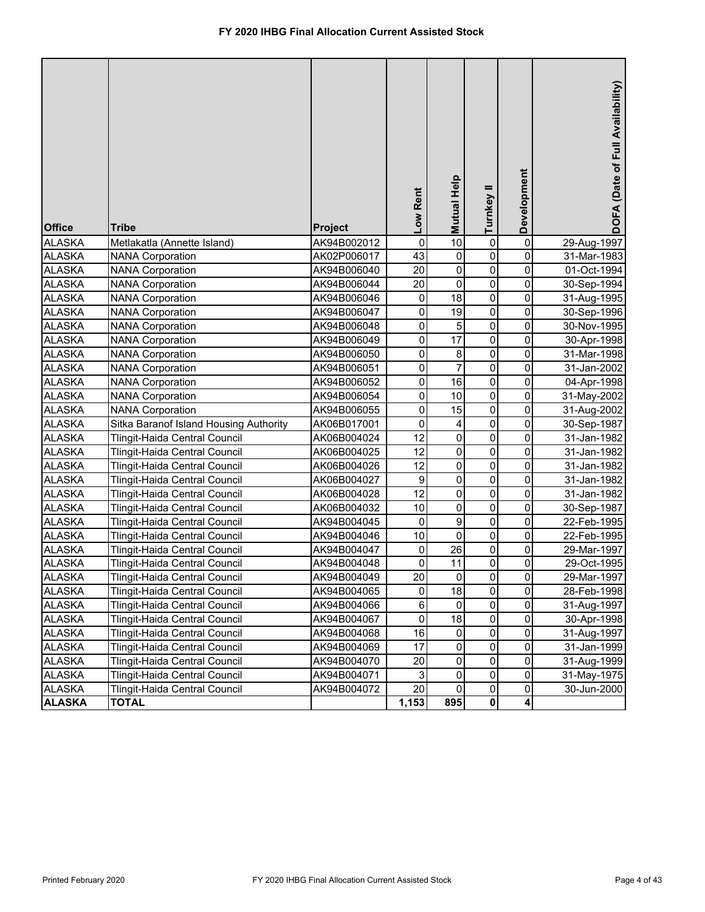# FY 2020 IHBG Final Allocation Current Assisted Stock

| Office | Tribe | Project | Low Rent | Mutual Help | Turnkey II | Development | DOFA (Date of Full Availability) |
|---|---|---|---|---|---|---|---|
| ALASKA | Metlakatla (Annette Island) | AK94B002012 | 0 | 10 | 0 | 0 | 29-Aug-1997 |
| ALASKA | NANA Corporation | AK02P006017 | 43 | 0 | 0 | 0 | 31-Mar-1983 |
| ALASKA | NANA Corporation | AK94B006040 | 20 | 0 | 0 | 0 | 01-Oct-1994 |
| ALASKA | NANA Corporation | AK94B006044 | 20 | 0 | 0 | 0 | 30-Sep-1994 |
| ALASKA | NANA Corporation | AK94B006046 | 0 | 18 | 0 | 0 | 31-Aug-1995 |
| ALASKA | NANA Corporation | AK94B006047 | 0 | 19 | 0 | 0 | 30-Sep-1996 |
| ALASKA | NANA Corporation | AK94B006048 | 0 | 5 | 0 | 0 | 30-Nov-1995 |
| ALASKA | NANA Corporation | AK94B006049 | 0 | 17 | 0 | 0 | 30-Apr-1998 |
| ALASKA | NANA Corporation | AK94B006050 | 0 | 8 | 0 | 0 | 31-Mar-1998 |
| ALASKA | NANA Corporation | AK94B006051 | 0 | 7 | 0 | 0 | 31-Jan-2002 |
| ALASKA | NANA Corporation | AK94B006052 | 0 | 16 | 0 | 0 | 04-Apr-1998 |
| ALASKA | NANA Corporation | AK94B006054 | 0 | 10 | 0 | 0 | 31-May-2002 |
| ALASKA | NANA Corporation | AK94B006055 | 0 | 15 | 0 | 0 | 31-Aug-2002 |
| ALASKA | Sitka Baranof Island Housing Authority | AK06B017001 | 0 | 4 | 0 | 0 | 30-Sep-1987 |
| ALASKA | Tlingit-Haida Central Council | AK06B004024 | 12 | 0 | 0 | 0 | 31-Jan-1982 |
| ALASKA | Tlingit-Haida Central Council | AK06B004025 | 12 | 0 | 0 | 0 | 31-Jan-1982 |
| ALASKA | Tlingit-Haida Central Council | AK06B004026 | 12 | 0 | 0 | 0 | 31-Jan-1982 |
| ALASKA | Tlingit-Haida Central Council | AK06B004027 | 9 | 0 | 0 | 0 | 31-Jan-1982 |
| ALASKA | Tlingit-Haida Central Council | AK06B004028 | 12 | 0 | 0 | 0 | 31-Jan-1982 |
| ALASKA | Tlingit-Haida Central Council | AK06B004032 | 10 | 0 | 0 | 0 | 30-Sep-1987 |
| ALASKA | Tlingit-Haida Central Council | AK94B004045 | 0 | 9 | 0 | 0 | 22-Feb-1995 |
| ALASKA | Tlingit-Haida Central Council | AK94B004046 | 10 | 0 | 0 | 0 | 22-Feb-1995 |
| ALASKA | Tlingit-Haida Central Council | AK94B004047 | 0 | 26 | 0 | 0 | 29-Mar-1997 |
| ALASKA | Tlingit-Haida Central Council | AK94B004048 | 0 | 11 | 0 | 0 | 29-Oct-1995 |
| ALASKA | Tlingit-Haida Central Council | AK94B004049 | 20 | 0 | 0 | 0 | 29-Mar-1997 |
| ALASKA | Tlingit-Haida Central Council | AK94B004065 | 0 | 18 | 0 | 0 | 28-Feb-1998 |
| ALASKA | Tlingit-Haida Central Council | AK94B004066 | 6 | 0 | 0 | 0 | 31-Aug-1997 |
| ALASKA | Tlingit-Haida Central Council | AK94B004067 | 0 | 18 | 0 | 0 | 30-Apr-1998 |
| ALASKA | Tlingit-Haida Central Council | AK94B004068 | 16 | 0 | 0 | 0 | 31-Aug-1997 |
| ALASKA | Tlingit-Haida Central Council | AK94B004069 | 17 | 0 | 0 | 0 | 31-Jan-1999 |
| ALASKA | Tlingit-Haida Central Council | AK94B004070 | 20 | 0 | 0 | 0 | 31-Aug-1999 |
| ALASKA | Tlingit-Haida Central Council | AK94B004071 | 3 | 0 | 0 | 0 | 31-May-1975 |
| ALASKA | Tlingit-Haida Central Council | AK94B004072 | 20 | 0 | 0 | 0 | 30-Jun-2000 |
| **ALASKA** | **TOTAL** | | **1,153** | **895** | **0** | **4** | |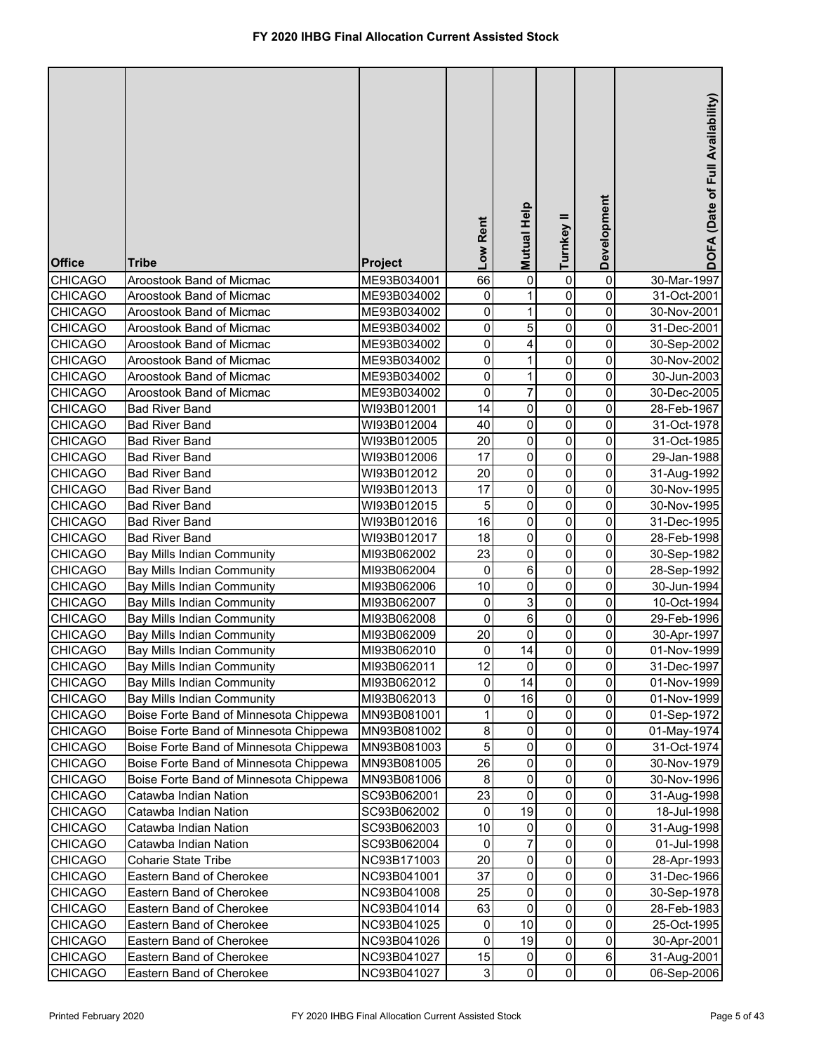# FY 2020 IHBG Final Allocation Current Assisted Stock

| Office | Tribe | Project | Low Rent | Mutual Help | Turnkey II | Development | DOFA (Date of Full Availability) |
|---|---|---|---|---|---|---|---|
| CHICAGO | Aroostook Band of Micmac | ME93B034001 | 66 | 0 | 0 | 0 | 30-Mar-1997 |
| CHICAGO | Aroostook Band of Micmac | ME93B034002 | 0 | 1 | 0 | 0 | 31-Oct-2001 |
| CHICAGO | Aroostook Band of Micmac | ME93B034002 | 0 | 1 | 0 | 0 | 30-Nov-2001 |
| CHICAGO | Aroostook Band of Micmac | ME93B034002 | 0 | 5 | 0 | 0 | 31-Dec-2001 |
| CHICAGO | Aroostook Band of Micmac | ME93B034002 | 0 | 4 | 0 | 0 | 30-Sep-2002 |
| CHICAGO | Aroostook Band of Micmac | ME93B034002 | 0 | 1 | 0 | 0 | 30-Nov-2002 |
| CHICAGO | Aroostook Band of Micmac | ME93B034002 | 0 | 1 | 0 | 0 | 30-Jun-2003 |
| CHICAGO | Aroostook Band of Micmac | ME93B034002 | 0 | 7 | 0 | 0 | 30-Dec-2005 |
| CHICAGO | Bad River Band | WI93B012001 | 14 | 0 | 0 | 0 | 28-Feb-1967 |
| CHICAGO | Bad River Band | WI93B012004 | 40 | 0 | 0 | 0 | 31-Oct-1978 |
| CHICAGO | Bad River Band | WI93B012005 | 20 | 0 | 0 | 0 | 31-Oct-1985 |
| CHICAGO | Bad River Band | WI93B012006 | 17 | 0 | 0 | 0 | 29-Jan-1988 |
| CHICAGO | Bad River Band | WI93B012012 | 20 | 0 | 0 | 0 | 31-Aug-1992 |
| CHICAGO | Bad River Band | WI93B012013 | 17 | 0 | 0 | 0 | 30-Nov-1995 |
| CHICAGO | Bad River Band | WI93B012015 | 5 | 0 | 0 | 0 | 30-Nov-1995 |
| CHICAGO | Bad River Band | WI93B012016 | 16 | 0 | 0 | 0 | 31-Dec-1995 |
| CHICAGO | Bad River Band | WI93B012017 | 18 | 0 | 0 | 0 | 28-Feb-1998 |
| CHICAGO | Bay Mills Indian Community | MI93B062002 | 23 | 0 | 0 | 0 | 30-Sep-1982 |
| CHICAGO | Bay Mills Indian Community | MI93B062004 | 0 | 6 | 0 | 0 | 28-Sep-1992 |
| CHICAGO | Bay Mills Indian Community | MI93B062006 | 10 | 0 | 0 | 0 | 30-Jun-1994 |
| CHICAGO | Bay Mills Indian Community | MI93B062007 | 0 | 3 | 0 | 0 | 10-Oct-1994 |
| CHICAGO | Bay Mills Indian Community | MI93B062008 | 0 | 6 | 0 | 0 | 29-Feb-1996 |
| CHICAGO | Bay Mills Indian Community | MI93B062009 | 20 | 0 | 0 | 0 | 30-Apr-1997 |
| CHICAGO | Bay Mills Indian Community | MI93B062010 | 0 | 14 | 0 | 0 | 01-Nov-1999 |
| CHICAGO | Bay Mills Indian Community | MI93B062011 | 12 | 0 | 0 | 0 | 31-Dec-1997 |
| CHICAGO | Bay Mills Indian Community | MI93B062012 | 0 | 14 | 0 | 0 | 01-Nov-1999 |
| CHICAGO | Bay Mills Indian Community | MI93B062013 | 0 | 16 | 0 | 0 | 01-Nov-1999 |
| CHICAGO | Boise Forte Band of Minnesota Chippewa | MN93B081001 | 1 | 0 | 0 | 0 | 01-Sep-1972 |
| CHICAGO | Boise Forte Band of Minnesota Chippewa | MN93B081002 | 8 | 0 | 0 | 0 | 01-May-1974 |
| CHICAGO | Boise Forte Band of Minnesota Chippewa | MN93B081003 | 5 | 0 | 0 | 0 | 31-Oct-1974 |
| CHICAGO | Boise Forte Band of Minnesota Chippewa | MN93B081005 | 26 | 0 | 0 | 0 | 30-Nov-1979 |
| CHICAGO | Boise Forte Band of Minnesota Chippewa | MN93B081006 | 8 | 0 | 0 | 0 | 30-Nov-1996 |
| CHICAGO | Catawba Indian Nation | SC93B062001 | 23 | 0 | 0 | 0 | 31-Aug-1998 |
| CHICAGO | Catawba Indian Nation | SC93B062002 | 0 | 19 | 0 | 0 | 18-Jul-1998 |
| CHICAGO | Catawba Indian Nation | SC93B062003 | 10 | 0 | 0 | 0 | 31-Aug-1998 |
| CHICAGO | Catawba Indian Nation | SC93B062004 | 0 | 7 | 0 | 0 | 01-Jul-1998 |
| CHICAGO | Coharie State Tribe | NC93B171003 | 20 | 0 | 0 | 0 | 28-Apr-1993 |
| CHICAGO | Eastern Band of Cherokee | NC93B041001 | 37 | 0 | 0 | 0 | 31-Dec-1966 |
| CHICAGO | Eastern Band of Cherokee | NC93B041008 | 25 | 0 | 0 | 0 | 30-Sep-1978 |
| CHICAGO | Eastern Band of Cherokee | NC93B041014 | 63 | 0 | 0 | 0 | 28-Feb-1983 |
| CHICAGO | Eastern Band of Cherokee | NC93B041025 | 0 | 10 | 0 | 0 | 25-Oct-1995 |
| CHICAGO | Eastern Band of Cherokee | NC93B041026 | 0 | 19 | 0 | 0 | 30-Apr-2001 |
| CHICAGO | Eastern Band of Cherokee | NC93B041027 | 15 | 0 | 0 | 6 | 31-Aug-2001 |
| CHICAGO | Eastern Band of Cherokee | NC93B041027 | 3 | 0 | 0 | 0 | 06-Sep-2006 |

Printed February 2020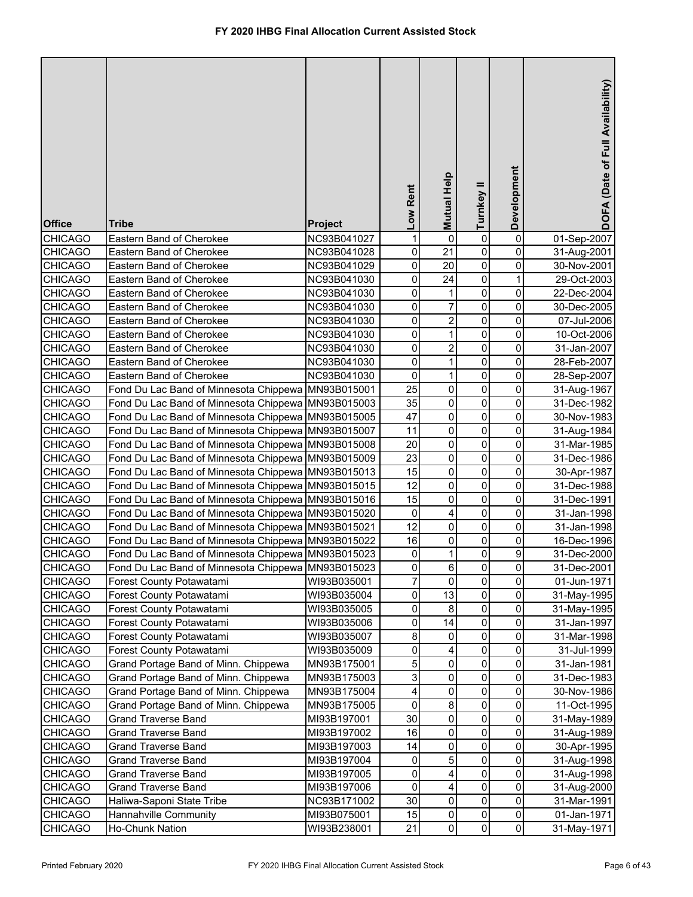# FY 2020 IHBG Final Allocation Current Assisted Stock

| Office | Tribe | Project | Low Rent | Mutual Help | Turnkey II | Development | DOFA (Date of Full Availability) |
|---|---|---|---|---|---|---|---|
| CHICAGO | Eastern Band of Cherokee | NC93B041027 | 1 | 0 | 0 | 0 | 01-Sep-2007 |
| CHICAGO | Eastern Band of Cherokee | NC93B041028 | 0 | 21 | 0 | 0 | 31-Aug-2001 |
| CHICAGO | Eastern Band of Cherokee | NC93B041029 | 0 | 20 | 0 | 0 | 30-Nov-2001 |
| CHICAGO | Eastern Band of Cherokee | NC93B041030 | 0 | 24 | 0 | 1 | 29-Oct-2003 |
| CHICAGO | Eastern Band of Cherokee | NC93B041030 | 0 | 1 | 0 | 0 | 22-Dec-2004 |
| CHICAGO | Eastern Band of Cherokee | NC93B041030 | 0 | 7 | 0 | 0 | 30-Dec-2005 |
| CHICAGO | Eastern Band of Cherokee | NC93B041030 | 0 | 2 | 0 | 0 | 07-Jul-2006 |
| CHICAGO | Eastern Band of Cherokee | NC93B041030 | 0 | 1 | 0 | 0 | 10-Oct-2006 |
| CHICAGO | Eastern Band of Cherokee | NC93B041030 | 0 | 2 | 0 | 0 | 31-Jan-2007 |
| CHICAGO | Eastern Band of Cherokee | NC93B041030 | 0 | 1 | 0 | 0 | 28-Feb-2007 |
| CHICAGO | Eastern Band of Cherokee | NC93B041030 | 0 | 1 | 0 | 0 | 28-Sep-2007 |
| CHICAGO | Fond Du Lac Band of Minnesota Chippewa | MN93B015001 | 25 | 0 | 0 | 0 | 31-Aug-1967 |
| CHICAGO | Fond Du Lac Band of Minnesota Chippewa | MN93B015003 | 35 | 0 | 0 | 0 | 31-Dec-1982 |
| CHICAGO | Fond Du Lac Band of Minnesota Chippewa | MN93B015005 | 47 | 0 | 0 | 0 | 30-Nov-1983 |
| CHICAGO | Fond Du Lac Band of Minnesota Chippewa | MN93B015007 | 11 | 0 | 0 | 0 | 31-Aug-1984 |
| CHICAGO | Fond Du Lac Band of Minnesota Chippewa | MN93B015008 | 20 | 0 | 0 | 0 | 31-Mar-1985 |
| CHICAGO | Fond Du Lac Band of Minnesota Chippewa | MN93B015009 | 23 | 0 | 0 | 0 | 31-Dec-1986 |
| CHICAGO | Fond Du Lac Band of Minnesota Chippewa | MN93B015013 | 15 | 0 | 0 | 0 | 30-Apr-1987 |
| CHICAGO | Fond Du Lac Band of Minnesota Chippewa | MN93B015015 | 12 | 0 | 0 | 0 | 31-Dec-1988 |
| CHICAGO | Fond Du Lac Band of Minnesota Chippewa | MN93B015016 | 15 | 0 | 0 | 0 | 31-Dec-1991 |
| CHICAGO | Fond Du Lac Band of Minnesota Chippewa | MN93B015020 | 0 | 4 | 0 | 0 | 31-Jan-1998 |
| CHICAGO | Fond Du Lac Band of Minnesota Chippewa | MN93B015021 | 12 | 0 | 0 | 0 | 31-Jan-1998 |
| CHICAGO | Fond Du Lac Band of Minnesota Chippewa | MN93B015022 | 16 | 0 | 0 | 0 | 16-Dec-1996 |
| CHICAGO | Fond Du Lac Band of Minnesota Chippewa | MN93B015023 | 0 | 1 | 0 | 9 | 31-Dec-2000 |
| CHICAGO | Fond Du Lac Band of Minnesota Chippewa | MN93B015023 | 0 | 6 | 0 | 0 | 31-Dec-2001 |
| CHICAGO | Forest County Potawatami | WI93B035001 | 7 | 0 | 0 | 0 | 01-Jun-1971 |
| CHICAGO | Forest County Potawatami | WI93B035004 | 0 | 13 | 0 | 0 | 31-May-1995 |
| CHICAGO | Forest County Potawatami | WI93B035005 | 0 | 8 | 0 | 0 | 31-May-1995 |
| CHICAGO | Forest County Potawatami | WI93B035006 | 0 | 14 | 0 | 0 | 31-Jan-1997 |
| CHICAGO | Forest County Potawatami | WI93B035007 | 8 | 0 | 0 | 0 | 31-Mar-1998 |
| CHICAGO | Forest County Potawatami | WI93B035009 | 0 | 4 | 0 | 0 | 31-Jul-1999 |
| CHICAGO | Grand Portage Band of Minn. Chippewa | MN93B175001 | 5 | 0 | 0 | 0 | 31-Jan-1981 |
| CHICAGO | Grand Portage Band of Minn. Chippewa | MN93B175003 | 3 | 0 | 0 | 0 | 31-Dec-1983 |
| CHICAGO | Grand Portage Band of Minn. Chippewa | MN93B175004 | 4 | 0 | 0 | 0 | 30-Nov-1986 |
| CHICAGO | Grand Portage Band of Minn. Chippewa | MN93B175005 | 0 | 8 | 0 | 0 | 11-Oct-1995 |
| CHICAGO | Grand Traverse Band | MI93B197001 | 30 | 0 | 0 | 0 | 31-May-1989 |
| CHICAGO | Grand Traverse Band | MI93B197002 | 16 | 0 | 0 | 0 | 31-Aug-1989 |
| CHICAGO | Grand Traverse Band | MI93B197003 | 14 | 0 | 0 | 0 | 30-Apr-1995 |
| CHICAGO | Grand Traverse Band | MI93B197004 | 0 | 5 | 0 | 0 | 31-Aug-1998 |
| CHICAGO | Grand Traverse Band | MI93B197005 | 0 | 4 | 0 | 0 | 31-Aug-1998 |
| CHICAGO | Grand Traverse Band | MI93B197006 | 0 | 4 | 0 | 0 | 31-Aug-2000 |
| CHICAGO | Haliwa-Saponi State Tribe | NC93B171002 | 30 | 0 | 0 | 0 | 31-Mar-1991 |
| CHICAGO | Hannahville Community | MI93B075001 | 15 | 0 | 0 | 0 | 01-Jan-1971 |
| CHICAGO | Ho-Chunk Nation | WI93B238001 | 21 | 0 | 0 | 0 | 31-May-1971 |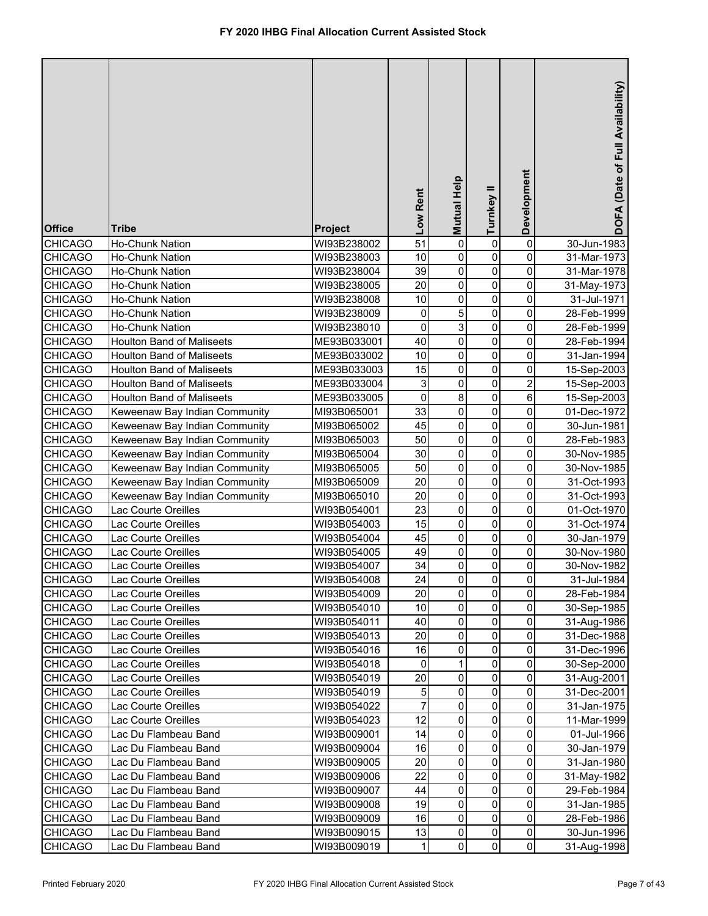# FY 2020 IHBG Final Allocation Current Assisted Stock

| Office | Tribe | Project | Low Rent | Mutual Help | Turnkey II | Development | DOFA (Date of Full Availability) |
|---|---|---|---|---|---|---|---|
| CHICAGO | Ho-Chunk Nation | WI93B238002 | 51 | 0 | 0 | 0 | 30-Jun-1983 |
| CHICAGO | Ho-Chunk Nation | WI93B238003 | 10 | 0 | 0 | 0 | 31-Mar-1973 |
| CHICAGO | Ho-Chunk Nation | WI93B238004 | 39 | 0 | 0 | 0 | 31-Mar-1978 |
| CHICAGO | Ho-Chunk Nation | WI93B238005 | 20 | 0 | 0 | 0 | 31-May-1973 |
| CHICAGO | Ho-Chunk Nation | WI93B238008 | 10 | 0 | 0 | 0 | 31-Jul-1971 |
| CHICAGO | Ho-Chunk Nation | WI93B238009 | 0 | 5 | 0 | 0 | 28-Feb-1999 |
| CHICAGO | Ho-Chunk Nation | WI93B238010 | 0 | 3 | 0 | 0 | 28-Feb-1999 |
| CHICAGO | Houlton Band of Maliseets | ME93B033001 | 40 | 0 | 0 | 0 | 28-Feb-1994 |
| CHICAGO | Houlton Band of Maliseets | ME93B033002 | 10 | 0 | 0 | 0 | 31-Jan-1994 |
| CHICAGO | Houlton Band of Maliseets | ME93B033003 | 15 | 0 | 0 | 0 | 15-Sep-2003 |
| CHICAGO | Houlton Band of Maliseets | ME93B033004 | 3 | 0 | 0 | 2 | 15-Sep-2003 |
| CHICAGO | Houlton Band of Maliseets | ME93B033005 | 0 | 8 | 0 | 6 | 15-Sep-2003 |
| CHICAGO | Keweenaw Bay Indian Community | MI93B065001 | 33 | 0 | 0 | 0 | 01-Dec-1972 |
| CHICAGO | Keweenaw Bay Indian Community | MI93B065002 | 45 | 0 | 0 | 0 | 30-Jun-1981 |
| CHICAGO | Keweenaw Bay Indian Community | MI93B065003 | 50 | 0 | 0 | 0 | 28-Feb-1983 |
| CHICAGO | Keweenaw Bay Indian Community | MI93B065004 | 30 | 0 | 0 | 0 | 30-Nov-1985 |
| CHICAGO | Keweenaw Bay Indian Community | MI93B065005 | 50 | 0 | 0 | 0 | 30-Nov-1985 |
| CHICAGO | Keweenaw Bay Indian Community | MI93B065009 | 20 | 0 | 0 | 0 | 31-Oct-1993 |
| CHICAGO | Keweenaw Bay Indian Community | MI93B065010 | 20 | 0 | 0 | 0 | 31-Oct-1993 |
| CHICAGO | Lac Courte Oreilles | WI93B054001 | 23 | 0 | 0 | 0 | 01-Oct-1970 |
| CHICAGO | Lac Courte Oreilles | WI93B054003 | 15 | 0 | 0 | 0 | 31-Oct-1974 |
| CHICAGO | Lac Courte Oreilles | WI93B054004 | 45 | 0 | 0 | 0 | 30-Jan-1979 |
| CHICAGO | Lac Courte Oreilles | WI93B054005 | 49 | 0 | 0 | 0 | 30-Nov-1980 |
| CHICAGO | Lac Courte Oreilles | WI93B054007 | 34 | 0 | 0 | 0 | 30-Nov-1982 |
| CHICAGO | Lac Courte Oreilles | WI93B054008 | 24 | 0 | 0 | 0 | 31-Jul-1984 |
| CHICAGO | Lac Courte Oreilles | WI93B054009 | 20 | 0 | 0 | 0 | 28-Feb-1984 |
| CHICAGO | Lac Courte Oreilles | WI93B054010 | 10 | 0 | 0 | 0 | 30-Sep-1985 |
| CHICAGO | Lac Courte Oreilles | WI93B054011 | 40 | 0 | 0 | 0 | 31-Aug-1986 |
| CHICAGO | Lac Courte Oreilles | WI93B054013 | 20 | 0 | 0 | 0 | 31-Dec-1988 |
| CHICAGO | Lac Courte Oreilles | WI93B054016 | 16 | 0 | 0 | 0 | 31-Dec-1996 |
| CHICAGO | Lac Courte Oreilles | WI93B054018 | 0 | 1 | 0 | 0 | 30-Sep-2000 |
| CHICAGO | Lac Courte Oreilles | WI93B054019 | 20 | 0 | 0 | 0 | 31-Aug-2001 |
| CHICAGO | Lac Courte Oreilles | WI93B054019 | 5 | 0 | 0 | 0 | 31-Dec-2001 |
| CHICAGO | Lac Courte Oreilles | WI93B054022 | 7 | 0 | 0 | 0 | 31-Jan-1975 |
| CHICAGO | Lac Courte Oreilles | WI93B054023 | 12 | 0 | 0 | 0 | 11-Mar-1999 |
| CHICAGO | Lac Du Flambeau Band | WI93B009001 | 14 | 0 | 0 | 0 | 01-Jul-1966 |
| CHICAGO | Lac Du Flambeau Band | WI93B009004 | 16 | 0 | 0 | 0 | 30-Jan-1979 |
| CHICAGO | Lac Du Flambeau Band | WI93B009005 | 20 | 0 | 0 | 0 | 31-Jan-1980 |
| CHICAGO | Lac Du Flambeau Band | WI93B009006 | 22 | 0 | 0 | 0 | 31-May-1982 |
| CHICAGO | Lac Du Flambeau Band | WI93B009007 | 44 | 0 | 0 | 0 | 29-Feb-1984 |
| CHICAGO | Lac Du Flambeau Band | WI93B009008 | 19 | 0 | 0 | 0 | 31-Jan-1985 |
| CHICAGO | Lac Du Flambeau Band | WI93B009009 | 16 | 0 | 0 | 0 | 28-Feb-1986 |
| CHICAGO | Lac Du Flambeau Band | WI93B009015 | 13 | 0 | 0 | 0 | 30-Jun-1996 |
| CHICAGO | Lac Du Flambeau Band | WI93B009019 | 1 | 0 | 0 | 0 | 31-Aug-1998 |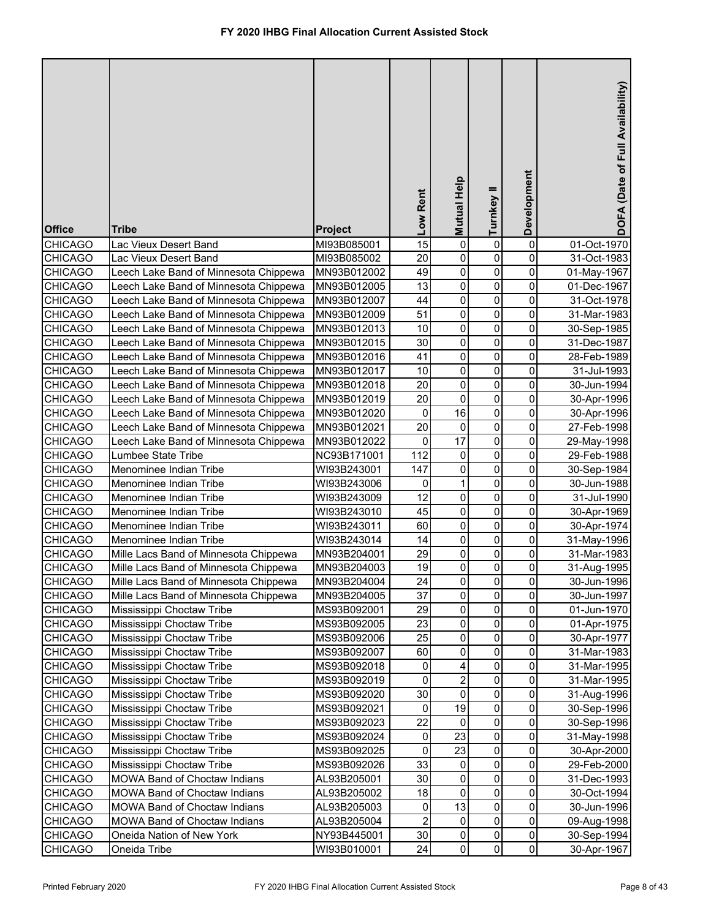# FY 2020 IHBG Final Allocation Current Assisted Stock

| Office | Tribe | Project | Low Rent | Mutual Help | Turnkey II | Development | DOFA (Date of Full Availability) |
|---|---|---|---|---|---|---|---|
| CHICAGO | Lac Vieux Desert Band | MI93B085001 | 15 | 0 | 0 | 0 | 01-Oct-1970 |
| CHICAGO | Lac Vieux Desert Band | MI93B085002 | 20 | 0 | 0 | 0 | 31-Oct-1983 |
| CHICAGO | Leech Lake Band of Minnesota Chippewa | MN93B012002 | 49 | 0 | 0 | 0 | 01-May-1967 |
| CHICAGO | Leech Lake Band of Minnesota Chippewa | MN93B012005 | 13 | 0 | 0 | 0 | 01-Dec-1967 |
| CHICAGO | Leech Lake Band of Minnesota Chippewa | MN93B012007 | 44 | 0 | 0 | 0 | 31-Oct-1978 |
| CHICAGO | Leech Lake Band of Minnesota Chippewa | MN93B012009 | 51 | 0 | 0 | 0 | 31-Mar-1983 |
| CHICAGO | Leech Lake Band of Minnesota Chippewa | MN93B012013 | 10 | 0 | 0 | 0 | 30-Sep-1985 |
| CHICAGO | Leech Lake Band of Minnesota Chippewa | MN93B012015 | 30 | 0 | 0 | 0 | 31-Dec-1987 |
| CHICAGO | Leech Lake Band of Minnesota Chippewa | MN93B012016 | 41 | 0 | 0 | 0 | 28-Feb-1989 |
| CHICAGO | Leech Lake Band of Minnesota Chippewa | MN93B012017 | 10 | 0 | 0 | 0 | 31-Jul-1993 |
| CHICAGO | Leech Lake Band of Minnesota Chippewa | MN93B012018 | 20 | 0 | 0 | 0 | 30-Jun-1994 |
| CHICAGO | Leech Lake Band of Minnesota Chippewa | MN93B012019 | 20 | 0 | 0 | 0 | 30-Apr-1996 |
| CHICAGO | Leech Lake Band of Minnesota Chippewa | MN93B012020 | 0 | 16 | 0 | 0 | 30-Apr-1996 |
| CHICAGO | Leech Lake Band of Minnesota Chippewa | MN93B012021 | 20 | 0 | 0 | 0 | 27-Feb-1998 |
| CHICAGO | Leech Lake Band of Minnesota Chippewa | MN93B012022 | 0 | 17 | 0 | 0 | 29-May-1998 |
| CHICAGO | Lumbee State Tribe | NC93B171001 | 112 | 0 | 0 | 0 | 29-Feb-1988 |
| CHICAGO | Menominee Indian Tribe | WI93B243001 | 147 | 0 | 0 | 0 | 30-Sep-1984 |
| CHICAGO | Menominee Indian Tribe | WI93B243006 | 0 | 1 | 0 | 0 | 30-Jun-1988 |
| CHICAGO | Menominee Indian Tribe | WI93B243009 | 12 | 0 | 0 | 0 | 31-Jul-1990 |
| CHICAGO | Menominee Indian Tribe | WI93B243010 | 45 | 0 | 0 | 0 | 30-Apr-1969 |
| CHICAGO | Menominee Indian Tribe | WI93B243011 | 60 | 0 | 0 | 0 | 30-Apr-1974 |
| CHICAGO | Menominee Indian Tribe | WI93B243014 | 14 | 0 | 0 | 0 | 31-May-1996 |
| CHICAGO | Mille Lacs Band of Minnesota Chippewa | MN93B204001 | 29 | 0 | 0 | 0 | 31-Mar-1983 |
| CHICAGO | Mille Lacs Band of Minnesota Chippewa | MN93B204003 | 19 | 0 | 0 | 0 | 31-Aug-1995 |
| CHICAGO | Mille Lacs Band of Minnesota Chippewa | MN93B204004 | 24 | 0 | 0 | 0 | 30-Jun-1996 |
| CHICAGO | Mille Lacs Band of Minnesota Chippewa | MN93B204005 | 37 | 0 | 0 | 0 | 30-Jun-1997 |
| CHICAGO | Mississippi Choctaw Tribe | MS93B092001 | 29 | 0 | 0 | 0 | 01-Jun-1970 |
| CHICAGO | Mississippi Choctaw Tribe | MS93B092005 | 23 | 0 | 0 | 0 | 01-Apr-1975 |
| CHICAGO | Mississippi Choctaw Tribe | MS93B092006 | 25 | 0 | 0 | 0 | 30-Apr-1977 |
| CHICAGO | Mississippi Choctaw Tribe | MS93B092007 | 60 | 0 | 0 | 0 | 31-Mar-1983 |
| CHICAGO | Mississippi Choctaw Tribe | MS93B092018 | 0 | 4 | 0 | 0 | 31-Mar-1995 |
| CHICAGO | Mississippi Choctaw Tribe | MS93B092019 | 0 | 2 | 0 | 0 | 31-Mar-1995 |
| CHICAGO | Mississippi Choctaw Tribe | MS93B092020 | 30 | 0 | 0 | 0 | 31-Aug-1996 |
| CHICAGO | Mississippi Choctaw Tribe | MS93B092021 | 0 | 19 | 0 | 0 | 30-Sep-1996 |
| CHICAGO | Mississippi Choctaw Tribe | MS93B092023 | 22 | 0 | 0 | 0 | 30-Sep-1996 |
| CHICAGO | Mississippi Choctaw Tribe | MS93B092024 | 0 | 23 | 0 | 0 | 31-May-1998 |
| CHICAGO | Mississippi Choctaw Tribe | MS93B092025 | 0 | 23 | 0 | 0 | 30-Apr-2000 |
| CHICAGO | Mississippi Choctaw Tribe | MS93B092026 | 33 | 0 | 0 | 0 | 29-Feb-2000 |
| CHICAGO | MOWA Band of Choctaw Indians | AL93B205001 | 30 | 0 | 0 | 0 | 31-Dec-1993 |
| CHICAGO | MOWA Band of Choctaw Indians | AL93B205002 | 18 | 0 | 0 | 0 | 30-Oct-1994 |
| CHICAGO | MOWA Band of Choctaw Indians | AL93B205003 | 0 | 13 | 0 | 0 | 30-Jun-1996 |
| CHICAGO | MOWA Band of Choctaw Indians | AL93B205004 | 2 | 0 | 0 | 0 | 09-Aug-1998 |
| CHICAGO | Oneida Nation of New York | NY93B445001 | 30 | 0 | 0 | 0 | 30-Sep-1994 |
| CHICAGO | Oneida Tribe | WI93B010001 | 24 | 0 | 0 | 0 | 30-Apr-1967 |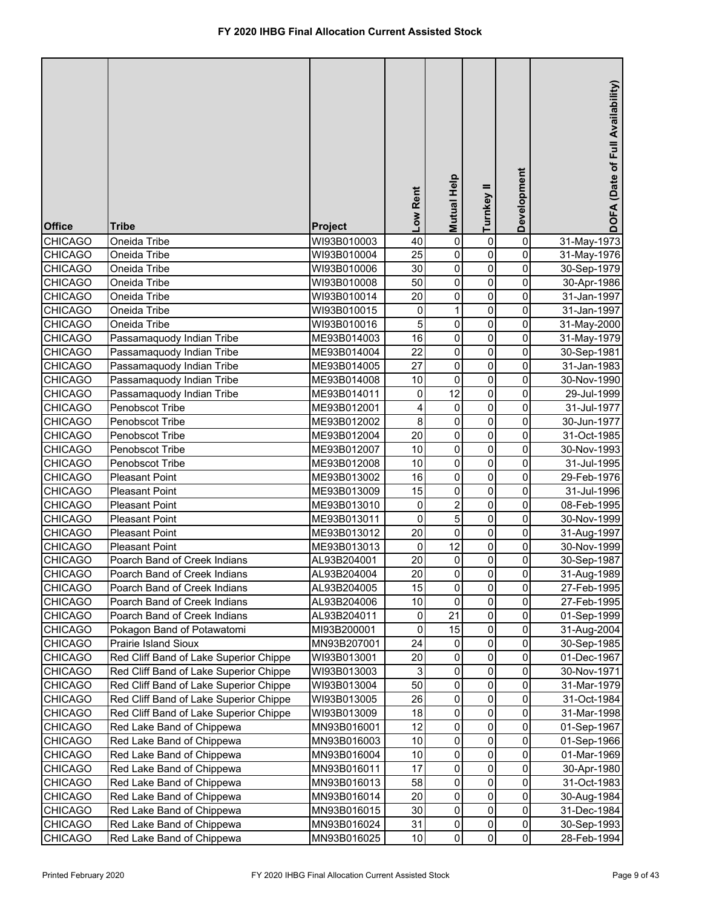# FY 2020 IHBG Final Allocation Current Assisted Stock

| Office | Tribe | Project | Low Rent | Mutual Help | Turnkey II | Development | DOFA (Date of Full Availability) |
|---|---|---|---|---|---|---|---|
| CHICAGO | Oneida Tribe | WI93B010003 | 40 | 0 | 0 | 0 | 31-May-1973 |
| CHICAGO | Oneida Tribe | WI93B010004 | 25 | 0 | 0 | 0 | 31-May-1976 |
| CHICAGO | Oneida Tribe | WI93B010006 | 30 | 0 | 0 | 0 | 30-Sep-1979 |
| CHICAGO | Oneida Tribe | WI93B010008 | 50 | 0 | 0 | 0 | 30-Apr-1986 |
| CHICAGO | Oneida Tribe | WI93B010014 | 20 | 0 | 0 | 0 | 31-Jan-1997 |
| CHICAGO | Oneida Tribe | WI93B010015 | 0 | 1 | 0 | 0 | 31-Jan-1997 |
| CHICAGO | Oneida Tribe | WI93B010016 | 5 | 0 | 0 | 0 | 31-May-2000 |
| CHICAGO | Passamaquody Indian Tribe | ME93B014003 | 16 | 0 | 0 | 0 | 31-May-1979 |
| CHICAGO | Passamaquody Indian Tribe | ME93B014004 | 22 | 0 | 0 | 0 | 30-Sep-1981 |
| CHICAGO | Passamaquody Indian Tribe | ME93B014005 | 27 | 0 | 0 | 0 | 31-Jan-1983 |
| CHICAGO | Passamaquody Indian Tribe | ME93B014008 | 10 | 0 | 0 | 0 | 30-Nov-1990 |
| CHICAGO | Passamaquody Indian Tribe | ME93B014011 | 0 | 12 | 0 | 0 | 29-Jul-1999 |
| CHICAGO | Penobscot Tribe | ME93B012001 | 4 | 0 | 0 | 0 | 31-Jul-1977 |
| CHICAGO | Penobscot Tribe | ME93B012002 | 8 | 0 | 0 | 0 | 30-Jun-1977 |
| CHICAGO | Penobscot Tribe | ME93B012004 | 20 | 0 | 0 | 0 | 31-Oct-1985 |
| CHICAGO | Penobscot Tribe | ME93B012007 | 10 | 0 | 0 | 0 | 30-Nov-1993 |
| CHICAGO | Penobscot Tribe | ME93B012008 | 10 | 0 | 0 | 0 | 31-Jul-1995 |
| CHICAGO | Pleasant Point | ME93B013002 | 16 | 0 | 0 | 0 | 29-Feb-1976 |
| CHICAGO | Pleasant Point | ME93B013009 | 15 | 0 | 0 | 0 | 31-Jul-1996 |
| CHICAGO | Pleasant Point | ME93B013010 | 0 | 2 | 0 | 0 | 08-Feb-1995 |
| CHICAGO | Pleasant Point | ME93B013011 | 0 | 5 | 0 | 0 | 30-Nov-1999 |
| CHICAGO | Pleasant Point | ME93B013012 | 20 | 0 | 0 | 0 | 31-Aug-1997 |
| CHICAGO | Pleasant Point | ME93B013013 | 0 | 12 | 0 | 0 | 30-Nov-1999 |
| CHICAGO | Poarch Band of Creek Indians | AL93B204001 | 20 | 0 | 0 | 0 | 30-Sep-1987 |
| CHICAGO | Poarch Band of Creek Indians | AL93B204004 | 20 | 0 | 0 | 0 | 31-Aug-1989 |
| CHICAGO | Poarch Band of Creek Indians | AL93B204005 | 15 | 0 | 0 | 0 | 27-Feb-1995 |
| CHICAGO | Poarch Band of Creek Indians | AL93B204006 | 10 | 0 | 0 | 0 | 27-Feb-1995 |
| CHICAGO | Poarch Band of Creek Indians | AL93B204011 | 0 | 21 | 0 | 0 | 01-Sep-1999 |
| CHICAGO | Pokagon Band of Potawatomi | MI93B200001 | 0 | 15 | 0 | 0 | 31-Aug-2004 |
| CHICAGO | Prairie Island Sioux | MN93B207001 | 24 | 0 | 0 | 0 | 30-Sep-1985 |
| CHICAGO | Red Cliff Band of Lake Superior Chippe | WI93B013001 | 20 | 0 | 0 | 0 | 01-Dec-1967 |
| CHICAGO | Red Cliff Band of Lake Superior Chippe | WI93B013003 | 3 | 0 | 0 | 0 | 30-Nov-1971 |
| CHICAGO | Red Cliff Band of Lake Superior Chippe | WI93B013004 | 50 | 0 | 0 | 0 | 31-Mar-1979 |
| CHICAGO | Red Cliff Band of Lake Superior Chippe | WI93B013005 | 26 | 0 | 0 | 0 | 31-Oct-1984 |
| CHICAGO | Red Cliff Band of Lake Superior Chippe | WI93B013009 | 18 | 0 | 0 | 0 | 31-Mar-1998 |
| CHICAGO | Red Lake Band of Chippewa | MN93B016001 | 12 | 0 | 0 | 0 | 01-Sep-1967 |
| CHICAGO | Red Lake Band of Chippewa | MN93B016003 | 10 | 0 | 0 | 0 | 01-Sep-1966 |
| CHICAGO | Red Lake Band of Chippewa | MN93B016004 | 10 | 0 | 0 | 0 | 01-Mar-1969 |
| CHICAGO | Red Lake Band of Chippewa | MN93B016011 | 17 | 0 | 0 | 0 | 30-Apr-1980 |
| CHICAGO | Red Lake Band of Chippewa | MN93B016013 | 58 | 0 | 0 | 0 | 31-Oct-1983 |
| CHICAGO | Red Lake Band of Chippewa | MN93B016014 | 20 | 0 | 0 | 0 | 30-Aug-1984 |
| CHICAGO | Red Lake Band of Chippewa | MN93B016015 | 30 | 0 | 0 | 0 | 31-Dec-1984 |
| CHICAGO | Red Lake Band of Chippewa | MN93B016024 | 31 | 0 | 0 | 0 | 30-Sep-1993 |
| CHICAGO | Red Lake Band of Chippewa | MN93B016025 | 10 | 0 | 0 | 0 | 28-Feb-1994 |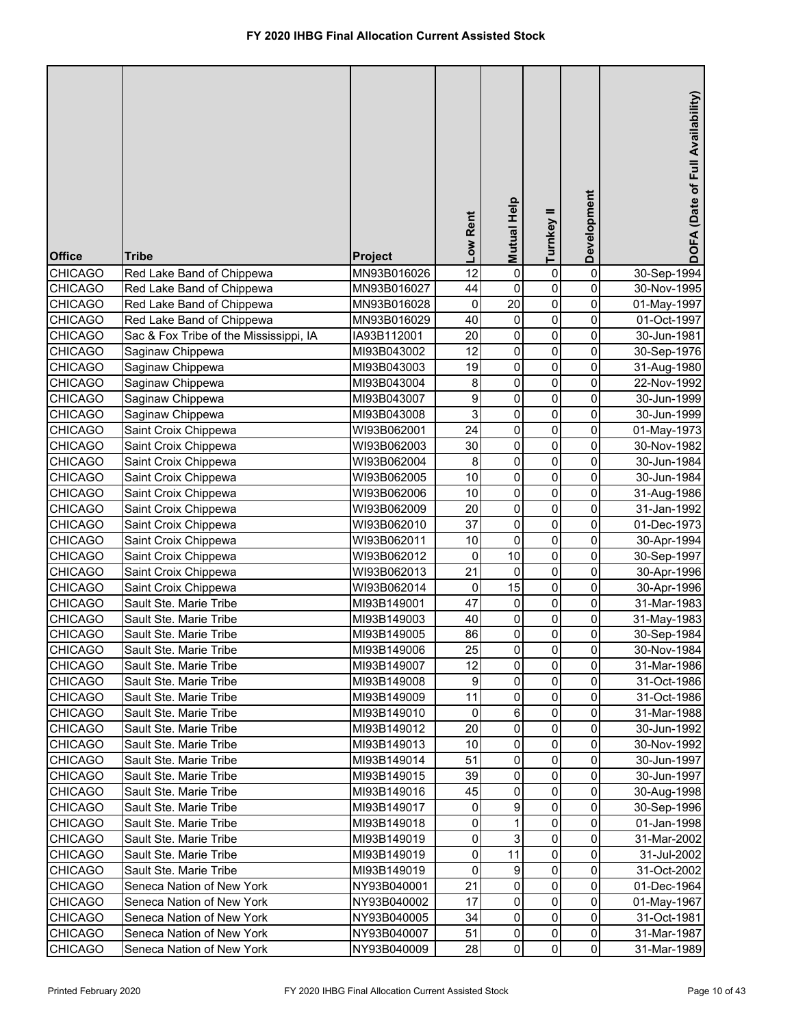# FY 2020 IHBG Final Allocation Current Assisted Stock

| Office | Tribe | Project | Low Rent | Mutual Help | Turnkey II | Development | DOFA (Date of Full Availability) |
|---|---|---|---|---|---|---|---|
| CHICAGO | Red Lake Band of Chippewa | MN93B016026 | 12 | 0 | 0 | 0 | 30-Sep-1994 |
| CHICAGO | Red Lake Band of Chippewa | MN93B016027 | 44 | 0 | 0 | 0 | 30-Nov-1995 |
| CHICAGO | Red Lake Band of Chippewa | MN93B016028 | 0 | 20 | 0 | 0 | 01-May-1997 |
| CHICAGO | Red Lake Band of Chippewa | MN93B016029 | 40 | 0 | 0 | 0 | 01-Oct-1997 |
| CHICAGO | Sac & Fox Tribe of the Mississippi, IA | IA93B112001 | 20 | 0 | 0 | 0 | 30-Jun-1981 |
| CHICAGO | Saginaw Chippewa | MI93B043002 | 12 | 0 | 0 | 0 | 30-Sep-1976 |
| CHICAGO | Saginaw Chippewa | MI93B043003 | 19 | 0 | 0 | 0 | 31-Aug-1980 |
| CHICAGO | Saginaw Chippewa | MI93B043004 | 8 | 0 | 0 | 0 | 22-Nov-1992 |
| CHICAGO | Saginaw Chippewa | MI93B043007 | 9 | 0 | 0 | 0 | 30-Jun-1999 |
| CHICAGO | Saginaw Chippewa | MI93B043008 | 3 | 0 | 0 | 0 | 30-Jun-1999 |
| CHICAGO | Saint Croix Chippewa | WI93B062001 | 24 | 0 | 0 | 0 | 01-May-1973 |
| CHICAGO | Saint Croix Chippewa | WI93B062003 | 30 | 0 | 0 | 0 | 30-Nov-1982 |
| CHICAGO | Saint Croix Chippewa | WI93B062004 | 8 | 0 | 0 | 0 | 30-Jun-1984 |
| CHICAGO | Saint Croix Chippewa | WI93B062005 | 10 | 0 | 0 | 0 | 30-Jun-1984 |
| CHICAGO | Saint Croix Chippewa | WI93B062006 | 10 | 0 | 0 | 0 | 31-Aug-1986 |
| CHICAGO | Saint Croix Chippewa | WI93B062009 | 20 | 0 | 0 | 0 | 31-Jan-1992 |
| CHICAGO | Saint Croix Chippewa | WI93B062010 | 37 | 0 | 0 | 0 | 01-Dec-1973 |
| CHICAGO | Saint Croix Chippewa | WI93B062011 | 10 | 0 | 0 | 0 | 30-Apr-1994 |
| CHICAGO | Saint Croix Chippewa | WI93B062012 | 0 | 10 | 0 | 0 | 30-Sep-1997 |
| CHICAGO | Saint Croix Chippewa | WI93B062013 | 21 | 0 | 0 | 0 | 30-Apr-1996 |
| CHICAGO | Saint Croix Chippewa | WI93B062014 | 0 | 15 | 0 | 0 | 30-Apr-1996 |
| CHICAGO | Sault Ste. Marie Tribe | MI93B149001 | 47 | 0 | 0 | 0 | 31-Mar-1983 |
| CHICAGO | Sault Ste. Marie Tribe | MI93B149003 | 40 | 0 | 0 | 0 | 31-May-1983 |
| CHICAGO | Sault Ste. Marie Tribe | MI93B149005 | 86 | 0 | 0 | 0 | 30-Sep-1984 |
| CHICAGO | Sault Ste. Marie Tribe | MI93B149006 | 25 | 0 | 0 | 0 | 30-Nov-1984 |
| CHICAGO | Sault Ste. Marie Tribe | MI93B149007 | 12 | 0 | 0 | 0 | 31-Mar-1986 |
| CHICAGO | Sault Ste. Marie Tribe | MI93B149008 | 9 | 0 | 0 | 0 | 31-Oct-1986 |
| CHICAGO | Sault Ste. Marie Tribe | MI93B149009 | 11 | 0 | 0 | 0 | 31-Oct-1986 |
| CHICAGO | Sault Ste. Marie Tribe | MI93B149010 | 0 | 6 | 0 | 0 | 31-Mar-1988 |
| CHICAGO | Sault Ste. Marie Tribe | MI93B149012 | 20 | 0 | 0 | 0 | 30-Jun-1992 |
| CHICAGO | Sault Ste. Marie Tribe | MI93B149013 | 10 | 0 | 0 | 0 | 30-Nov-1992 |
| CHICAGO | Sault Ste. Marie Tribe | MI93B149014 | 51 | 0 | 0 | 0 | 30-Jun-1997 |
| CHICAGO | Sault Ste. Marie Tribe | MI93B149015 | 39 | 0 | 0 | 0 | 30-Jun-1997 |
| CHICAGO | Sault Ste. Marie Tribe | MI93B149016 | 45 | 0 | 0 | 0 | 30-Aug-1998 |
| CHICAGO | Sault Ste. Marie Tribe | MI93B149017 | 0 | 9 | 0 | 0 | 30-Sep-1996 |
| CHICAGO | Sault Ste. Marie Tribe | MI93B149018 | 0 | 1 | 0 | 0 | 01-Jan-1998 |
| CHICAGO | Sault Ste. Marie Tribe | MI93B149019 | 0 | 3 | 0 | 0 | 31-Mar-2002 |
| CHICAGO | Sault Ste. Marie Tribe | MI93B149019 | 0 | 11 | 0 | 0 | 31-Jul-2002 |
| CHICAGO | Sault Ste. Marie Tribe | MI93B149019 | 0 | 9 | 0 | 0 | 31-Oct-2002 |
| CHICAGO | Seneca Nation of New York | NY93B040001 | 21 | 0 | 0 | 0 | 01-Dec-1964 |
| CHICAGO | Seneca Nation of New York | NY93B040002 | 17 | 0 | 0 | 0 | 01-May-1967 |
| CHICAGO | Seneca Nation of New York | NY93B040005 | 34 | 0 | 0 | 0 | 31-Oct-1981 |
| CHICAGO | Seneca Nation of New York | NY93B040007 | 51 | 0 | 0 | 0 | 31-Mar-1987 |
| CHICAGO | Seneca Nation of New York | NY93B040009 | 28 | 0 | 0 | 0 | 31-Mar-1989 |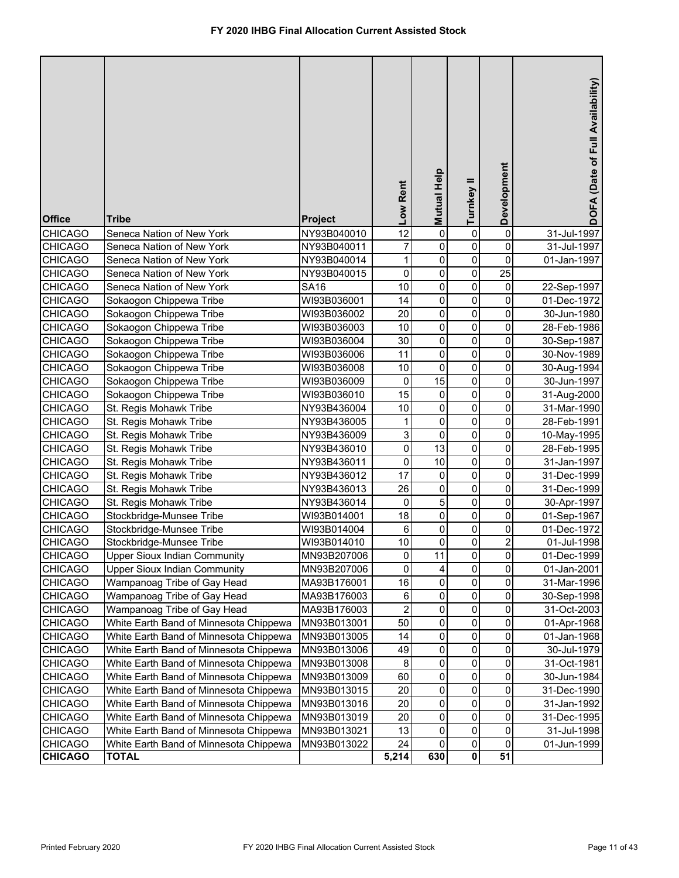# FY 2020 IHBG Final Allocation Current Assisted Stock

| Office | Tribe | Project | Low Rent | Mutual Help | Turnkey II | Development | DOFA (Date of Full Availability) |
|---|---|---|---|---|---|---|---|
| CHICAGO | Seneca Nation of New York | NY93B040010 | 12 | 0 | 0 | 0 | 31-Jul-1997 |
| CHICAGO | Seneca Nation of New York | NY93B040011 | 7 | 0 | 0 | 0 | 31-Jul-1997 |
| CHICAGO | Seneca Nation of New York | NY93B040014 | 1 | 0 | 0 | 0 | 01-Jan-1997 |
| CHICAGO | Seneca Nation of New York | NY93B040015 | 0 | 0 | 0 | 25 | |
| CHICAGO | Seneca Nation of New York | SA16 | 10 | 0 | 0 | 0 | 22-Sep-1997 |
| CHICAGO | Sokaogon Chippewa Tribe | WI93B036001 | 14 | 0 | 0 | 0 | 01-Dec-1972 |
| CHICAGO | Sokaogon Chippewa Tribe | WI93B036002 | 20 | 0 | 0 | 0 | 30-Jun-1980 |
| CHICAGO | Sokaogon Chippewa Tribe | WI93B036003 | 10 | 0 | 0 | 0 | 28-Feb-1986 |
| CHICAGO | Sokaogon Chippewa Tribe | WI93B036004 | 30 | 0 | 0 | 0 | 30-Sep-1987 |
| CHICAGO | Sokaogon Chippewa Tribe | WI93B036006 | 11 | 0 | 0 | 0 | 30-Nov-1989 |
| CHICAGO | Sokaogon Chippewa Tribe | WI93B036008 | 10 | 0 | 0 | 0 | 30-Aug-1994 |
| CHICAGO | Sokaogon Chippewa Tribe | WI93B036009 | 0 | 15 | 0 | 0 | 30-Jun-1997 |
| CHICAGO | Sokaogon Chippewa Tribe | WI93B036010 | 15 | 0 | 0 | 0 | 31-Aug-2000 |
| CHICAGO | St. Regis Mohawk Tribe | NY93B436004 | 10 | 0 | 0 | 0 | 31-Mar-1990 |
| CHICAGO | St. Regis Mohawk Tribe | NY93B436005 | 1 | 0 | 0 | 0 | 28-Feb-1991 |
| CHICAGO | St. Regis Mohawk Tribe | NY93B436009 | 3 | 0 | 0 | 0 | 10-May-1995 |
| CHICAGO | St. Regis Mohawk Tribe | NY93B436010 | 0 | 13 | 0 | 0 | 28-Feb-1995 |
| CHICAGO | St. Regis Mohawk Tribe | NY93B436011 | 0 | 10 | 0 | 0 | 31-Jan-1997 |
| CHICAGO | St. Regis Mohawk Tribe | NY93B436012 | 17 | 0 | 0 | 0 | 31-Dec-1999 |
| CHICAGO | St. Regis Mohawk Tribe | NY93B436013 | 26 | 0 | 0 | 0 | 31-Dec-1999 |
| CHICAGO | St. Regis Mohawk Tribe | NY93B436014 | 0 | 5 | 0 | 0 | 30-Apr-1997 |
| CHICAGO | Stockbridge-Munsee Tribe | WI93B014001 | 18 | 0 | 0 | 0 | 01-Sep-1967 |
| CHICAGO | Stockbridge-Munsee Tribe | WI93B014004 | 6 | 0 | 0 | 0 | 01-Dec-1972 |
| CHICAGO | Stockbridge-Munsee Tribe | WI93B014010 | 10 | 0 | 0 | 2 | 01-Jul-1998 |
| CHICAGO | Upper Sioux Indian Community | MN93B207006 | 0 | 11 | 0 | 0 | 01-Dec-1999 |
| CHICAGO | Upper Sioux Indian Community | MN93B207006 | 0 | 4 | 0 | 0 | 01-Jan-2001 |
| CHICAGO | Wampanoag Tribe of Gay Head | MA93B176001 | 16 | 0 | 0 | 0 | 31-Mar-1996 |
| CHICAGO | Wampanoag Tribe of Gay Head | MA93B176003 | 6 | 0 | 0 | 0 | 30-Sep-1998 |
| CHICAGO | Wampanoag Tribe of Gay Head | MA93B176003 | 2 | 0 | 0 | 0 | 31-Oct-2003 |
| CHICAGO | White Earth Band of Minnesota Chippewa | MN93B013001 | 50 | 0 | 0 | 0 | 01-Apr-1968 |
| CHICAGO | White Earth Band of Minnesota Chippewa | MN93B013005 | 14 | 0 | 0 | 0 | 01-Jan-1968 |
| CHICAGO | White Earth Band of Minnesota Chippewa | MN93B013006 | 49 | 0 | 0 | 0 | 30-Jul-1979 |
| CHICAGO | White Earth Band of Minnesota Chippewa | MN93B013008 | 8 | 0 | 0 | 0 | 31-Oct-1981 |
| CHICAGO | White Earth Band of Minnesota Chippewa | MN93B013009 | 60 | 0 | 0 | 0 | 30-Jun-1984 |
| CHICAGO | White Earth Band of Minnesota Chippewa | MN93B013015 | 20 | 0 | 0 | 0 | 31-Dec-1990 |
| CHICAGO | White Earth Band of Minnesota Chippewa | MN93B013016 | 20 | 0 | 0 | 0 | 31-Jan-1992 |
| CHICAGO | White Earth Band of Minnesota Chippewa | MN93B013019 | 20 | 0 | 0 | 0 | 31-Dec-1995 |
| CHICAGO | White Earth Band of Minnesota Chippewa | MN93B013021 | 13 | 0 | 0 | 0 | 31-Jul-1998 |
| CHICAGO | White Earth Band of Minnesota Chippewa | MN93B013022 | 24 | 0 | 0 | 0 | 01-Jun-1999 |
| **CHICAGO** | **TOTAL** | | **5,214** | **630** | **0** | **51** | |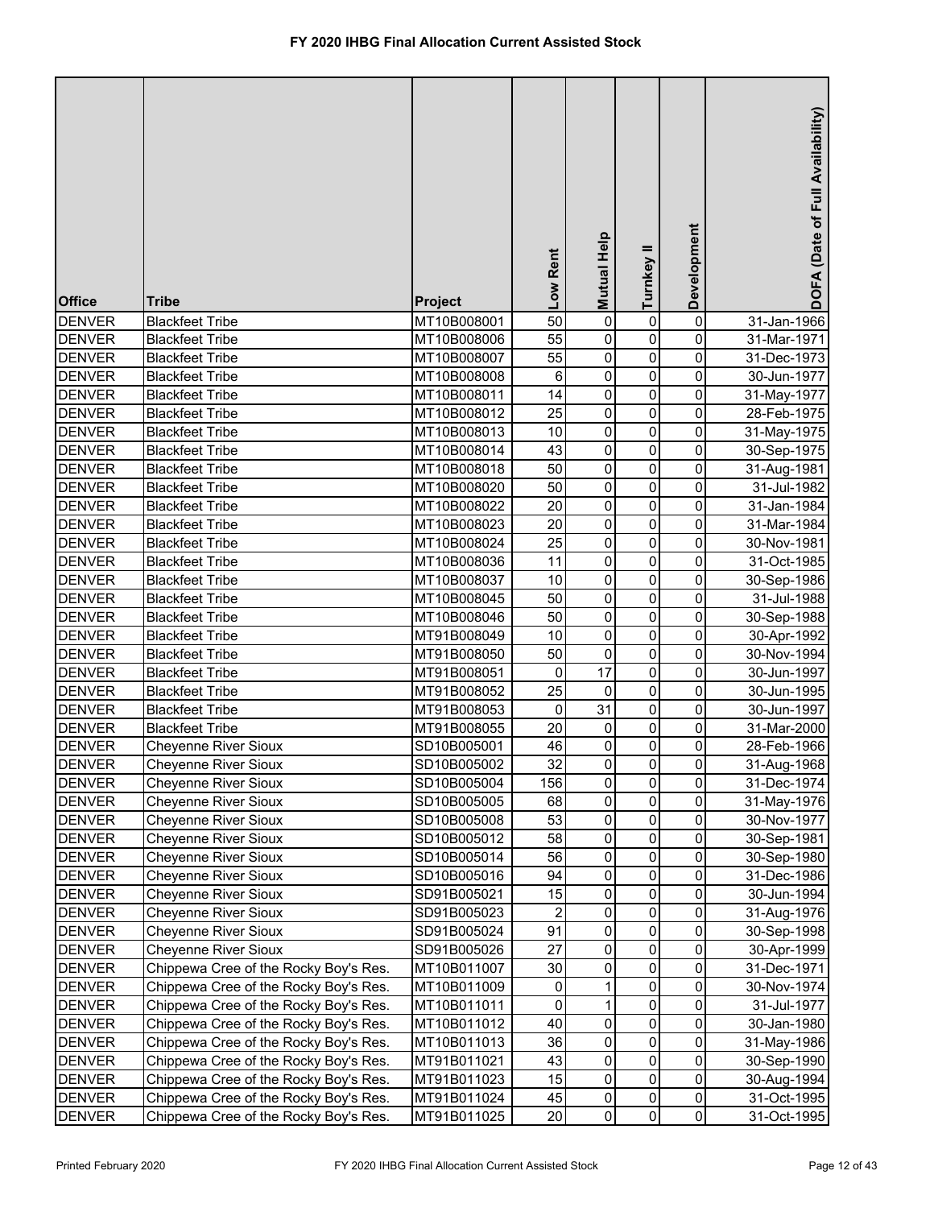# FY 2020 IHBG Final Allocation Current Assisted Stock

| Office | Tribe | Project | Low Rent | Mutual Help | Turnkey II | Development | DOFA (Date of Full Availability) |
|---|---|---|---|---|---|---|---|
| DENVER | Blackfeet Tribe | MT10B008001 | 50 | 0 | 0 | 0 | 31-Jan-1966 |
| DENVER | Blackfeet Tribe | MT10B008006 | 55 | 0 | 0 | 0 | 31-Mar-1971 |
| DENVER | Blackfeet Tribe | MT10B008007 | 55 | 0 | 0 | 0 | 31-Dec-1973 |
| DENVER | Blackfeet Tribe | MT10B008008 | 6 | 0 | 0 | 0 | 30-Jun-1977 |
| DENVER | Blackfeet Tribe | MT10B008011 | 14 | 0 | 0 | 0 | 31-May-1977 |
| DENVER | Blackfeet Tribe | MT10B008012 | 25 | 0 | 0 | 0 | 28-Feb-1975 |
| DENVER | Blackfeet Tribe | MT10B008013 | 10 | 0 | 0 | 0 | 31-May-1975 |
| DENVER | Blackfeet Tribe | MT10B008014 | 43 | 0 | 0 | 0 | 30-Sep-1975 |
| DENVER | Blackfeet Tribe | MT10B008018 | 50 | 0 | 0 | 0 | 31-Aug-1981 |
| DENVER | Blackfeet Tribe | MT10B008020 | 50 | 0 | 0 | 0 | 31-Jul-1982 |
| DENVER | Blackfeet Tribe | MT10B008022 | 20 | 0 | 0 | 0 | 31-Jan-1984 |
| DENVER | Blackfeet Tribe | MT10B008023 | 20 | 0 | 0 | 0 | 31-Mar-1984 |
| DENVER | Blackfeet Tribe | MT10B008024 | 25 | 0 | 0 | 0 | 30-Nov-1981 |
| DENVER | Blackfeet Tribe | MT10B008036 | 11 | 0 | 0 | 0 | 31-Oct-1985 |
| DENVER | Blackfeet Tribe | MT10B008037 | 10 | 0 | 0 | 0 | 30-Sep-1986 |
| DENVER | Blackfeet Tribe | MT10B008045 | 50 | 0 | 0 | 0 | 31-Jul-1988 |
| DENVER | Blackfeet Tribe | MT10B008046 | 50 | 0 | 0 | 0 | 30-Sep-1988 |
| DENVER | Blackfeet Tribe | MT91B008049 | 10 | 0 | 0 | 0 | 30-Apr-1992 |
| DENVER | Blackfeet Tribe | MT91B008050 | 50 | 0 | 0 | 0 | 30-Nov-1994 |
| DENVER | Blackfeet Tribe | MT91B008051 | 0 | 17 | 0 | 0 | 30-Jun-1997 |
| DENVER | Blackfeet Tribe | MT91B008052 | 25 | 0 | 0 | 0 | 30-Jun-1995 |
| DENVER | Blackfeet Tribe | MT91B008053 | 0 | 31 | 0 | 0 | 30-Jun-1997 |
| DENVER | Blackfeet Tribe | MT91B008055 | 20 | 0 | 0 | 0 | 31-Mar-2000 |
| DENVER | Cheyenne River Sioux | SD10B005001 | 46 | 0 | 0 | 0 | 28-Feb-1966 |
| DENVER | Cheyenne River Sioux | SD10B005002 | 32 | 0 | 0 | 0 | 31-Aug-1968 |
| DENVER | Cheyenne River Sioux | SD10B005004 | 156 | 0 | 0 | 0 | 31-Dec-1974 |
| DENVER | Cheyenne River Sioux | SD10B005005 | 68 | 0 | 0 | 0 | 31-May-1976 |
| DENVER | Cheyenne River Sioux | SD10B005008 | 53 | 0 | 0 | 0 | 30-Nov-1977 |
| DENVER | Cheyenne River Sioux | SD10B005012 | 58 | 0 | 0 | 0 | 30-Sep-1981 |
| DENVER | Cheyenne River Sioux | SD10B005014 | 56 | 0 | 0 | 0 | 30-Sep-1980 |
| DENVER | Cheyenne River Sioux | SD10B005016 | 94 | 0 | 0 | 0 | 31-Dec-1986 |
| DENVER | Cheyenne River Sioux | SD91B005021 | 15 | 0 | 0 | 0 | 30-Jun-1994 |
| DENVER | Cheyenne River Sioux | SD91B005023 | 2 | 0 | 0 | 0 | 31-Aug-1976 |
| DENVER | Cheyenne River Sioux | SD91B005024 | 91 | 0 | 0 | 0 | 30-Sep-1998 |
| DENVER | Cheyenne River Sioux | SD91B005026 | 27 | 0 | 0 | 0 | 30-Apr-1999 |
| DENVER | Chippewa Cree of the Rocky Boy's Res. | MT10B011007 | 30 | 0 | 0 | 0 | 31-Dec-1971 |
| DENVER | Chippewa Cree of the Rocky Boy's Res. | MT10B011009 | 0 | 1 | 0 | 0 | 30-Nov-1974 |
| DENVER | Chippewa Cree of the Rocky Boy's Res. | MT10B011011 | 0 | 1 | 0 | 0 | 31-Jul-1977 |
| DENVER | Chippewa Cree of the Rocky Boy's Res. | MT10B011012 | 40 | 0 | 0 | 0 | 30-Jan-1980 |
| DENVER | Chippewa Cree of the Rocky Boy's Res. | MT10B011013 | 36 | 0 | 0 | 0 | 31-May-1986 |
| DENVER | Chippewa Cree of the Rocky Boy's Res. | MT91B011021 | 43 | 0 | 0 | 0 | 30-Sep-1990 |
| DENVER | Chippewa Cree of the Rocky Boy's Res. | MT91B011023 | 15 | 0 | 0 | 0 | 30-Aug-1994 |
| DENVER | Chippewa Cree of the Rocky Boy's Res. | MT91B011024 | 45 | 0 | 0 | 0 | 31-Oct-1995 |
| DENVER | Chippewa Cree of the Rocky Boy's Res. | MT91B011025 | 20 | 0 | 0 | 0 | 31-Oct-1995 |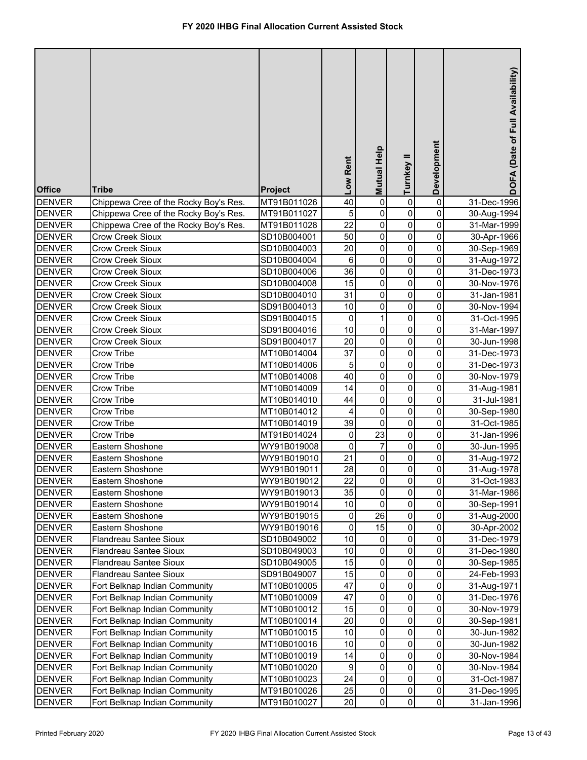# FY 2020 IHBG Final Allocation Current Assisted Stock

| Office | Tribe | Project | Low Rent | Mutual Help | Turnkey II | Development | DOFA (Date of Full Availability) |
|---|---|---|---|---|---|---|---|
| DENVER | Chippewa Cree of the Rocky Boy's Res. | MT91B011026 | 40 | 0 | 0 | 0 | 31-Dec-1996 |
| DENVER | Chippewa Cree of the Rocky Boy's Res. | MT91B011027 | 5 | 0 | 0 | 0 | 30-Aug-1994 |
| DENVER | Chippewa Cree of the Rocky Boy's Res. | MT91B011028 | 22 | 0 | 0 | 0 | 31-Mar-1999 |
| DENVER | Crow Creek Sioux | SD10B004001 | 50 | 0 | 0 | 0 | 30-Apr-1966 |
| DENVER | Crow Creek Sioux | SD10B004003 | 20 | 0 | 0 | 0 | 30-Sep-1969 |
| DENVER | Crow Creek Sioux | SD10B004004 | 6 | 0 | 0 | 0 | 31-Aug-1972 |
| DENVER | Crow Creek Sioux | SD10B004006 | 36 | 0 | 0 | 0 | 31-Dec-1973 |
| DENVER | Crow Creek Sioux | SD10B004008 | 15 | 0 | 0 | 0 | 30-Nov-1976 |
| DENVER | Crow Creek Sioux | SD10B004010 | 31 | 0 | 0 | 0 | 31-Jan-1981 |
| DENVER | Crow Creek Sioux | SD91B004013 | 10 | 0 | 0 | 0 | 30-Nov-1994 |
| DENVER | Crow Creek Sioux | SD91B004015 | 0 | 1 | 0 | 0 | 31-Oct-1995 |
| DENVER | Crow Creek Sioux | SD91B004016 | 10 | 0 | 0 | 0 | 31-Mar-1997 |
| DENVER | Crow Creek Sioux | SD91B004017 | 20 | 0 | 0 | 0 | 30-Jun-1998 |
| DENVER | Crow Tribe | MT10B014004 | 37 | 0 | 0 | 0 | 31-Dec-1973 |
| DENVER | Crow Tribe | MT10B014006 | 5 | 0 | 0 | 0 | 31-Dec-1973 |
| DENVER | Crow Tribe | MT10B014008 | 40 | 0 | 0 | 0 | 30-Nov-1979 |
| DENVER | Crow Tribe | MT10B014009 | 14 | 0 | 0 | 0 | 31-Aug-1981 |
| DENVER | Crow Tribe | MT10B014010 | 44 | 0 | 0 | 0 | 31-Jul-1981 |
| DENVER | Crow Tribe | MT10B014012 | 4 | 0 | 0 | 0 | 30-Sep-1980 |
| DENVER | Crow Tribe | MT10B014019 | 39 | 0 | 0 | 0 | 31-Oct-1985 |
| DENVER | Crow Tribe | MT91B014024 | 0 | 23 | 0 | 0 | 31-Jan-1996 |
| DENVER | Eastern Shoshone | WY91B019008 | 0 | 7 | 0 | 0 | 30-Jun-1995 |
| DENVER | Eastern Shoshone | WY91B019010 | 21 | 0 | 0 | 0 | 31-Aug-1972 |
| DENVER | Eastern Shoshone | WY91B019011 | 28 | 0 | 0 | 0 | 31-Aug-1978 |
| DENVER | Eastern Shoshone | WY91B019012 | 22 | 0 | 0 | 0 | 31-Oct-1983 |
| DENVER | Eastern Shoshone | WY91B019013 | 35 | 0 | 0 | 0 | 31-Mar-1986 |
| DENVER | Eastern Shoshone | WY91B019014 | 10 | 0 | 0 | 0 | 30-Sep-1991 |
| DENVER | Eastern Shoshone | WY91B019015 | 0 | 26 | 0 | 0 | 31-Aug-2000 |
| DENVER | Eastern Shoshone | WY91B019016 | 0 | 15 | 0 | 0 | 30-Apr-2002 |
| DENVER | Flandreau Santee Sioux | SD10B049002 | 10 | 0 | 0 | 0 | 31-Dec-1979 |
| DENVER | Flandreau Santee Sioux | SD10B049003 | 10 | 0 | 0 | 0 | 31-Dec-1980 |
| DENVER | Flandreau Santee Sioux | SD10B049005 | 15 | 0 | 0 | 0 | 30-Sep-1985 |
| DENVER | Flandreau Santee Sioux | SD91B049007 | 15 | 0 | 0 | 0 | 24-Feb-1993 |
| DENVER | Fort Belknap Indian Community | MT10B010005 | 47 | 0 | 0 | 0 | 31-Aug-1971 |
| DENVER | Fort Belknap Indian Community | MT10B010009 | 47 | 0 | 0 | 0 | 31-Dec-1976 |
| DENVER | Fort Belknap Indian Community | MT10B010012 | 15 | 0 | 0 | 0 | 30-Nov-1979 |
| DENVER | Fort Belknap Indian Community | MT10B010014 | 20 | 0 | 0 | 0 | 30-Sep-1981 |
| DENVER | Fort Belknap Indian Community | MT10B010015 | 10 | 0 | 0 | 0 | 30-Jun-1982 |
| DENVER | Fort Belknap Indian Community | MT10B010016 | 10 | 0 | 0 | 0 | 30-Jun-1982 |
| DENVER | Fort Belknap Indian Community | MT10B010019 | 14 | 0 | 0 | 0 | 30-Nov-1984 |
| DENVER | Fort Belknap Indian Community | MT10B010020 | 9 | 0 | 0 | 0 | 30-Nov-1984 |
| DENVER | Fort Belknap Indian Community | MT10B010023 | 24 | 0 | 0 | 0 | 31-Oct-1987 |
| DENVER | Fort Belknap Indian Community | MT91B010026 | 25 | 0 | 0 | 0 | 31-Dec-1995 |
| DENVER | Fort Belknap Indian Community | MT91B010027 | 20 | 0 | 0 | 0 | 31-Jan-1996 |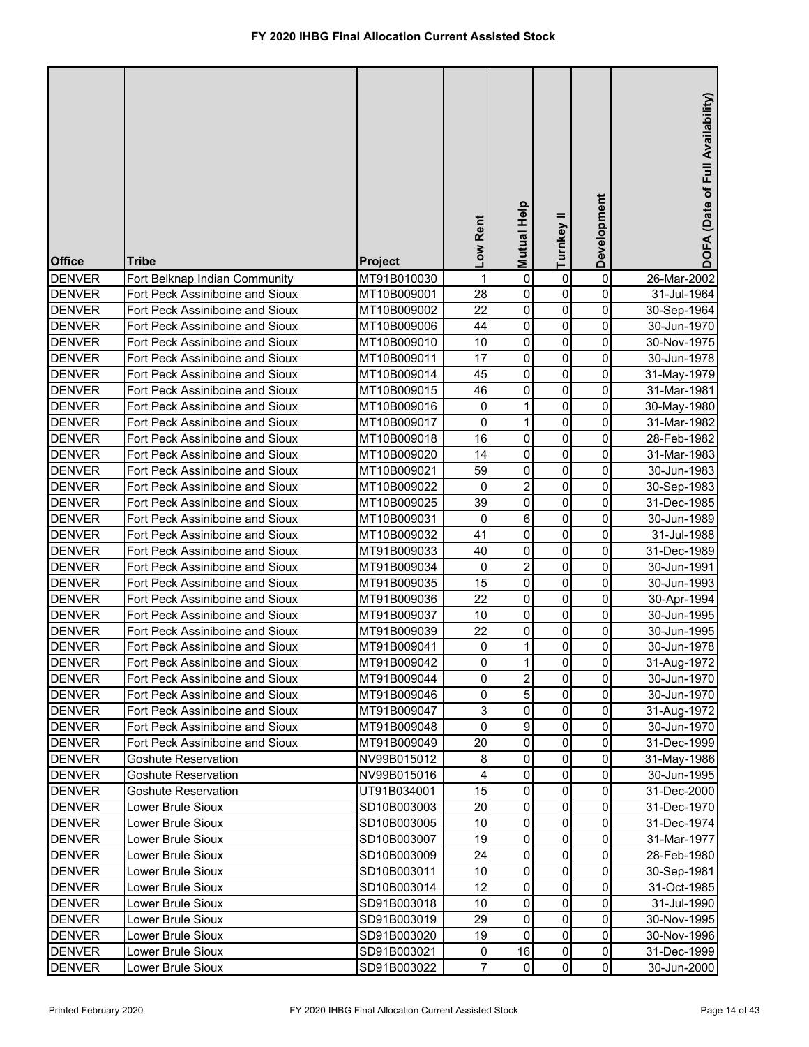# FY 2020 IHBG Final Allocation Current Assisted Stock

| Office | Tribe | Project | Low Rent | Mutual Help | Turnkey II | Development | DOFA (Date of Full Availability) |
|---|---|---|---|---|---|---|---|
| DENVER | Fort Belknap Indian Community | MT91B010030 | 1 | 0 | 0 | 0 | 26-Mar-2002 |
| DENVER | Fort Peck Assiniboine and Sioux | MT10B009001 | 28 | 0 | 0 | 0 | 31-Jul-1964 |
| DENVER | Fort Peck Assiniboine and Sioux | MT10B009002 | 22 | 0 | 0 | 0 | 30-Sep-1964 |
| DENVER | Fort Peck Assiniboine and Sioux | MT10B009006 | 44 | 0 | 0 | 0 | 30-Jun-1970 |
| DENVER | Fort Peck Assiniboine and Sioux | MT10B009010 | 10 | 0 | 0 | 0 | 30-Nov-1975 |
| DENVER | Fort Peck Assiniboine and Sioux | MT10B009011 | 17 | 0 | 0 | 0 | 30-Jun-1978 |
| DENVER | Fort Peck Assiniboine and Sioux | MT10B009014 | 45 | 0 | 0 | 0 | 31-May-1979 |
| DENVER | Fort Peck Assiniboine and Sioux | MT10B009015 | 46 | 0 | 0 | 0 | 31-Mar-1981 |
| DENVER | Fort Peck Assiniboine and Sioux | MT10B009016 | 0 | 1 | 0 | 0 | 30-May-1980 |
| DENVER | Fort Peck Assiniboine and Sioux | MT10B009017 | 0 | 1 | 0 | 0 | 31-Mar-1982 |
| DENVER | Fort Peck Assiniboine and Sioux | MT10B009018 | 16 | 0 | 0 | 0 | 28-Feb-1982 |
| DENVER | Fort Peck Assiniboine and Sioux | MT10B009020 | 14 | 0 | 0 | 0 | 31-Mar-1983 |
| DENVER | Fort Peck Assiniboine and Sioux | MT10B009021 | 59 | 0 | 0 | 0 | 30-Jun-1983 |
| DENVER | Fort Peck Assiniboine and Sioux | MT10B009022 | 0 | 2 | 0 | 0 | 30-Sep-1983 |
| DENVER | Fort Peck Assiniboine and Sioux | MT10B009025 | 39 | 0 | 0 | 0 | 31-Dec-1985 |
| DENVER | Fort Peck Assiniboine and Sioux | MT10B009031 | 0 | 6 | 0 | 0 | 30-Jun-1989 |
| DENVER | Fort Peck Assiniboine and Sioux | MT10B009032 | 41 | 0 | 0 | 0 | 31-Jul-1988 |
| DENVER | Fort Peck Assiniboine and Sioux | MT91B009033 | 40 | 0 | 0 | 0 | 31-Dec-1989 |
| DENVER | Fort Peck Assiniboine and Sioux | MT91B009034 | 0 | 2 | 0 | 0 | 30-Jun-1991 |
| DENVER | Fort Peck Assiniboine and Sioux | MT91B009035 | 15 | 0 | 0 | 0 | 30-Jun-1993 |
| DENVER | Fort Peck Assiniboine and Sioux | MT91B009036 | 22 | 0 | 0 | 0 | 30-Apr-1994 |
| DENVER | Fort Peck Assiniboine and Sioux | MT91B009037 | 10 | 0 | 0 | 0 | 30-Jun-1995 |
| DENVER | Fort Peck Assiniboine and Sioux | MT91B009039 | 22 | 0 | 0 | 0 | 30-Jun-1995 |
| DENVER | Fort Peck Assiniboine and Sioux | MT91B009041 | 0 | 1 | 0 | 0 | 30-Jun-1978 |
| DENVER | Fort Peck Assiniboine and Sioux | MT91B009042 | 0 | 1 | 0 | 0 | 31-Aug-1972 |
| DENVER | Fort Peck Assiniboine and Sioux | MT91B009044 | 0 | 2 | 0 | 0 | 30-Jun-1970 |
| DENVER | Fort Peck Assiniboine and Sioux | MT91B009046 | 0 | 5 | 0 | 0 | 30-Jun-1970 |
| DENVER | Fort Peck Assiniboine and Sioux | MT91B009047 | 3 | 0 | 0 | 0 | 31-Aug-1972 |
| DENVER | Fort Peck Assiniboine and Sioux | MT91B009048 | 0 | 9 | 0 | 0 | 30-Jun-1970 |
| DENVER | Fort Peck Assiniboine and Sioux | MT91B009049 | 20 | 0 | 0 | 0 | 31-Dec-1999 |
| DENVER | Goshute Reservation | NV99B015012 | 8 | 0 | 0 | 0 | 31-May-1986 |
| DENVER | Goshute Reservation | NV99B015016 | 4 | 0 | 0 | 0 | 30-Jun-1995 |
| DENVER | Goshute Reservation | UT91B034001 | 15 | 0 | 0 | 0 | 31-Dec-2000 |
| DENVER | Lower Brule Sioux | SD10B003003 | 20 | 0 | 0 | 0 | 31-Dec-1970 |
| DENVER | Lower Brule Sioux | SD10B003005 | 10 | 0 | 0 | 0 | 31-Dec-1974 |
| DENVER | Lower Brule Sioux | SD10B003007 | 19 | 0 | 0 | 0 | 31-Mar-1977 |
| DENVER | Lower Brule Sioux | SD10B003009 | 24 | 0 | 0 | 0 | 28-Feb-1980 |
| DENVER | Lower Brule Sioux | SD10B003011 | 10 | 0 | 0 | 0 | 30-Sep-1981 |
| DENVER | Lower Brule Sioux | SD10B003014 | 12 | 0 | 0 | 0 | 31-Oct-1985 |
| DENVER | Lower Brule Sioux | SD91B003018 | 10 | 0 | 0 | 0 | 31-Jul-1990 |
| DENVER | Lower Brule Sioux | SD91B003019 | 29 | 0 | 0 | 0 | 30-Nov-1995 |
| DENVER | Lower Brule Sioux | SD91B003020 | 19 | 0 | 0 | 0 | 30-Nov-1996 |
| DENVER | Lower Brule Sioux | SD91B003021 | 0 | 16 | 0 | 0 | 31-Dec-1999 |
| DENVER | Lower Brule Sioux | SD91B003022 | 7 | 0 | 0 | 0 | 30-Jun-2000 |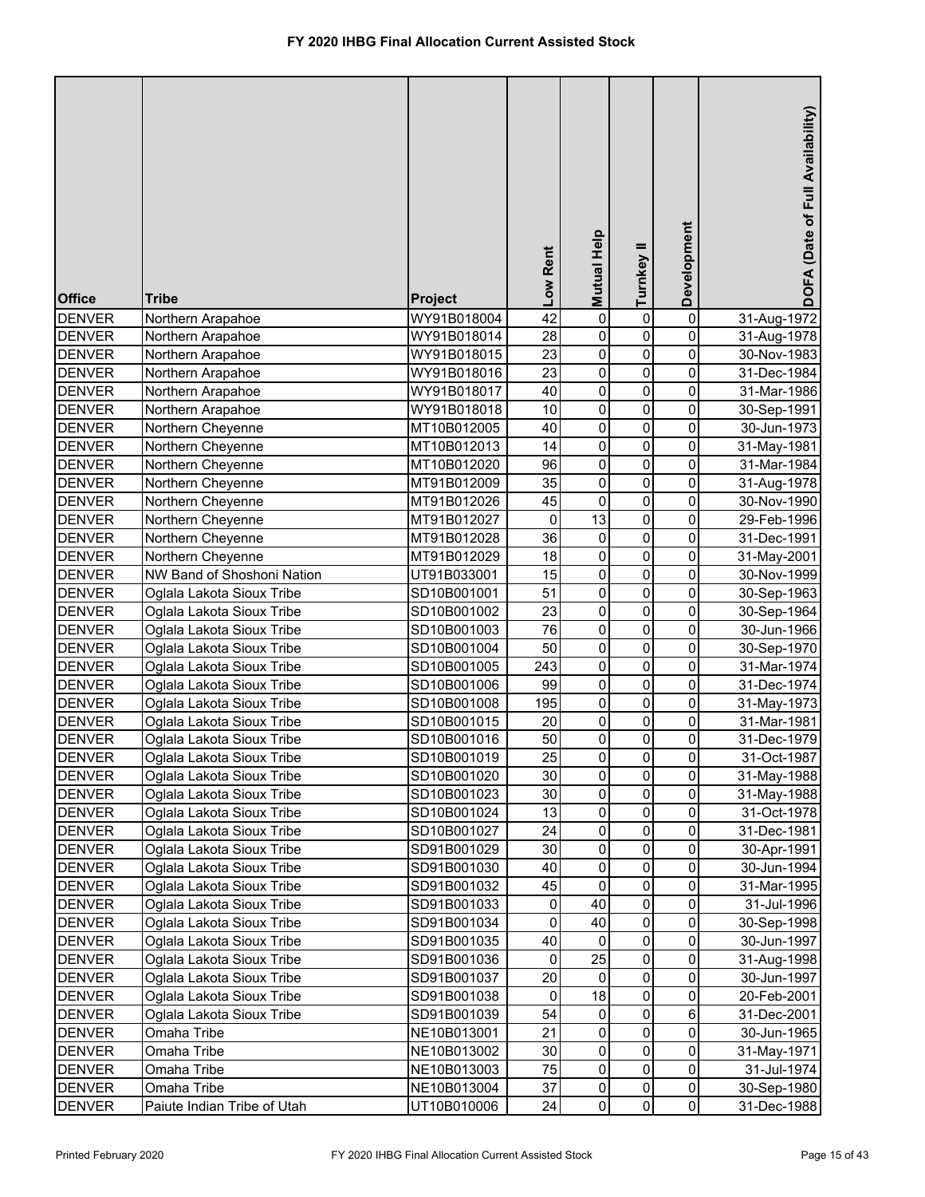# FY 2020 IHBG Final Allocation Current Assisted Stock

| Office | Tribe | Project | Low Rent | Mutual Help | Turnkey II | Development | DOFA (Date of Full Availability) |
|---|---|---|---|---|---|---|---|
| DENVER | Northern Arapahoe | WY91B018004 | 42 | 0 | 0 | 0 | 31-Aug-1972 |
| DENVER | Northern Arapahoe | WY91B018014 | 28 | 0 | 0 | 0 | 31-Aug-1978 |
| DENVER | Northern Arapahoe | WY91B018015 | 23 | 0 | 0 | 0 | 30-Nov-1983 |
| DENVER | Northern Arapahoe | WY91B018016 | 23 | 0 | 0 | 0 | 31-Dec-1984 |
| DENVER | Northern Arapahoe | WY91B018017 | 40 | 0 | 0 | 0 | 31-Mar-1986 |
| DENVER | Northern Arapahoe | WY91B018018 | 10 | 0 | 0 | 0 | 30-Sep-1991 |
| DENVER | Northern Cheyenne | MT10B012005 | 40 | 0 | 0 | 0 | 30-Jun-1973 |
| DENVER | Northern Cheyenne | MT10B012013 | 14 | 0 | 0 | 0 | 31-May-1981 |
| DENVER | Northern Cheyenne | MT10B012020 | 96 | 0 | 0 | 0 | 31-Mar-1984 |
| DENVER | Northern Cheyenne | MT91B012009 | 35 | 0 | 0 | 0 | 31-Aug-1978 |
| DENVER | Northern Cheyenne | MT91B012026 | 45 | 0 | 0 | 0 | 30-Nov-1990 |
| DENVER | Northern Cheyenne | MT91B012027 | 0 | 13 | 0 | 0 | 29-Feb-1996 |
| DENVER | Northern Cheyenne | MT91B012028 | 36 | 0 | 0 | 0 | 31-Dec-1991 |
| DENVER | Northern Cheyenne | MT91B012029 | 18 | 0 | 0 | 0 | 31-May-2001 |
| DENVER | NW Band of Shoshoni Nation | UT91B033001 | 15 | 0 | 0 | 0 | 30-Nov-1999 |
| DENVER | Oglala Lakota Sioux Tribe | SD10B001001 | 51 | 0 | 0 | 0 | 30-Sep-1963 |
| DENVER | Oglala Lakota Sioux Tribe | SD10B001002 | 23 | 0 | 0 | 0 | 30-Sep-1964 |
| DENVER | Oglala Lakota Sioux Tribe | SD10B001003 | 76 | 0 | 0 | 0 | 30-Jun-1966 |
| DENVER | Oglala Lakota Sioux Tribe | SD10B001004 | 50 | 0 | 0 | 0 | 30-Sep-1970 |
| DENVER | Oglala Lakota Sioux Tribe | SD10B001005 | 243 | 0 | 0 | 0 | 31-Mar-1974 |
| DENVER | Oglala Lakota Sioux Tribe | SD10B001006 | 99 | 0 | 0 | 0 | 31-Dec-1974 |
| DENVER | Oglala Lakota Sioux Tribe | SD10B001008 | 195 | 0 | 0 | 0 | 31-May-1973 |
| DENVER | Oglala Lakota Sioux Tribe | SD10B001015 | 20 | 0 | 0 | 0 | 31-Mar-1981 |
| DENVER | Oglala Lakota Sioux Tribe | SD10B001016 | 50 | 0 | 0 | 0 | 31-Dec-1979 |
| DENVER | Oglala Lakota Sioux Tribe | SD10B001019 | 25 | 0 | 0 | 0 | 31-Oct-1987 |
| DENVER | Oglala Lakota Sioux Tribe | SD10B001020 | 30 | 0 | 0 | 0 | 31-May-1988 |
| DENVER | Oglala Lakota Sioux Tribe | SD10B001023 | 30 | 0 | 0 | 0 | 31-May-1988 |
| DENVER | Oglala Lakota Sioux Tribe | SD10B001024 | 13 | 0 | 0 | 0 | 31-Oct-1978 |
| DENVER | Oglala Lakota Sioux Tribe | SD10B001027 | 24 | 0 | 0 | 0 | 31-Dec-1981 |
| DENVER | Oglala Lakota Sioux Tribe | SD91B001029 | 30 | 0 | 0 | 0 | 30-Apr-1991 |
| DENVER | Oglala Lakota Sioux Tribe | SD91B001030 | 40 | 0 | 0 | 0 | 30-Jun-1994 |
| DENVER | Oglala Lakota Sioux Tribe | SD91B001032 | 45 | 0 | 0 | 0 | 31-Mar-1995 |
| DENVER | Oglala Lakota Sioux Tribe | SD91B001033 | 0 | 40 | 0 | 0 | 31-Jul-1996 |
| DENVER | Oglala Lakota Sioux Tribe | SD91B001034 | 0 | 40 | 0 | 0 | 30-Sep-1998 |
| DENVER | Oglala Lakota Sioux Tribe | SD91B001035 | 40 | 0 | 0 | 0 | 30-Jun-1997 |
| DENVER | Oglala Lakota Sioux Tribe | SD91B001036 | 0 | 25 | 0 | 0 | 31-Aug-1998 |
| DENVER | Oglala Lakota Sioux Tribe | SD91B001037 | 20 | 0 | 0 | 0 | 30-Jun-1997 |
| DENVER | Oglala Lakota Sioux Tribe | SD91B001038 | 0 | 18 | 0 | 0 | 20-Feb-2001 |
| DENVER | Oglala Lakota Sioux Tribe | SD91B001039 | 54 | 0 | 0 | 6 | 31-Dec-2001 |
| DENVER | Omaha Tribe | NE10B013001 | 21 | 0 | 0 | 0 | 30-Jun-1965 |
| DENVER | Omaha Tribe | NE10B013002 | 30 | 0 | 0 | 0 | 31-May-1971 |
| DENVER | Omaha Tribe | NE10B013003 | 75 | 0 | 0 | 0 | 31-Jul-1974 |
| DENVER | Omaha Tribe | NE10B013004 | 37 | 0 | 0 | 0 | 30-Sep-1980 |
| DENVER | Paiute Indian Tribe of Utah | UT10B010006 | 24 | 0 | 0 | 0 | 31-Dec-1988 |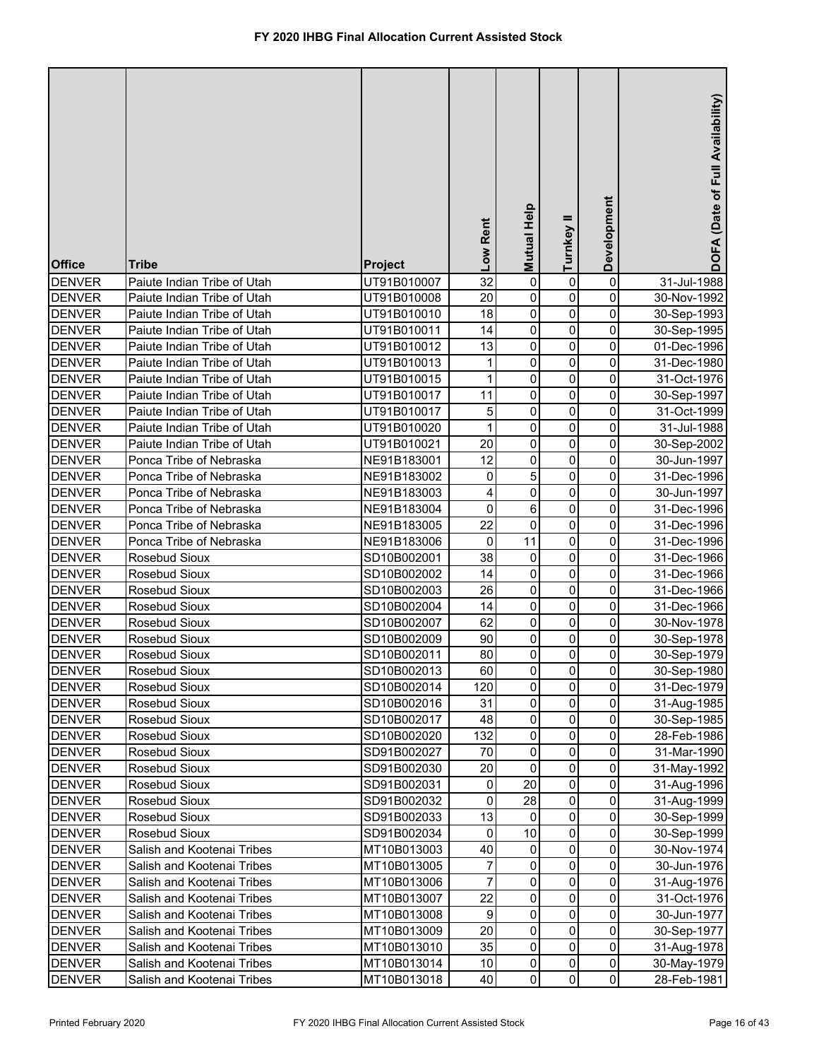# FY 2020 IHBG Final Allocation Current Assisted Stock

| Office | Tribe | Project | Low Rent | Mutual Help | Turnkey II | Development | DOFA (Date of Full Availability) |
|---|---|---|---|---|---|---|---|
| DENVER | Paiute Indian Tribe of Utah | UT91B010007 | 32 | 0 | 0 | 0 | 31-Jul-1988 |
| DENVER | Paiute Indian Tribe of Utah | UT91B010008 | 20 | 0 | 0 | 0 | 30-Nov-1992 |
| DENVER | Paiute Indian Tribe of Utah | UT91B010010 | 18 | 0 | 0 | 0 | 30-Sep-1993 |
| DENVER | Paiute Indian Tribe of Utah | UT91B010011 | 14 | 0 | 0 | 0 | 30-Sep-1995 |
| DENVER | Paiute Indian Tribe of Utah | UT91B010012 | 13 | 0 | 0 | 0 | 01-Dec-1996 |
| DENVER | Paiute Indian Tribe of Utah | UT91B010013 | 1 | 0 | 0 | 0 | 31-Dec-1980 |
| DENVER | Paiute Indian Tribe of Utah | UT91B010015 | 1 | 0 | 0 | 0 | 31-Oct-1976 |
| DENVER | Paiute Indian Tribe of Utah | UT91B010017 | 11 | 0 | 0 | 0 | 30-Sep-1997 |
| DENVER | Paiute Indian Tribe of Utah | UT91B010017 | 5 | 0 | 0 | 0 | 31-Oct-1999 |
| DENVER | Paiute Indian Tribe of Utah | UT91B010020 | 1 | 0 | 0 | 0 | 31-Jul-1988 |
| DENVER | Paiute Indian Tribe of Utah | UT91B010021 | 20 | 0 | 0 | 0 | 30-Sep-2002 |
| DENVER | Ponca Tribe of Nebraska | NE91B183001 | 12 | 0 | 0 | 0 | 30-Jun-1997 |
| DENVER | Ponca Tribe of Nebraska | NE91B183002 | 0 | 5 | 0 | 0 | 31-Dec-1996 |
| DENVER | Ponca Tribe of Nebraska | NE91B183003 | 4 | 0 | 0 | 0 | 30-Jun-1997 |
| DENVER | Ponca Tribe of Nebraska | NE91B183004 | 0 | 6 | 0 | 0 | 31-Dec-1996 |
| DENVER | Ponca Tribe of Nebraska | NE91B183005 | 22 | 0 | 0 | 0 | 31-Dec-1996 |
| DENVER | Ponca Tribe of Nebraska | NE91B183006 | 0 | 11 | 0 | 0 | 31-Dec-1996 |
| DENVER | Rosebud Sioux | SD10B002001 | 38 | 0 | 0 | 0 | 31-Dec-1966 |
| DENVER | Rosebud Sioux | SD10B002002 | 14 | 0 | 0 | 0 | 31-Dec-1966 |
| DENVER | Rosebud Sioux | SD10B002003 | 26 | 0 | 0 | 0 | 31-Dec-1966 |
| DENVER | Rosebud Sioux | SD10B002004 | 14 | 0 | 0 | 0 | 31-Dec-1966 |
| DENVER | Rosebud Sioux | SD10B002007 | 62 | 0 | 0 | 0 | 30-Nov-1978 |
| DENVER | Rosebud Sioux | SD10B002009 | 90 | 0 | 0 | 0 | 30-Sep-1978 |
| DENVER | Rosebud Sioux | SD10B002011 | 80 | 0 | 0 | 0 | 30-Sep-1979 |
| DENVER | Rosebud Sioux | SD10B002013 | 60 | 0 | 0 | 0 | 30-Sep-1980 |
| DENVER | Rosebud Sioux | SD10B002014 | 120 | 0 | 0 | 0 | 31-Dec-1979 |
| DENVER | Rosebud Sioux | SD10B002016 | 31 | 0 | 0 | 0 | 31-Aug-1985 |
| DENVER | Rosebud Sioux | SD10B002017 | 48 | 0 | 0 | 0 | 30-Sep-1985 |
| DENVER | Rosebud Sioux | SD10B002020 | 132 | 0 | 0 | 0 | 28-Feb-1986 |
| DENVER | Rosebud Sioux | SD91B002027 | 70 | 0 | 0 | 0 | 31-Mar-1990 |
| DENVER | Rosebud Sioux | SD91B002030 | 20 | 0 | 0 | 0 | 31-May-1992 |
| DENVER | Rosebud Sioux | SD91B002031 | 0 | 20 | 0 | 0 | 31-Aug-1996 |
| DENVER | Rosebud Sioux | SD91B002032 | 0 | 28 | 0 | 0 | 31-Aug-1999 |
| DENVER | Rosebud Sioux | SD91B002033 | 13 | 0 | 0 | 0 | 30-Sep-1999 |
| DENVER | Rosebud Sioux | SD91B002034 | 0 | 10 | 0 | 0 | 30-Sep-1999 |
| DENVER | Salish and Kootenai Tribes | MT10B013003 | 40 | 0 | 0 | 0 | 30-Nov-1974 |
| DENVER | Salish and Kootenai Tribes | MT10B013005 | 7 | 0 | 0 | 0 | 30-Jun-1976 |
| DENVER | Salish and Kootenai Tribes | MT10B013006 | 7 | 0 | 0 | 0 | 31-Aug-1976 |
| DENVER | Salish and Kootenai Tribes | MT10B013007 | 22 | 0 | 0 | 0 | 31-Oct-1976 |
| DENVER | Salish and Kootenai Tribes | MT10B013008 | 9 | 0 | 0 | 0 | 30-Jun-1977 |
| DENVER | Salish and Kootenai Tribes | MT10B013009 | 20 | 0 | 0 | 0 | 30-Sep-1977 |
| DENVER | Salish and Kootenai Tribes | MT10B013010 | 35 | 0 | 0 | 0 | 31-Aug-1978 |
| DENVER | Salish and Kootenai Tribes | MT10B013014 | 10 | 0 | 0 | 0 | 30-May-1979 |
| DENVER | Salish and Kootenai Tribes | MT10B013018 | 40 | 0 | 0 | 0 | 28-Feb-1981 |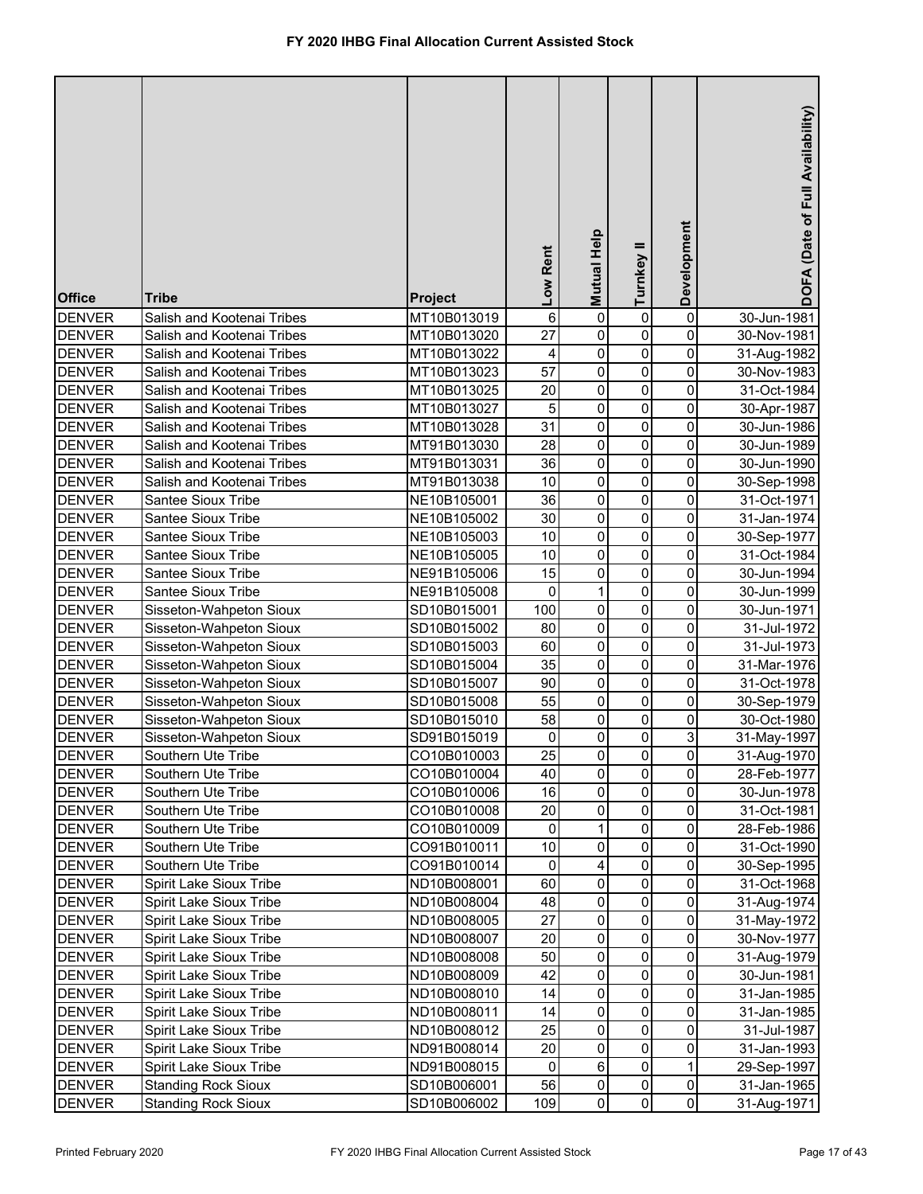# FY 2020 IHBG Final Allocation Current Assisted Stock

| Office | Tribe | Project | Low Rent | Mutual Help | Turnkey II | Development | DOFA (Date of Full Availability) |
|---|---|---|---|---|---|---|---|
| DENVER | Salish and Kootenai Tribes | MT10B013019 | 6 | 0 | 0 | 0 | 30-Jun-1981 |
| DENVER | Salish and Kootenai Tribes | MT10B013020 | 27 | 0 | 0 | 0 | 30-Nov-1981 |
| DENVER | Salish and Kootenai Tribes | MT10B013022 | 4 | 0 | 0 | 0 | 31-Aug-1982 |
| DENVER | Salish and Kootenai Tribes | MT10B013023 | 57 | 0 | 0 | 0 | 30-Nov-1983 |
| DENVER | Salish and Kootenai Tribes | MT10B013025 | 20 | 0 | 0 | 0 | 31-Oct-1984 |
| DENVER | Salish and Kootenai Tribes | MT10B013027 | 5 | 0 | 0 | 0 | 30-Apr-1987 |
| DENVER | Salish and Kootenai Tribes | MT10B013028 | 31 | 0 | 0 | 0 | 30-Jun-1986 |
| DENVER | Salish and Kootenai Tribes | MT91B013030 | 28 | 0 | 0 | 0 | 30-Jun-1989 |
| DENVER | Salish and Kootenai Tribes | MT91B013031 | 36 | 0 | 0 | 0 | 30-Jun-1990 |
| DENVER | Salish and Kootenai Tribes | MT91B013038 | 10 | 0 | 0 | 0 | 30-Sep-1998 |
| DENVER | Santee Sioux Tribe | NE10B105001 | 36 | 0 | 0 | 0 | 31-Oct-1971 |
| DENVER | Santee Sioux Tribe | NE10B105002 | 30 | 0 | 0 | 0 | 31-Jan-1974 |
| DENVER | Santee Sioux Tribe | NE10B105003 | 10 | 0 | 0 | 0 | 30-Sep-1977 |
| DENVER | Santee Sioux Tribe | NE10B105005 | 10 | 0 | 0 | 0 | 31-Oct-1984 |
| DENVER | Santee Sioux Tribe | NE91B105006 | 15 | 0 | 0 | 0 | 30-Jun-1994 |
| DENVER | Santee Sioux Tribe | NE91B105008 | 0 | 1 | 0 | 0 | 30-Jun-1999 |
| DENVER | Sisseton-Wahpeton Sioux | SD10B015001 | 100 | 0 | 0 | 0 | 30-Jun-1971 |
| DENVER | Sisseton-Wahpeton Sioux | SD10B015002 | 80 | 0 | 0 | 0 | 31-Jul-1972 |
| DENVER | Sisseton-Wahpeton Sioux | SD10B015003 | 60 | 0 | 0 | 0 | 31-Jul-1973 |
| DENVER | Sisseton-Wahpeton Sioux | SD10B015004 | 35 | 0 | 0 | 0 | 31-Mar-1976 |
| DENVER | Sisseton-Wahpeton Sioux | SD10B015007 | 90 | 0 | 0 | 0 | 31-Oct-1978 |
| DENVER | Sisseton-Wahpeton Sioux | SD10B015008 | 55 | 0 | 0 | 0 | 30-Sep-1979 |
| DENVER | Sisseton-Wahpeton Sioux | SD10B015010 | 58 | 0 | 0 | 0 | 30-Oct-1980 |
| DENVER | Sisseton-Wahpeton Sioux | SD91B015019 | 0 | 0 | 0 | 3 | 31-May-1997 |
| DENVER | Southern Ute Tribe | CO10B010003 | 25 | 0 | 0 | 0 | 31-Aug-1970 |
| DENVER | Southern Ute Tribe | CO10B010004 | 40 | 0 | 0 | 0 | 28-Feb-1977 |
| DENVER | Southern Ute Tribe | CO10B010006 | 16 | 0 | 0 | 0 | 30-Jun-1978 |
| DENVER | Southern Ute Tribe | CO10B010008 | 20 | 0 | 0 | 0 | 31-Oct-1981 |
| DENVER | Southern Ute Tribe | CO10B010009 | 0 | 1 | 0 | 0 | 28-Feb-1986 |
| DENVER | Southern Ute Tribe | CO91B010011 | 10 | 0 | 0 | 0 | 31-Oct-1990 |
| DENVER | Southern Ute Tribe | CO91B010014 | 0 | 4 | 0 | 0 | 30-Sep-1995 |
| DENVER | Spirit Lake Sioux Tribe | ND10B008001 | 60 | 0 | 0 | 0 | 31-Oct-1968 |
| DENVER | Spirit Lake Sioux Tribe | ND10B008004 | 48 | 0 | 0 | 0 | 31-Aug-1974 |
| DENVER | Spirit Lake Sioux Tribe | ND10B008005 | 27 | 0 | 0 | 0 | 31-May-1972 |
| DENVER | Spirit Lake Sioux Tribe | ND10B008007 | 20 | 0 | 0 | 0 | 30-Nov-1977 |
| DENVER | Spirit Lake Sioux Tribe | ND10B008008 | 50 | 0 | 0 | 0 | 31-Aug-1979 |
| DENVER | Spirit Lake Sioux Tribe | ND10B008009 | 42 | 0 | 0 | 0 | 30-Jun-1981 |
| DENVER | Spirit Lake Sioux Tribe | ND10B008010 | 14 | 0 | 0 | 0 | 31-Jan-1985 |
| DENVER | Spirit Lake Sioux Tribe | ND10B008011 | 14 | 0 | 0 | 0 | 31-Jan-1985 |
| DENVER | Spirit Lake Sioux Tribe | ND10B008012 | 25 | 0 | 0 | 0 | 31-Jul-1987 |
| DENVER | Spirit Lake Sioux Tribe | ND91B008014 | 20 | 0 | 0 | 0 | 31-Jan-1993 |
| DENVER | Spirit Lake Sioux Tribe | ND91B008015 | 0 | 6 | 0 | 1 | 29-Sep-1997 |
| DENVER | Standing Rock Sioux | SD10B006001 | 56 | 0 | 0 | 0 | 31-Jan-1965 |
| DENVER | Standing Rock Sioux | SD10B006002 | 109 | 0 | 0 | 0 | 31-Aug-1971 |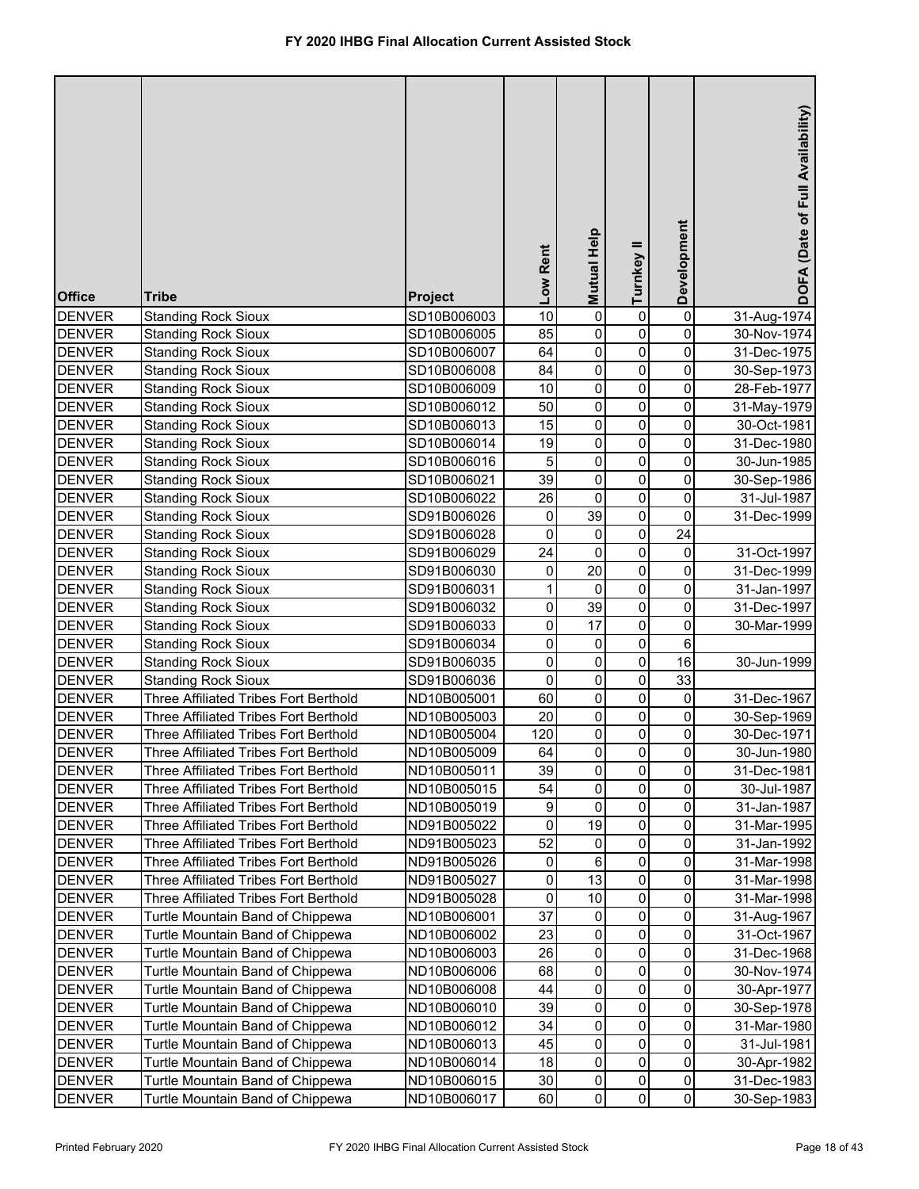# FY 2020 IHBG Final Allocation Current Assisted Stock

| Office | Tribe | Project | Low Rent | Mutual Help | Turnkey II | Development | DOFA (Date of Full Availability) |
|---|---|---|---|---|---|---|---|
| DENVER | Standing Rock Sioux | SD10B006003 | 10 | 0 | 0 | 0 | 31-Aug-1974 |
| DENVER | Standing Rock Sioux | SD10B006005 | 85 | 0 | 0 | 0 | 30-Nov-1974 |
| DENVER | Standing Rock Sioux | SD10B006007 | 64 | 0 | 0 | 0 | 31-Dec-1975 |
| DENVER | Standing Rock Sioux | SD10B006008 | 84 | 0 | 0 | 0 | 30-Sep-1973 |
| DENVER | Standing Rock Sioux | SD10B006009 | 10 | 0 | 0 | 0 | 28-Feb-1977 |
| DENVER | Standing Rock Sioux | SD10B006012 | 50 | 0 | 0 | 0 | 31-May-1979 |
| DENVER | Standing Rock Sioux | SD10B006013 | 15 | 0 | 0 | 0 | 30-Oct-1981 |
| DENVER | Standing Rock Sioux | SD10B006014 | 19 | 0 | 0 | 0 | 31-Dec-1980 |
| DENVER | Standing Rock Sioux | SD10B006016 | 5 | 0 | 0 | 0 | 30-Jun-1985 |
| DENVER | Standing Rock Sioux | SD10B006021 | 39 | 0 | 0 | 0 | 30-Sep-1986 |
| DENVER | Standing Rock Sioux | SD10B006022 | 26 | 0 | 0 | 0 | 31-Jul-1987 |
| DENVER | Standing Rock Sioux | SD91B006026 | 0 | 39 | 0 | 0 | 31-Dec-1999 |
| DENVER | Standing Rock Sioux | SD91B006028 | 0 | 0 | 0 | 24 | |
| DENVER | Standing Rock Sioux | SD91B006029 | 24 | 0 | 0 | 0 | 31-Oct-1997 |
| DENVER | Standing Rock Sioux | SD91B006030 | 0 | 20 | 0 | 0 | 31-Dec-1999 |
| DENVER | Standing Rock Sioux | SD91B006031 | 1 | 0 | 0 | 0 | 31-Jan-1997 |
| DENVER | Standing Rock Sioux | SD91B006032 | 0 | 39 | 0 | 0 | 31-Dec-1997 |
| DENVER | Standing Rock Sioux | SD91B006033 | 0 | 17 | 0 | 0 | 30-Mar-1999 |
| DENVER | Standing Rock Sioux | SD91B006034 | 0 | 0 | 0 | 6 | |
| DENVER | Standing Rock Sioux | SD91B006035 | 0 | 0 | 0 | 16 | 30-Jun-1999 |
| DENVER | Standing Rock Sioux | SD91B006036 | 0 | 0 | 0 | 33 | |
| DENVER | Three Affiliated Tribes Fort Berthold | ND10B005001 | 60 | 0 | 0 | 0 | 31-Dec-1967 |
| DENVER | Three Affiliated Tribes Fort Berthold | ND10B005003 | 20 | 0 | 0 | 0 | 30-Sep-1969 |
| DENVER | Three Affiliated Tribes Fort Berthold | ND10B005004 | 120 | 0 | 0 | 0 | 30-Dec-1971 |
| DENVER | Three Affiliated Tribes Fort Berthold | ND10B005009 | 64 | 0 | 0 | 0 | 30-Jun-1980 |
| DENVER | Three Affiliated Tribes Fort Berthold | ND10B005011 | 39 | 0 | 0 | 0 | 31-Dec-1981 |
| DENVER | Three Affiliated Tribes Fort Berthold | ND10B005015 | 54 | 0 | 0 | 0 | 30-Jul-1987 |
| DENVER | Three Affiliated Tribes Fort Berthold | ND10B005019 | 9 | 0 | 0 | 0 | 31-Jan-1987 |
| DENVER | Three Affiliated Tribes Fort Berthold | ND91B005022 | 0 | 19 | 0 | 0 | 31-Mar-1995 |
| DENVER | Three Affiliated Tribes Fort Berthold | ND91B005023 | 52 | 0 | 0 | 0 | 31-Jan-1992 |
| DENVER | Three Affiliated Tribes Fort Berthold | ND91B005026 | 0 | 6 | 0 | 0 | 31-Mar-1998 |
| DENVER | Three Affiliated Tribes Fort Berthold | ND91B005027 | 0 | 13 | 0 | 0 | 31-Mar-1998 |
| DENVER | Three Affiliated Tribes Fort Berthold | ND91B005028 | 0 | 10 | 0 | 0 | 31-Mar-1998 |
| DENVER | Turtle Mountain Band of Chippewa | ND10B006001 | 37 | 0 | 0 | 0 | 31-Aug-1967 |
| DENVER | Turtle Mountain Band of Chippewa | ND10B006002 | 23 | 0 | 0 | 0 | 31-Oct-1967 |
| DENVER | Turtle Mountain Band of Chippewa | ND10B006003 | 26 | 0 | 0 | 0 | 31-Dec-1968 |
| DENVER | Turtle Mountain Band of Chippewa | ND10B006006 | 68 | 0 | 0 | 0 | 30-Nov-1974 |
| DENVER | Turtle Mountain Band of Chippewa | ND10B006008 | 44 | 0 | 0 | 0 | 30-Apr-1977 |
| DENVER | Turtle Mountain Band of Chippewa | ND10B006010 | 39 | 0 | 0 | 0 | 30-Sep-1978 |
| DENVER | Turtle Mountain Band of Chippewa | ND10B006012 | 34 | 0 | 0 | 0 | 31-Mar-1980 |
| DENVER | Turtle Mountain Band of Chippewa | ND10B006013 | 45 | 0 | 0 | 0 | 31-Jul-1981 |
| DENVER | Turtle Mountain Band of Chippewa | ND10B006014 | 18 | 0 | 0 | 0 | 30-Apr-1982 |
| DENVER | Turtle Mountain Band of Chippewa | ND10B006015 | 30 | 0 | 0 | 0 | 31-Dec-1983 |
| DENVER | Turtle Mountain Band of Chippewa | ND10B006017 | 60 | 0 | 0 | 0 | 30-Sep-1983 |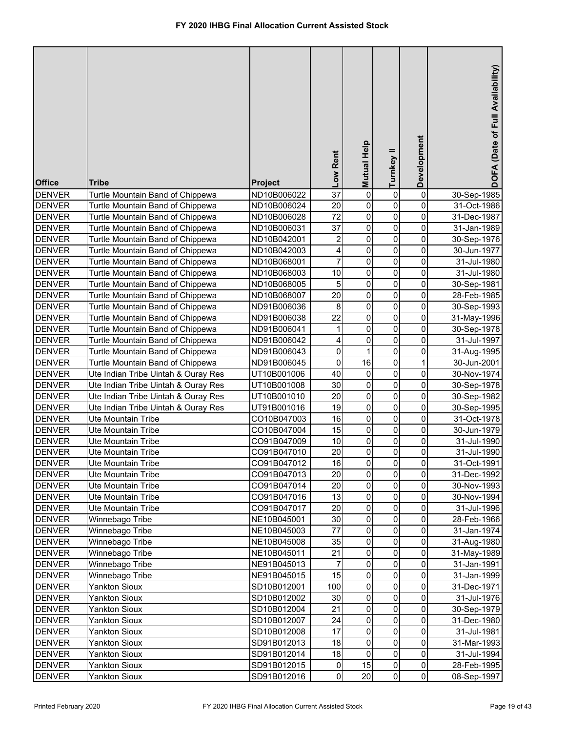# FY 2020 IHBG Final Allocation Current Assisted Stock

| Office | Tribe | Project | Low Rent | Mutual Help | Turnkey II | Development | DOFA (Date of Full Availability) |
|---|---|---|---|---|---|---|---|
| DENVER | Turtle Mountain Band of Chippewa | ND10B006022 | 37 | 0 | 0 | 0 | 30-Sep-1985 |
| DENVER | Turtle Mountain Band of Chippewa | ND10B006024 | 20 | 0 | 0 | 0 | 31-Oct-1986 |
| DENVER | Turtle Mountain Band of Chippewa | ND10B006028 | 72 | 0 | 0 | 0 | 31-Dec-1987 |
| DENVER | Turtle Mountain Band of Chippewa | ND10B006031 | 37 | 0 | 0 | 0 | 31-Jan-1989 |
| DENVER | Turtle Mountain Band of Chippewa | ND10B042001 | 2 | 0 | 0 | 0 | 30-Sep-1976 |
| DENVER | Turtle Mountain Band of Chippewa | ND10B042003 | 4 | 0 | 0 | 0 | 30-Jun-1977 |
| DENVER | Turtle Mountain Band of Chippewa | ND10B068001 | 7 | 0 | 0 | 0 | 31-Jul-1980 |
| DENVER | Turtle Mountain Band of Chippewa | ND10B068003 | 10 | 0 | 0 | 0 | 31-Jul-1980 |
| DENVER | Turtle Mountain Band of Chippewa | ND10B068005 | 5 | 0 | 0 | 0 | 30-Sep-1981 |
| DENVER | Turtle Mountain Band of Chippewa | ND10B068007 | 20 | 0 | 0 | 0 | 28-Feb-1985 |
| DENVER | Turtle Mountain Band of Chippewa | ND91B006036 | 8 | 0 | 0 | 0 | 30-Sep-1993 |
| DENVER | Turtle Mountain Band of Chippewa | ND91B006038 | 22 | 0 | 0 | 0 | 31-May-1996 |
| DENVER | Turtle Mountain Band of Chippewa | ND91B006041 | 1 | 0 | 0 | 0 | 30-Sep-1978 |
| DENVER | Turtle Mountain Band of Chippewa | ND91B006042 | 4 | 0 | 0 | 0 | 31-Jul-1997 |
| DENVER | Turtle Mountain Band of Chippewa | ND91B006043 | 0 | 1 | 0 | 0 | 31-Aug-1995 |
| DENVER | Turtle Mountain Band of Chippewa | ND91B006045 | 0 | 16 | 0 | 1 | 30-Jun-2001 |
| DENVER | Ute Indian Tribe Uintah & Ouray Res | UT10B001006 | 40 | 0 | 0 | 0 | 30-Nov-1974 |
| DENVER | Ute Indian Tribe Uintah & Ouray Res | UT10B001008 | 30 | 0 | 0 | 0 | 30-Sep-1978 |
| DENVER | Ute Indian Tribe Uintah & Ouray Res | UT10B001010 | 20 | 0 | 0 | 0 | 30-Sep-1982 |
| DENVER | Ute Indian Tribe Uintah & Ouray Res | UT91B001016 | 19 | 0 | 0 | 0 | 30-Sep-1995 |
| DENVER | Ute Mountain Tribe | CO10B047003 | 16 | 0 | 0 | 0 | 31-Oct-1978 |
| DENVER | Ute Mountain Tribe | CO10B047004 | 15 | 0 | 0 | 0 | 30-Jun-1979 |
| DENVER | Ute Mountain Tribe | CO91B047009 | 10 | 0 | 0 | 0 | 31-Jul-1990 |
| DENVER | Ute Mountain Tribe | CO91B047010 | 20 | 0 | 0 | 0 | 31-Jul-1990 |
| DENVER | Ute Mountain Tribe | CO91B047012 | 16 | 0 | 0 | 0 | 31-Oct-1991 |
| DENVER | Ute Mountain Tribe | CO91B047013 | 20 | 0 | 0 | 0 | 31-Dec-1992 |
| DENVER | Ute Mountain Tribe | CO91B047014 | 20 | 0 | 0 | 0 | 30-Nov-1993 |
| DENVER | Ute Mountain Tribe | CO91B047016 | 13 | 0 | 0 | 0 | 30-Nov-1994 |
| DENVER | Ute Mountain Tribe | CO91B047017 | 20 | 0 | 0 | 0 | 31-Jul-1996 |
| DENVER | Winnebago Tribe | NE10B045001 | 30 | 0 | 0 | 0 | 28-Feb-1966 |
| DENVER | Winnebago Tribe | NE10B045003 | 77 | 0 | 0 | 0 | 31-Jan-1974 |
| DENVER | Winnebago Tribe | NE10B045008 | 35 | 0 | 0 | 0 | 31-Aug-1980 |
| DENVER | Winnebago Tribe | NE10B045011 | 21 | 0 | 0 | 0 | 31-May-1989 |
| DENVER | Winnebago Tribe | NE91B045013 | 7 | 0 | 0 | 0 | 31-Jan-1991 |
| DENVER | Winnebago Tribe | NE91B045015 | 15 | 0 | 0 | 0 | 31-Jan-1999 |
| DENVER | Yankton Sioux | SD10B012001 | 100 | 0 | 0 | 0 | 31-Dec-1971 |
| DENVER | Yankton Sioux | SD10B012002 | 30 | 0 | 0 | 0 | 31-Jul-1976 |
| DENVER | Yankton Sioux | SD10B012004 | 21 | 0 | 0 | 0 | 30-Sep-1979 |
| DENVER | Yankton Sioux | SD10B012007 | 24 | 0 | 0 | 0 | 31-Dec-1980 |
| DENVER | Yankton Sioux | SD10B012008 | 17 | 0 | 0 | 0 | 31-Jul-1981 |
| DENVER | Yankton Sioux | SD91B012013 | 18 | 0 | 0 | 0 | 31-Mar-1993 |
| DENVER | Yankton Sioux | SD91B012014 | 18 | 0 | 0 | 0 | 31-Jul-1994 |
| DENVER | Yankton Sioux | SD91B012015 | 0 | 15 | 0 | 0 | 28-Feb-1995 |
| DENVER | Yankton Sioux | SD91B012016 | 0 | 20 | 0 | 0 | 08-Sep-1997 |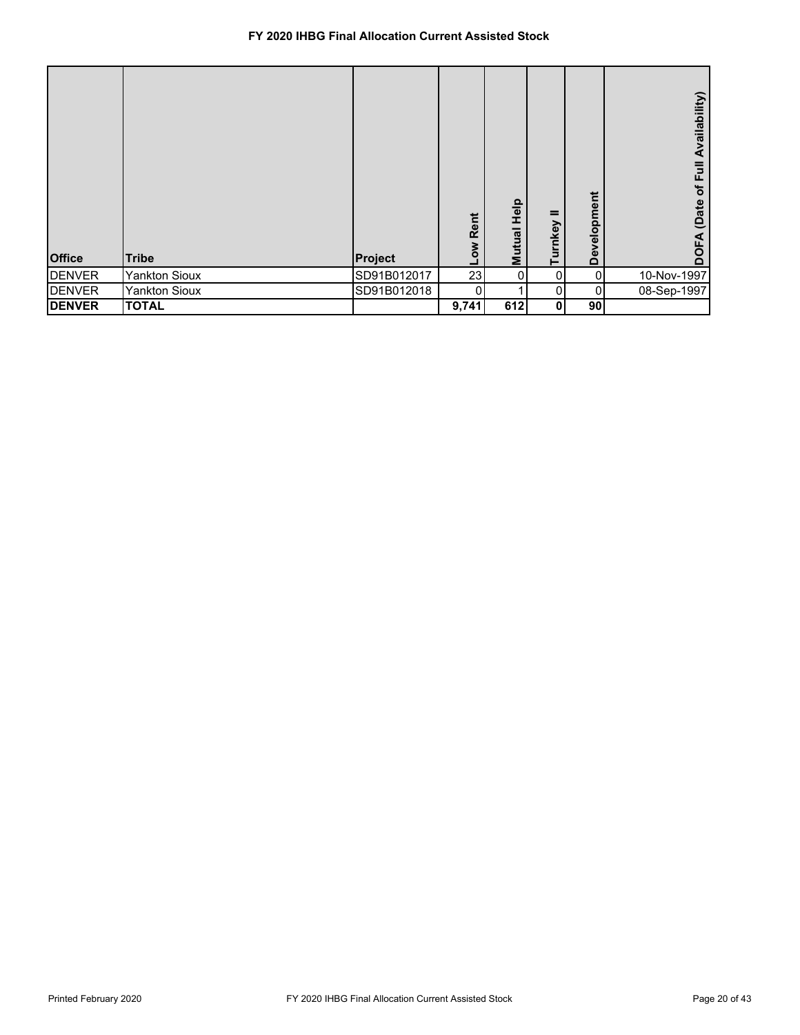**FY 2020 IHBG Final Allocation Current Assisted Stock**

| Office | Tribe | Project | Low Rent | Mutual Help | Turnkey II | Development | DOFA (Date of Full Availability) |
|---|---|---|---|---|---|---|---|
| DENVER | Yankton Sioux | SD91B012017 | 23 | 0 | 0 | 0 | 10-Nov-1997 |
| DENVER | Yankton Sioux | SD91B012018 | 0 | 1 | 0 | 0 | 08-Sep-1997 |
| **DENVER** | **TOTAL** | | **9,741** | **612** | **0** | **90** | |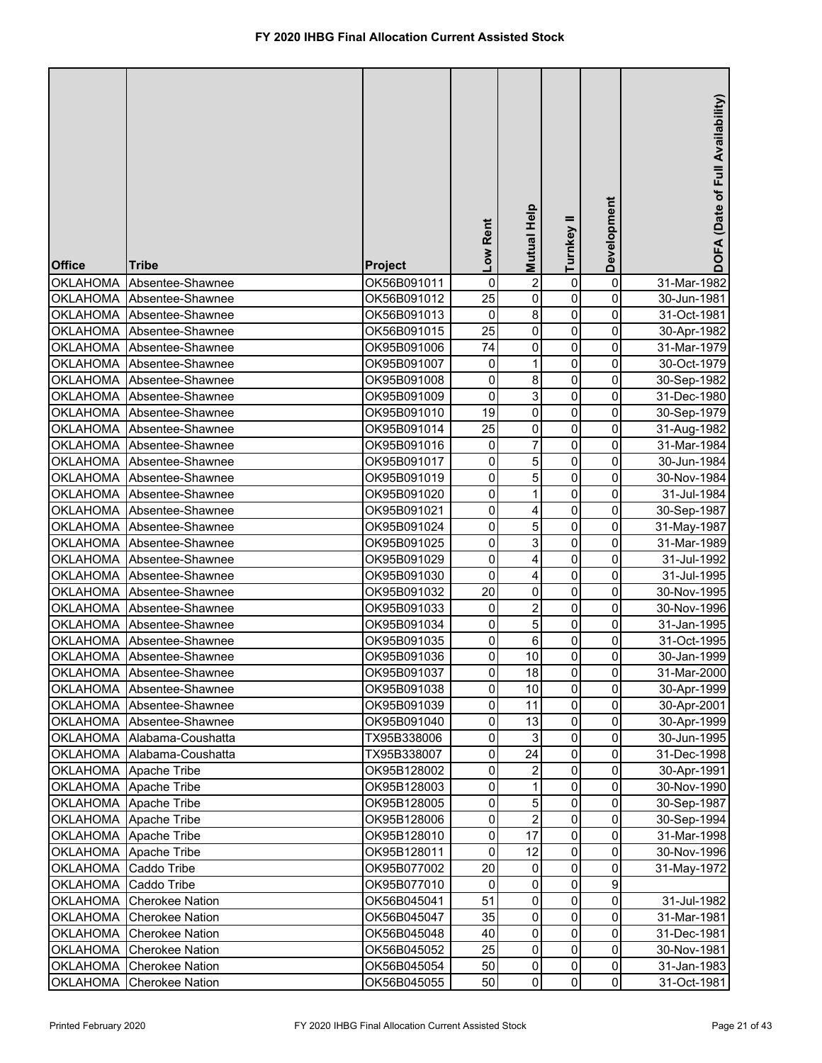# FY 2020 IHBG Final Allocation Current Assisted Stock

| Office | Tribe | Project | Low Rent | Mutual Help | Turnkey II | Development | DOFA (Date of Full Availability) |
|---|---|---|---|---|---|---|---|
| OKLAHOMA | Absentee-Shawnee | OK56B091011 | 0 | 2 | 0 | 0 | 31-Mar-1982 |
| OKLAHOMA | Absentee-Shawnee | OK56B091012 | 25 | 0 | 0 | 0 | 30-Jun-1981 |
| OKLAHOMA | Absentee-Shawnee | OK56B091013 | 0 | 8 | 0 | 0 | 31-Oct-1981 |
| OKLAHOMA | Absentee-Shawnee | OK56B091015 | 25 | 0 | 0 | 0 | 30-Apr-1982 |
| OKLAHOMA | Absentee-Shawnee | OK95B091006 | 74 | 0 | 0 | 0 | 31-Mar-1979 |
| OKLAHOMA | Absentee-Shawnee | OK95B091007 | 0 | 1 | 0 | 0 | 30-Oct-1979 |
| OKLAHOMA | Absentee-Shawnee | OK95B091008 | 0 | 8 | 0 | 0 | 30-Sep-1982 |
| OKLAHOMA | Absentee-Shawnee | OK95B091009 | 0 | 3 | 0 | 0 | 31-Dec-1980 |
| OKLAHOMA | Absentee-Shawnee | OK95B091010 | 19 | 0 | 0 | 0 | 30-Sep-1979 |
| OKLAHOMA | Absentee-Shawnee | OK95B091014 | 25 | 0 | 0 | 0 | 31-Aug-1982 |
| OKLAHOMA | Absentee-Shawnee | OK95B091016 | 0 | 7 | 0 | 0 | 31-Mar-1984 |
| OKLAHOMA | Absentee-Shawnee | OK95B091017 | 0 | 5 | 0 | 0 | 30-Jun-1984 |
| OKLAHOMA | Absentee-Shawnee | OK95B091019 | 0 | 5 | 0 | 0 | 30-Nov-1984 |
| OKLAHOMA | Absentee-Shawnee | OK95B091020 | 0 | 1 | 0 | 0 | 31-Jul-1984 |
| OKLAHOMA | Absentee-Shawnee | OK95B091021 | 0 | 4 | 0 | 0 | 30-Sep-1987 |
| OKLAHOMA | Absentee-Shawnee | OK95B091024 | 0 | 5 | 0 | 0 | 31-May-1987 |
| OKLAHOMA | Absentee-Shawnee | OK95B091025 | 0 | 3 | 0 | 0 | 31-Mar-1989 |
| OKLAHOMA | Absentee-Shawnee | OK95B091029 | 0 | 4 | 0 | 0 | 31-Jul-1992 |
| OKLAHOMA | Absentee-Shawnee | OK95B091030 | 0 | 4 | 0 | 0 | 31-Jul-1995 |
| OKLAHOMA | Absentee-Shawnee | OK95B091032 | 20 | 0 | 0 | 0 | 30-Nov-1995 |
| OKLAHOMA | Absentee-Shawnee | OK95B091033 | 0 | 2 | 0 | 0 | 30-Nov-1996 |
| OKLAHOMA | Absentee-Shawnee | OK95B091034 | 0 | 5 | 0 | 0 | 31-Jan-1995 |
| OKLAHOMA | Absentee-Shawnee | OK95B091035 | 0 | 6 | 0 | 0 | 31-Oct-1995 |
| OKLAHOMA | Absentee-Shawnee | OK95B091036 | 0 | 10 | 0 | 0 | 30-Jan-1999 |
| OKLAHOMA | Absentee-Shawnee | OK95B091037 | 0 | 18 | 0 | 0 | 31-Mar-2000 |
| OKLAHOMA | Absentee-Shawnee | OK95B091038 | 0 | 10 | 0 | 0 | 30-Apr-1999 |
| OKLAHOMA | Absentee-Shawnee | OK95B091039 | 0 | 11 | 0 | 0 | 30-Apr-2001 |
| OKLAHOMA | Absentee-Shawnee | OK95B091040 | 0 | 13 | 0 | 0 | 30-Apr-1999 |
| OKLAHOMA | Alabama-Coushatta | TX95B338006 | 0 | 3 | 0 | 0 | 30-Jun-1995 |
| OKLAHOMA | Alabama-Coushatta | TX95B338007 | 0 | 24 | 0 | 0 | 31-Dec-1998 |
| OKLAHOMA | Apache Tribe | OK95B128002 | 0 | 2 | 0 | 0 | 30-Apr-1991 |
| OKLAHOMA | Apache Tribe | OK95B128003 | 0 | 1 | 0 | 0 | 30-Nov-1990 |
| OKLAHOMA | Apache Tribe | OK95B128005 | 0 | 5 | 0 | 0 | 30-Sep-1987 |
| OKLAHOMA | Apache Tribe | OK95B128006 | 0 | 2 | 0 | 0 | 30-Sep-1994 |
| OKLAHOMA | Apache Tribe | OK95B128010 | 0 | 17 | 0 | 0 | 31-Mar-1998 |
| OKLAHOMA | Apache Tribe | OK95B128011 | 0 | 12 | 0 | 0 | 30-Nov-1996 |
| OKLAHOMA | Caddo Tribe | OK95B077002 | 20 | 0 | 0 | 0 | 31-May-1972 |
| OKLAHOMA | Caddo Tribe | OK95B077010 | 0 | 0 | 0 | 9 | |
| OKLAHOMA | Cherokee Nation | OK56B045041 | 51 | 0 | 0 | 0 | 31-Jul-1982 |
| OKLAHOMA | Cherokee Nation | OK56B045047 | 35 | 0 | 0 | 0 | 31-Mar-1981 |
| OKLAHOMA | Cherokee Nation | OK56B045048 | 40 | 0 | 0 | 0 | 31-Dec-1981 |
| OKLAHOMA | Cherokee Nation | OK56B045052 | 25 | 0 | 0 | 0 | 30-Nov-1981 |
| OKLAHOMA | Cherokee Nation | OK56B045054 | 50 | 0 | 0 | 0 | 31-Jan-1983 |
| OKLAHOMA | Cherokee Nation | OK56B045055 | 50 | 0 | 0 | 0 | 31-Oct-1981 |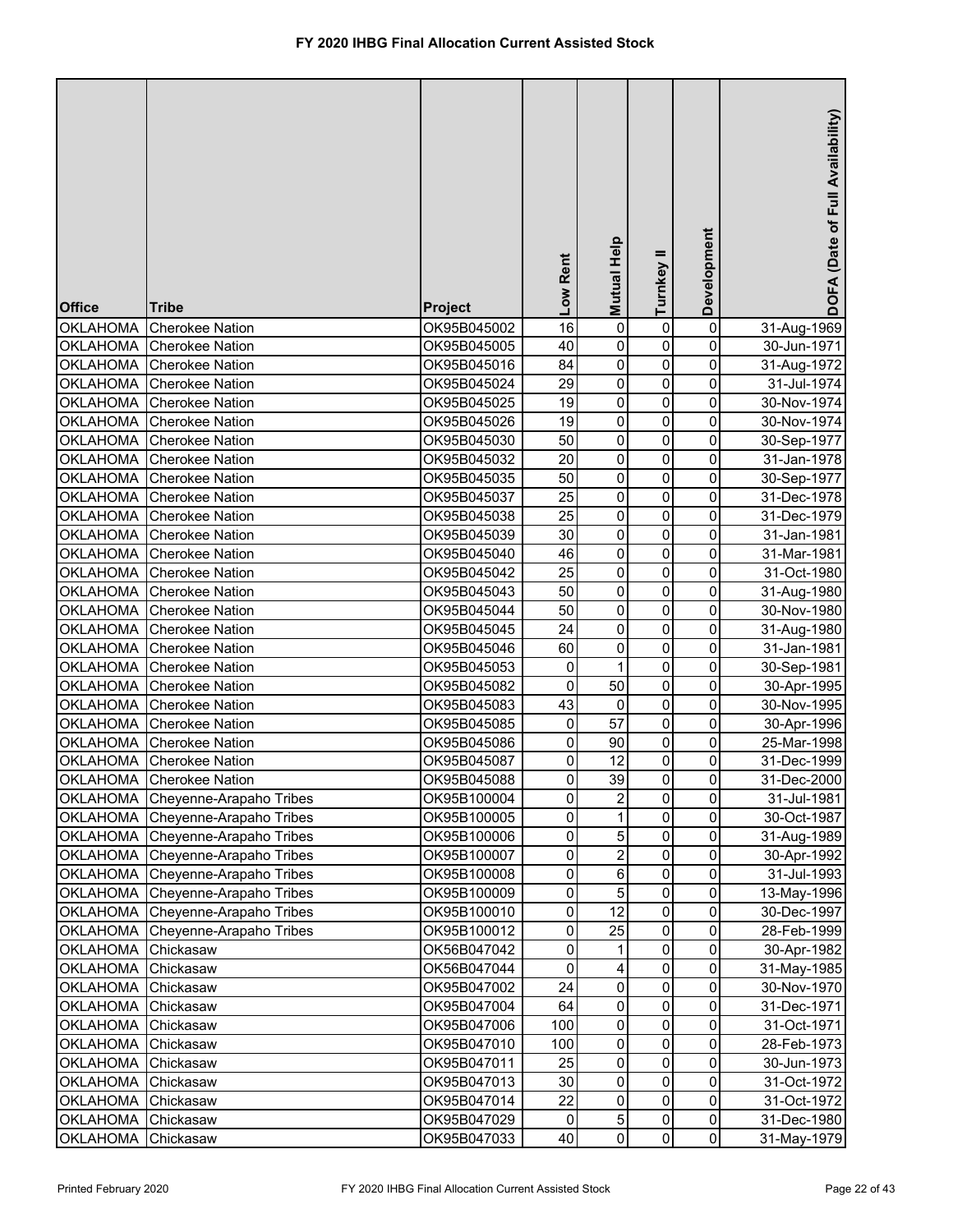# FY 2020 IHBG Final Allocation Current Assisted Stock

| Office | Tribe | Project | Low Rent | Mutual Help | Turnkey II | Development | DOFA (Date of Full Availability) |
|---|---|---|---|---|---|---|---|
| OKLAHOMA | Cherokee Nation | OK95B045002 | 16 | 0 | 0 | 0 | 31-Aug-1969 |
| OKLAHOMA | Cherokee Nation | OK95B045005 | 40 | 0 | 0 | 0 | 30-Jun-1971 |
| OKLAHOMA | Cherokee Nation | OK95B045016 | 84 | 0 | 0 | 0 | 31-Aug-1972 |
| OKLAHOMA | Cherokee Nation | OK95B045024 | 29 | 0 | 0 | 0 | 31-Jul-1974 |
| OKLAHOMA | Cherokee Nation | OK95B045025 | 19 | 0 | 0 | 0 | 30-Nov-1974 |
| OKLAHOMA | Cherokee Nation | OK95B045026 | 19 | 0 | 0 | 0 | 30-Nov-1974 |
| OKLAHOMA | Cherokee Nation | OK95B045030 | 50 | 0 | 0 | 0 | 30-Sep-1977 |
| OKLAHOMA | Cherokee Nation | OK95B045032 | 20 | 0 | 0 | 0 | 31-Jan-1978 |
| OKLAHOMA | Cherokee Nation | OK95B045035 | 50 | 0 | 0 | 0 | 30-Sep-1977 |
| OKLAHOMA | Cherokee Nation | OK95B045037 | 25 | 0 | 0 | 0 | 31-Dec-1978 |
| OKLAHOMA | Cherokee Nation | OK95B045038 | 25 | 0 | 0 | 0 | 31-Dec-1979 |
| OKLAHOMA | Cherokee Nation | OK95B045039 | 30 | 0 | 0 | 0 | 31-Jan-1981 |
| OKLAHOMA | Cherokee Nation | OK95B045040 | 46 | 0 | 0 | 0 | 31-Mar-1981 |
| OKLAHOMA | Cherokee Nation | OK95B045042 | 25 | 0 | 0 | 0 | 31-Oct-1980 |
| OKLAHOMA | Cherokee Nation | OK95B045043 | 50 | 0 | 0 | 0 | 31-Aug-1980 |
| OKLAHOMA | Cherokee Nation | OK95B045044 | 50 | 0 | 0 | 0 | 30-Nov-1980 |
| OKLAHOMA | Cherokee Nation | OK95B045045 | 24 | 0 | 0 | 0 | 31-Aug-1980 |
| OKLAHOMA | Cherokee Nation | OK95B045046 | 60 | 0 | 0 | 0 | 31-Jan-1981 |
| OKLAHOMA | Cherokee Nation | OK95B045053 | 0 | 1 | 0 | 0 | 30-Sep-1981 |
| OKLAHOMA | Cherokee Nation | OK95B045082 | 0 | 50 | 0 | 0 | 30-Apr-1995 |
| OKLAHOMA | Cherokee Nation | OK95B045083 | 43 | 0 | 0 | 0 | 30-Nov-1995 |
| OKLAHOMA | Cherokee Nation | OK95B045085 | 0 | 57 | 0 | 0 | 30-Apr-1996 |
| OKLAHOMA | Cherokee Nation | OK95B045086 | 0 | 90 | 0 | 0 | 25-Mar-1998 |
| OKLAHOMA | Cherokee Nation | OK95B045087 | 0 | 12 | 0 | 0 | 31-Dec-1999 |
| OKLAHOMA | Cherokee Nation | OK95B045088 | 0 | 39 | 0 | 0 | 31-Dec-2000 |
| OKLAHOMA | Cheyenne-Arapaho Tribes | OK95B100004 | 0 | 2 | 0 | 0 | 31-Jul-1981 |
| OKLAHOMA | Cheyenne-Arapaho Tribes | OK95B100005 | 0 | 1 | 0 | 0 | 30-Oct-1987 |
| OKLAHOMA | Cheyenne-Arapaho Tribes | OK95B100006 | 0 | 5 | 0 | 0 | 31-Aug-1989 |
| OKLAHOMA | Cheyenne-Arapaho Tribes | OK95B100007 | 0 | 2 | 0 | 0 | 30-Apr-1992 |
| OKLAHOMA | Cheyenne-Arapaho Tribes | OK95B100008 | 0 | 6 | 0 | 0 | 31-Jul-1993 |
| OKLAHOMA | Cheyenne-Arapaho Tribes | OK95B100009 | 0 | 5 | 0 | 0 | 13-May-1996 |
| OKLAHOMA | Cheyenne-Arapaho Tribes | OK95B100010 | 0 | 12 | 0 | 0 | 30-Dec-1997 |
| OKLAHOMA | Cheyenne-Arapaho Tribes | OK95B100012 | 0 | 25 | 0 | 0 | 28-Feb-1999 |
| OKLAHOMA | Chickasaw | OK56B047042 | 0 | 1 | 0 | 0 | 30-Apr-1982 |
| OKLAHOMA | Chickasaw | OK56B047044 | 0 | 4 | 0 | 0 | 31-May-1985 |
| OKLAHOMA | Chickasaw | OK95B047002 | 24 | 0 | 0 | 0 | 30-Nov-1970 |
| OKLAHOMA | Chickasaw | OK95B047004 | 64 | 0 | 0 | 0 | 31-Dec-1971 |
| OKLAHOMA | Chickasaw | OK95B047006 | 100 | 0 | 0 | 0 | 31-Oct-1971 |
| OKLAHOMA | Chickasaw | OK95B047010 | 100 | 0 | 0 | 0 | 28-Feb-1973 |
| OKLAHOMA | Chickasaw | OK95B047011 | 25 | 0 | 0 | 0 | 30-Jun-1973 |
| OKLAHOMA | Chickasaw | OK95B047013 | 30 | 0 | 0 | 0 | 31-Oct-1972 |
| OKLAHOMA | Chickasaw | OK95B047014 | 22 | 0 | 0 | 0 | 31-Oct-1972 |
| OKLAHOMA | Chickasaw | OK95B047029 | 0 | 5 | 0 | 0 | 31-Dec-1980 |
| OKLAHOMA | Chickasaw | OK95B047033 | 40 | 0 | 0 | 0 | 31-May-1979 |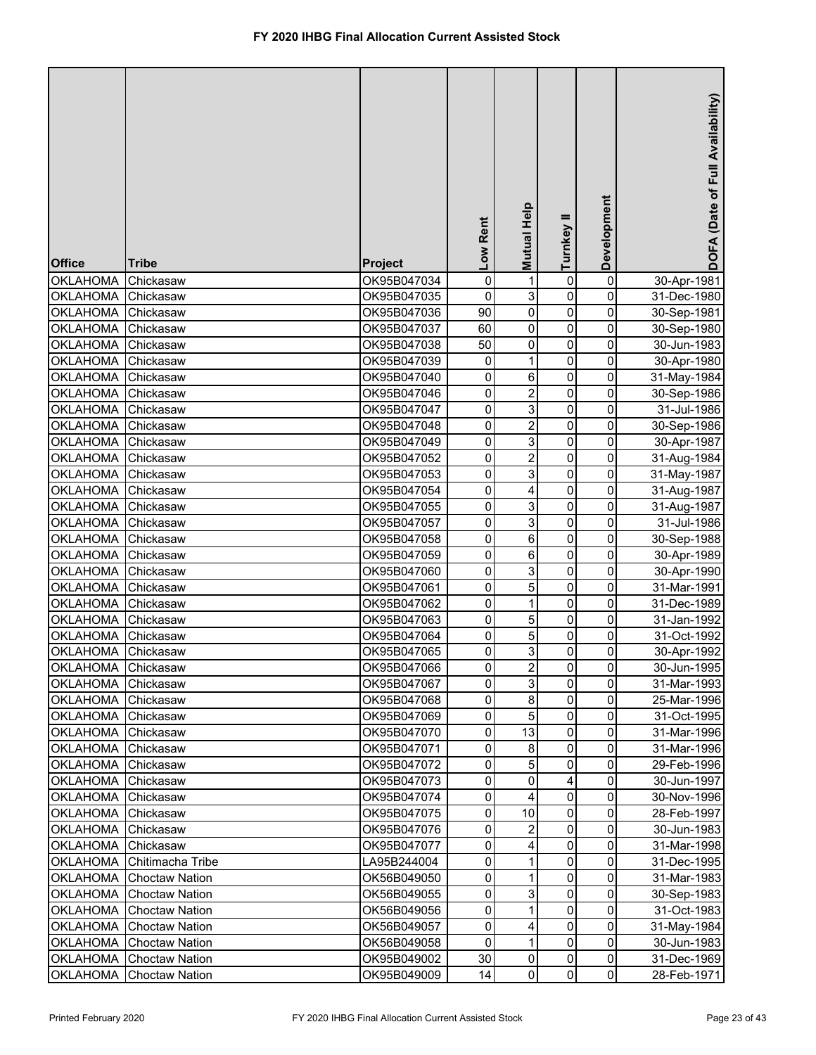# FY 2020 IHBG Final Allocation Current Assisted Stock

| Office | Tribe | Project | Low Rent | Mutual Help | Turnkey II | Development | DOFA (Date of Full Availability) |
|---|---|---|---|---|---|---|---|
| OKLAHOMA | Chickasaw | OK95B047034 | 0 | 1 | 0 | 0 | 30-Apr-1981 |
| OKLAHOMA | Chickasaw | OK95B047035 | 0 | 3 | 0 | 0 | 31-Dec-1980 |
| OKLAHOMA | Chickasaw | OK95B047036 | 90 | 0 | 0 | 0 | 30-Sep-1981 |
| OKLAHOMA | Chickasaw | OK95B047037 | 60 | 0 | 0 | 0 | 30-Sep-1980 |
| OKLAHOMA | Chickasaw | OK95B047038 | 50 | 0 | 0 | 0 | 30-Jun-1983 |
| OKLAHOMA | Chickasaw | OK95B047039 | 0 | 1 | 0 | 0 | 30-Apr-1980 |
| OKLAHOMA | Chickasaw | OK95B047040 | 0 | 6 | 0 | 0 | 31-May-1984 |
| OKLAHOMA | Chickasaw | OK95B047046 | 0 | 2 | 0 | 0 | 30-Sep-1986 |
| OKLAHOMA | Chickasaw | OK95B047047 | 0 | 3 | 0 | 0 | 31-Jul-1986 |
| OKLAHOMA | Chickasaw | OK95B047048 | 0 | 2 | 0 | 0 | 30-Sep-1986 |
| OKLAHOMA | Chickasaw | OK95B047049 | 0 | 3 | 0 | 0 | 30-Apr-1987 |
| OKLAHOMA | Chickasaw | OK95B047052 | 0 | 2 | 0 | 0 | 31-Aug-1984 |
| OKLAHOMA | Chickasaw | OK95B047053 | 0 | 3 | 0 | 0 | 31-May-1987 |
| OKLAHOMA | Chickasaw | OK95B047054 | 0 | 4 | 0 | 0 | 31-Aug-1987 |
| OKLAHOMA | Chickasaw | OK95B047055 | 0 | 3 | 0 | 0 | 31-Aug-1987 |
| OKLAHOMA | Chickasaw | OK95B047057 | 0 | 3 | 0 | 0 | 31-Jul-1986 |
| OKLAHOMA | Chickasaw | OK95B047058 | 0 | 6 | 0 | 0 | 30-Sep-1988 |
| OKLAHOMA | Chickasaw | OK95B047059 | 0 | 6 | 0 | 0 | 30-Apr-1989 |
| OKLAHOMA | Chickasaw | OK95B047060 | 0 | 3 | 0 | 0 | 30-Apr-1990 |
| OKLAHOMA | Chickasaw | OK95B047061 | 0 | 5 | 0 | 0 | 31-Mar-1991 |
| OKLAHOMA | Chickasaw | OK95B047062 | 0 | 1 | 0 | 0 | 31-Dec-1989 |
| OKLAHOMA | Chickasaw | OK95B047063 | 0 | 5 | 0 | 0 | 31-Jan-1992 |
| OKLAHOMA | Chickasaw | OK95B047064 | 0 | 5 | 0 | 0 | 31-Oct-1992 |
| OKLAHOMA | Chickasaw | OK95B047065 | 0 | 3 | 0 | 0 | 30-Apr-1992 |
| OKLAHOMA | Chickasaw | OK95B047066 | 0 | 2 | 0 | 0 | 30-Jun-1995 |
| OKLAHOMA | Chickasaw | OK95B047067 | 0 | 3 | 0 | 0 | 31-Mar-1993 |
| OKLAHOMA | Chickasaw | OK95B047068 | 0 | 8 | 0 | 0 | 25-Mar-1996 |
| OKLAHOMA | Chickasaw | OK95B047069 | 0 | 5 | 0 | 0 | 31-Oct-1995 |
| OKLAHOMA | Chickasaw | OK95B047070 | 0 | 13 | 0 | 0 | 31-Mar-1996 |
| OKLAHOMA | Chickasaw | OK95B047071 | 0 | 8 | 0 | 0 | 31-Mar-1996 |
| OKLAHOMA | Chickasaw | OK95B047072 | 0 | 5 | 0 | 0 | 29-Feb-1996 |
| OKLAHOMA | Chickasaw | OK95B047073 | 0 | 0 | 4 | 0 | 30-Jun-1997 |
| OKLAHOMA | Chickasaw | OK95B047074 | 0 | 4 | 0 | 0 | 30-Nov-1996 |
| OKLAHOMA | Chickasaw | OK95B047075 | 0 | 10 | 0 | 0 | 28-Feb-1997 |
| OKLAHOMA | Chickasaw | OK95B047076 | 0 | 2 | 0 | 0 | 30-Jun-1983 |
| OKLAHOMA | Chickasaw | OK95B047077 | 0 | 4 | 0 | 0 | 31-Mar-1998 |
| OKLAHOMA | Chitimacha Tribe | LA95B244004 | 0 | 1 | 0 | 0 | 31-Dec-1995 |
| OKLAHOMA | Choctaw Nation | OK56B049050 | 0 | 1 | 0 | 0 | 31-Mar-1983 |
| OKLAHOMA | Choctaw Nation | OK56B049055 | 0 | 3 | 0 | 0 | 30-Sep-1983 |
| OKLAHOMA | Choctaw Nation | OK56B049056 | 0 | 1 | 0 | 0 | 31-Oct-1983 |
| OKLAHOMA | Choctaw Nation | OK56B049057 | 0 | 4 | 0 | 0 | 31-May-1984 |
| OKLAHOMA | Choctaw Nation | OK56B049058 | 0 | 1 | 0 | 0 | 30-Jun-1983 |
| OKLAHOMA | Choctaw Nation | OK95B049002 | 30 | 0 | 0 | 0 | 31-Dec-1969 |
| OKLAHOMA | Choctaw Nation | OK95B049009 | 14 | 0 | 0 | 0 | 28-Feb-1971 |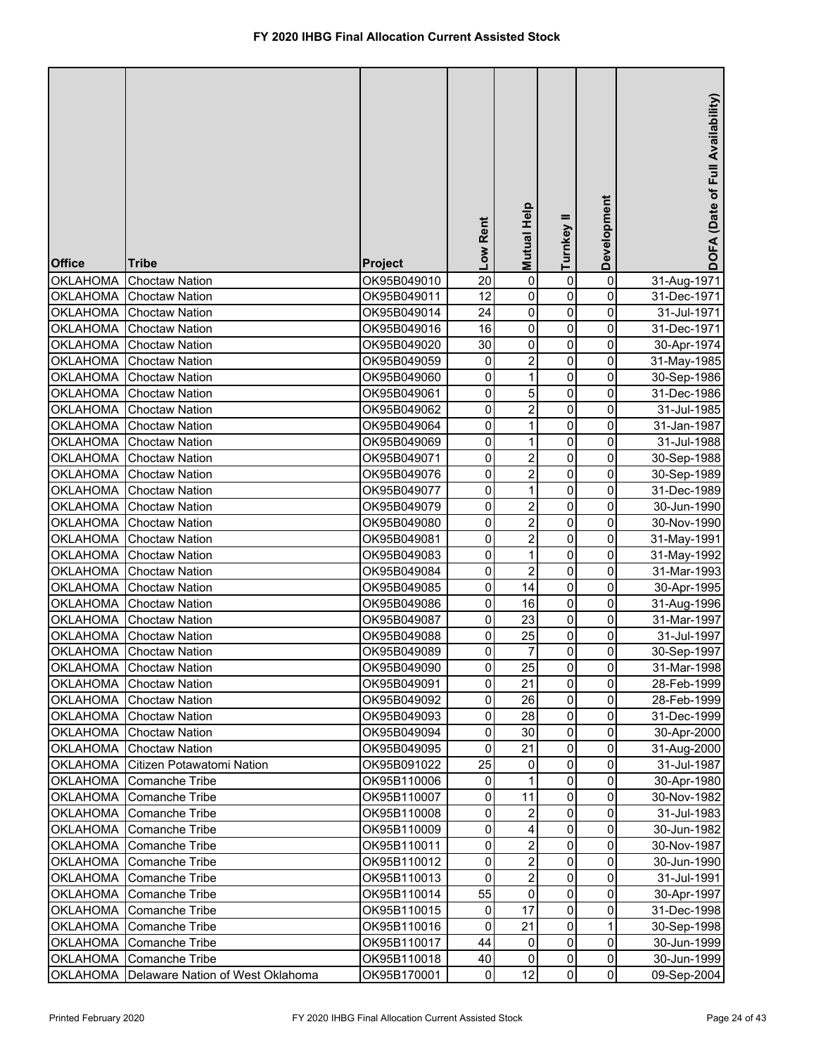# FY 2020 IHBG Final Allocation Current Assisted Stock

| Office | Tribe | Project | Low Rent | Mutual Help | Turnkey II | Development | DOFA (Date of Full Availability) |
|---|---|---|---|---|---|---|---|
| OKLAHOMA | Choctaw Nation | OK95B049010 | 20 | 0 | 0 | 0 | 31-Aug-1971 |
| OKLAHOMA | Choctaw Nation | OK95B049011 | 12 | 0 | 0 | 0 | 31-Dec-1971 |
| OKLAHOMA | Choctaw Nation | OK95B049014 | 24 | 0 | 0 | 0 | 31-Jul-1971 |
| OKLAHOMA | Choctaw Nation | OK95B049016 | 16 | 0 | 0 | 0 | 31-Dec-1971 |
| OKLAHOMA | Choctaw Nation | OK95B049020 | 30 | 0 | 0 | 0 | 30-Apr-1974 |
| OKLAHOMA | Choctaw Nation | OK95B049059 | 0 | 2 | 0 | 0 | 31-May-1985 |
| OKLAHOMA | Choctaw Nation | OK95B049060 | 0 | 1 | 0 | 0 | 30-Sep-1986 |
| OKLAHOMA | Choctaw Nation | OK95B049061 | 0 | 5 | 0 | 0 | 31-Dec-1986 |
| OKLAHOMA | Choctaw Nation | OK95B049062 | 0 | 2 | 0 | 0 | 31-Jul-1985 |
| OKLAHOMA | Choctaw Nation | OK95B049064 | 0 | 1 | 0 | 0 | 31-Jan-1987 |
| OKLAHOMA | Choctaw Nation | OK95B049069 | 0 | 1 | 0 | 0 | 31-Jul-1988 |
| OKLAHOMA | Choctaw Nation | OK95B049071 | 0 | 2 | 0 | 0 | 30-Sep-1988 |
| OKLAHOMA | Choctaw Nation | OK95B049076 | 0 | 2 | 0 | 0 | 30-Sep-1989 |
| OKLAHOMA | Choctaw Nation | OK95B049077 | 0 | 1 | 0 | 0 | 31-Dec-1989 |
| OKLAHOMA | Choctaw Nation | OK95B049079 | 0 | 2 | 0 | 0 | 30-Jun-1990 |
| OKLAHOMA | Choctaw Nation | OK95B049080 | 0 | 2 | 0 | 0 | 30-Nov-1990 |
| OKLAHOMA | Choctaw Nation | OK95B049081 | 0 | 2 | 0 | 0 | 31-May-1991 |
| OKLAHOMA | Choctaw Nation | OK95B049083 | 0 | 1 | 0 | 0 | 31-May-1992 |
| OKLAHOMA | Choctaw Nation | OK95B049084 | 0 | 2 | 0 | 0 | 31-Mar-1993 |
| OKLAHOMA | Choctaw Nation | OK95B049085 | 0 | 14 | 0 | 0 | 30-Apr-1995 |
| OKLAHOMA | Choctaw Nation | OK95B049086 | 0 | 16 | 0 | 0 | 31-Aug-1996 |
| OKLAHOMA | Choctaw Nation | OK95B049087 | 0 | 23 | 0 | 0 | 31-Mar-1997 |
| OKLAHOMA | Choctaw Nation | OK95B049088 | 0 | 25 | 0 | 0 | 31-Jul-1997 |
| OKLAHOMA | Choctaw Nation | OK95B049089 | 0 | 7 | 0 | 0 | 30-Sep-1997 |
| OKLAHOMA | Choctaw Nation | OK95B049090 | 0 | 25 | 0 | 0 | 31-Mar-1998 |
| OKLAHOMA | Choctaw Nation | OK95B049091 | 0 | 21 | 0 | 0 | 28-Feb-1999 |
| OKLAHOMA | Choctaw Nation | OK95B049092 | 0 | 26 | 0 | 0 | 28-Feb-1999 |
| OKLAHOMA | Choctaw Nation | OK95B049093 | 0 | 28 | 0 | 0 | 31-Dec-1999 |
| OKLAHOMA | Choctaw Nation | OK95B049094 | 0 | 30 | 0 | 0 | 30-Apr-2000 |
| OKLAHOMA | Choctaw Nation | OK95B049095 | 0 | 21 | 0 | 0 | 31-Aug-2000 |
| OKLAHOMA | Citizen Potawatomi Nation | OK95B091022 | 25 | 0 | 0 | 0 | 31-Jul-1987 |
| OKLAHOMA | Comanche Tribe | OK95B110006 | 0 | 1 | 0 | 0 | 30-Apr-1980 |
| OKLAHOMA | Comanche Tribe | OK95B110007 | 0 | 11 | 0 | 0 | 30-Nov-1982 |
| OKLAHOMA | Comanche Tribe | OK95B110008 | 0 | 2 | 0 | 0 | 31-Jul-1983 |
| OKLAHOMA | Comanche Tribe | OK95B110009 | 0 | 4 | 0 | 0 | 30-Jun-1982 |
| OKLAHOMA | Comanche Tribe | OK95B110011 | 0 | 2 | 0 | 0 | 30-Nov-1987 |
| OKLAHOMA | Comanche Tribe | OK95B110012 | 0 | 2 | 0 | 0 | 30-Jun-1990 |
| OKLAHOMA | Comanche Tribe | OK95B110013 | 0 | 2 | 0 | 0 | 31-Jul-1991 |
| OKLAHOMA | Comanche Tribe | OK95B110014 | 55 | 0 | 0 | 0 | 30-Apr-1997 |
| OKLAHOMA | Comanche Tribe | OK95B110015 | 0 | 17 | 0 | 0 | 31-Dec-1998 |
| OKLAHOMA | Comanche Tribe | OK95B110016 | 0 | 21 | 0 | 1 | 30-Sep-1998 |
| OKLAHOMA | Comanche Tribe | OK95B110017 | 44 | 0 | 0 | 0 | 30-Jun-1999 |
| OKLAHOMA | Comanche Tribe | OK95B110018 | 40 | 0 | 0 | 0 | 30-Jun-1999 |
| OKLAHOMA | Delaware Nation of West Oklahoma | OK95B170001 | 0 | 12 | 0 | 0 | 09-Sep-2004 |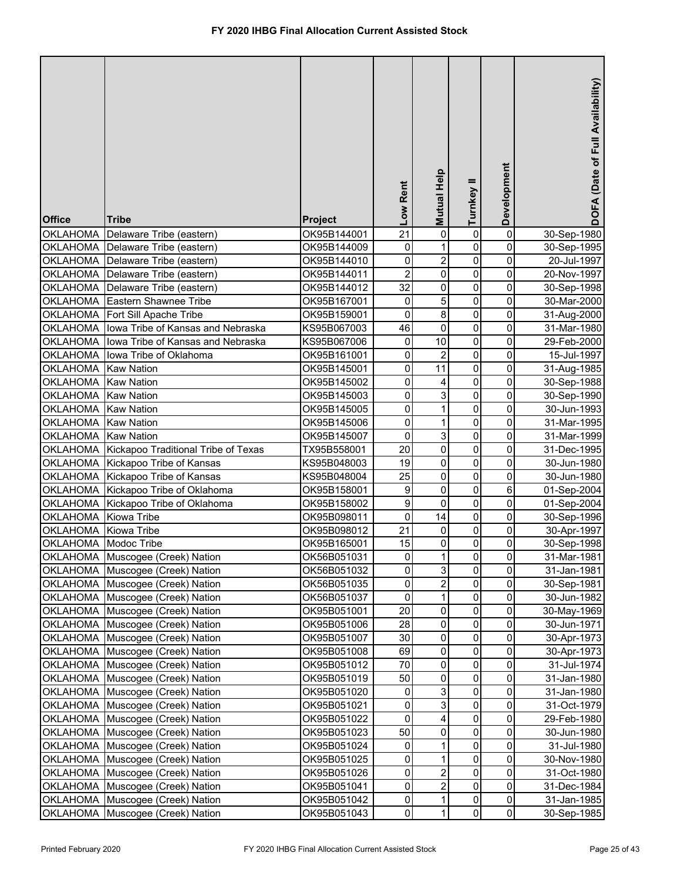# FY 2020 IHBG Final Allocation Current Assisted Stock

| Office | Tribe | Project | Low Rent | Mutual Help | Turnkey II | Development | DOFA (Date of Full Availability) |
|---|---|---|---|---|---|---|---|
| OKLAHOMA | Delaware Tribe (eastern) | OK95B144001 | 21 | 0 | 0 | 0 | 30-Sep-1980 |
| OKLAHOMA | Delaware Tribe (eastern) | OK95B144009 | 0 | 1 | 0 | 0 | 30-Sep-1995 |
| OKLAHOMA | Delaware Tribe (eastern) | OK95B144010 | 0 | 2 | 0 | 0 | 20-Jul-1997 |
| OKLAHOMA | Delaware Tribe (eastern) | OK95B144011 | 2 | 0 | 0 | 0 | 20-Nov-1997 |
| OKLAHOMA | Delaware Tribe (eastern) | OK95B144012 | 32 | 0 | 0 | 0 | 30-Sep-1998 |
| OKLAHOMA | Eastern Shawnee Tribe | OK95B167001 | 0 | 5 | 0 | 0 | 30-Mar-2000 |
| OKLAHOMA | Fort Sill Apache Tribe | OK95B159001 | 0 | 8 | 0 | 0 | 31-Aug-2000 |
| OKLAHOMA | Iowa Tribe of Kansas and Nebraska | KS95B067003 | 46 | 0 | 0 | 0 | 31-Mar-1980 |
| OKLAHOMA | Iowa Tribe of Kansas and Nebraska | KS95B067006 | 0 | 10 | 0 | 0 | 29-Feb-2000 |
| OKLAHOMA | Iowa Tribe of Oklahoma | OK95B161001 | 0 | 2 | 0 | 0 | 15-Jul-1997 |
| OKLAHOMA | Kaw Nation | OK95B145001 | 0 | 11 | 0 | 0 | 31-Aug-1985 |
| OKLAHOMA | Kaw Nation | OK95B145002 | 0 | 4 | 0 | 0 | 30-Sep-1988 |
| OKLAHOMA | Kaw Nation | OK95B145003 | 0 | 3 | 0 | 0 | 30-Sep-1990 |
| OKLAHOMA | Kaw Nation | OK95B145005 | 0 | 1 | 0 | 0 | 30-Jun-1993 |
| OKLAHOMA | Kaw Nation | OK95B145006 | 0 | 1 | 0 | 0 | 31-Mar-1995 |
| OKLAHOMA | Kaw Nation | OK95B145007 | 0 | 3 | 0 | 0 | 31-Mar-1999 |
| OKLAHOMA | Kickapoo Traditional Tribe of Texas | TX95B558001 | 20 | 0 | 0 | 0 | 31-Dec-1995 |
| OKLAHOMA | Kickapoo Tribe of Kansas | KS95B048003 | 19 | 0 | 0 | 0 | 30-Jun-1980 |
| OKLAHOMA | Kickapoo Tribe of Kansas | KS95B048004 | 25 | 0 | 0 | 0 | 30-Jun-1980 |
| OKLAHOMA | Kickapoo Tribe of Oklahoma | OK95B158001 | 9 | 0 | 0 | 6 | 01-Sep-2004 |
| OKLAHOMA | Kickapoo Tribe of Oklahoma | OK95B158002 | 9 | 0 | 0 | 0 | 01-Sep-2004 |
| OKLAHOMA | Kiowa Tribe | OK95B098011 | 0 | 14 | 0 | 0 | 30-Sep-1996 |
| OKLAHOMA | Kiowa Tribe | OK95B098012 | 21 | 0 | 0 | 0 | 30-Apr-1997 |
| OKLAHOMA | Modoc Tribe | OK95B165001 | 15 | 0 | 0 | 0 | 30-Sep-1998 |
| OKLAHOMA | Muscogee (Creek) Nation | OK56B051031 | 0 | 1 | 0 | 0 | 31-Mar-1981 |
| OKLAHOMA | Muscogee (Creek) Nation | OK56B051032 | 0 | 3 | 0 | 0 | 31-Jan-1981 |
| OKLAHOMA | Muscogee (Creek) Nation | OK56B051035 | 0 | 2 | 0 | 0 | 30-Sep-1981 |
| OKLAHOMA | Muscogee (Creek) Nation | OK56B051037 | 0 | 1 | 0 | 0 | 30-Jun-1982 |
| OKLAHOMA | Muscogee (Creek) Nation | OK95B051001 | 20 | 0 | 0 | 0 | 30-May-1969 |
| OKLAHOMA | Muscogee (Creek) Nation | OK95B051006 | 28 | 0 | 0 | 0 | 30-Jun-1971 |
| OKLAHOMA | Muscogee (Creek) Nation | OK95B051007 | 30 | 0 | 0 | 0 | 30-Apr-1973 |
| OKLAHOMA | Muscogee (Creek) Nation | OK95B051008 | 69 | 0 | 0 | 0 | 30-Apr-1973 |
| OKLAHOMA | Muscogee (Creek) Nation | OK95B051012 | 70 | 0 | 0 | 0 | 31-Jul-1974 |
| OKLAHOMA | Muscogee (Creek) Nation | OK95B051019 | 50 | 0 | 0 | 0 | 31-Jan-1980 |
| OKLAHOMA | Muscogee (Creek) Nation | OK95B051020 | 0 | 3 | 0 | 0 | 31-Jan-1980 |
| OKLAHOMA | Muscogee (Creek) Nation | OK95B051021 | 0 | 3 | 0 | 0 | 31-Oct-1979 |
| OKLAHOMA | Muscogee (Creek) Nation | OK95B051022 | 0 | 4 | 0 | 0 | 29-Feb-1980 |
| OKLAHOMA | Muscogee (Creek) Nation | OK95B051023 | 50 | 0 | 0 | 0 | 30-Jun-1980 |
| OKLAHOMA | Muscogee (Creek) Nation | OK95B051024 | 0 | 1 | 0 | 0 | 31-Jul-1980 |
| OKLAHOMA | Muscogee (Creek) Nation | OK95B051025 | 0 | 1 | 0 | 0 | 30-Nov-1980 |
| OKLAHOMA | Muscogee (Creek) Nation | OK95B051026 | 0 | 2 | 0 | 0 | 31-Oct-1980 |
| OKLAHOMA | Muscogee (Creek) Nation | OK95B051041 | 0 | 2 | 0 | 0 | 31-Dec-1984 |
| OKLAHOMA | Muscogee (Creek) Nation | OK95B051042 | 0 | 1 | 0 | 0 | 31-Jan-1985 |
| OKLAHOMA | Muscogee (Creek) Nation | OK95B051043 | 0 | 1 | 0 | 0 | 30-Sep-1985 |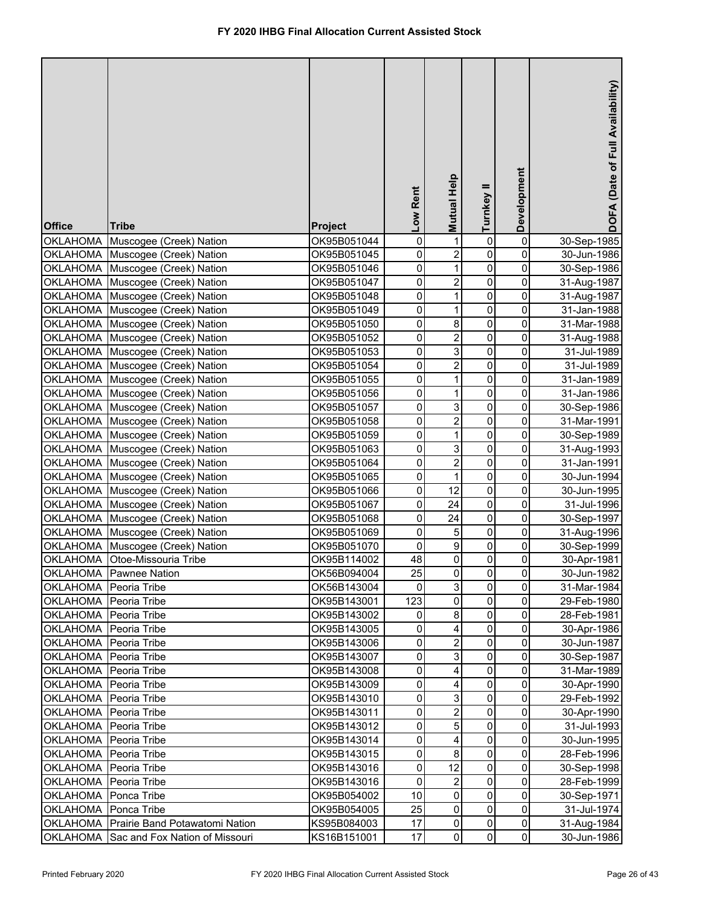# FY 2020 IHBG Final Allocation Current Assisted Stock

| Office | Tribe | Project | Low Rent | Mutual Help | Turnkey II | Development | DOFA (Date of Full Availability) |
|---|---|---|---|---|---|---|---|
| OKLAHOMA | Muscogee (Creek) Nation | OK95B051044 | 0 | 1 | 0 | 0 | 30-Sep-1985 |
| OKLAHOMA | Muscogee (Creek) Nation | OK95B051045 | 0 | 2 | 0 | 0 | 30-Jun-1986 |
| OKLAHOMA | Muscogee (Creek) Nation | OK95B051046 | 0 | 1 | 0 | 0 | 30-Sep-1986 |
| OKLAHOMA | Muscogee (Creek) Nation | OK95B051047 | 0 | 2 | 0 | 0 | 31-Aug-1987 |
| OKLAHOMA | Muscogee (Creek) Nation | OK95B051048 | 0 | 1 | 0 | 0 | 31-Aug-1987 |
| OKLAHOMA | Muscogee (Creek) Nation | OK95B051049 | 0 | 1 | 0 | 0 | 31-Jan-1988 |
| OKLAHOMA | Muscogee (Creek) Nation | OK95B051050 | 0 | 8 | 0 | 0 | 31-Mar-1988 |
| OKLAHOMA | Muscogee (Creek) Nation | OK95B051052 | 0 | 2 | 0 | 0 | 31-Aug-1988 |
| OKLAHOMA | Muscogee (Creek) Nation | OK95B051053 | 0 | 3 | 0 | 0 | 31-Jul-1989 |
| OKLAHOMA | Muscogee (Creek) Nation | OK95B051054 | 0 | 2 | 0 | 0 | 31-Jul-1989 |
| OKLAHOMA | Muscogee (Creek) Nation | OK95B051055 | 0 | 1 | 0 | 0 | 31-Jan-1989 |
| OKLAHOMA | Muscogee (Creek) Nation | OK95B051056 | 0 | 1 | 0 | 0 | 31-Jan-1986 |
| OKLAHOMA | Muscogee (Creek) Nation | OK95B051057 | 0 | 3 | 0 | 0 | 30-Sep-1986 |
| OKLAHOMA | Muscogee (Creek) Nation | OK95B051058 | 0 | 2 | 0 | 0 | 31-Mar-1991 |
| OKLAHOMA | Muscogee (Creek) Nation | OK95B051059 | 0 | 1 | 0 | 0 | 30-Sep-1989 |
| OKLAHOMA | Muscogee (Creek) Nation | OK95B051063 | 0 | 3 | 0 | 0 | 31-Aug-1993 |
| OKLAHOMA | Muscogee (Creek) Nation | OK95B051064 | 0 | 2 | 0 | 0 | 31-Jan-1991 |
| OKLAHOMA | Muscogee (Creek) Nation | OK95B051065 | 0 | 1 | 0 | 0 | 30-Jun-1994 |
| OKLAHOMA | Muscogee (Creek) Nation | OK95B051066 | 0 | 12 | 0 | 0 | 30-Jun-1995 |
| OKLAHOMA | Muscogee (Creek) Nation | OK95B051067 | 0 | 24 | 0 | 0 | 31-Jul-1996 |
| OKLAHOMA | Muscogee (Creek) Nation | OK95B051068 | 0 | 24 | 0 | 0 | 30-Sep-1997 |
| OKLAHOMA | Muscogee (Creek) Nation | OK95B051069 | 0 | 5 | 0 | 0 | 31-Aug-1996 |
| OKLAHOMA | Muscogee (Creek) Nation | OK95B051070 | 0 | 9 | 0 | 0 | 30-Sep-1999 |
| OKLAHOMA | Otoe-Missouria Tribe | OK95B114002 | 48 | 0 | 0 | 0 | 30-Apr-1981 |
| OKLAHOMA | Pawnee Nation | OK56B094004 | 25 | 0 | 0 | 0 | 30-Jun-1982 |
| OKLAHOMA | Peoria Tribe | OK56B143004 | 0 | 3 | 0 | 0 | 31-Mar-1984 |
| OKLAHOMA | Peoria Tribe | OK95B143001 | 123 | 0 | 0 | 0 | 29-Feb-1980 |
| OKLAHOMA | Peoria Tribe | OK95B143002 | 0 | 8 | 0 | 0 | 28-Feb-1981 |
| OKLAHOMA | Peoria Tribe | OK95B143005 | 0 | 4 | 0 | 0 | 30-Apr-1986 |
| OKLAHOMA | Peoria Tribe | OK95B143006 | 0 | 2 | 0 | 0 | 30-Jun-1987 |
| OKLAHOMA | Peoria Tribe | OK95B143007 | 0 | 3 | 0 | 0 | 30-Sep-1987 |
| OKLAHOMA | Peoria Tribe | OK95B143008 | 0 | 4 | 0 | 0 | 31-Mar-1989 |
| OKLAHOMA | Peoria Tribe | OK95B143009 | 0 | 4 | 0 | 0 | 30-Apr-1990 |
| OKLAHOMA | Peoria Tribe | OK95B143010 | 0 | 3 | 0 | 0 | 29-Feb-1992 |
| OKLAHOMA | Peoria Tribe | OK95B143011 | 0 | 2 | 0 | 0 | 30-Apr-1990 |
| OKLAHOMA | Peoria Tribe | OK95B143012 | 0 | 5 | 0 | 0 | 31-Jul-1993 |
| OKLAHOMA | Peoria Tribe | OK95B143014 | 0 | 4 | 0 | 0 | 30-Jun-1995 |
| OKLAHOMA | Peoria Tribe | OK95B143015 | 0 | 8 | 0 | 0 | 28-Feb-1996 |
| OKLAHOMA | Peoria Tribe | OK95B143016 | 0 | 12 | 0 | 0 | 30-Sep-1998 |
| OKLAHOMA | Peoria Tribe | OK95B143016 | 0 | 2 | 0 | 0 | 28-Feb-1999 |
| OKLAHOMA | Ponca Tribe | OK95B054002 | 10 | 0 | 0 | 0 | 30-Sep-1971 |
| OKLAHOMA | Ponca Tribe | OK95B054005 | 25 | 0 | 0 | 0 | 31-Jul-1974 |
| OKLAHOMA | Prairie Band Potawatomi Nation | KS95B084003 | 17 | 0 | 0 | 0 | 31-Aug-1984 |
| OKLAHOMA | Sac and Fox Nation of Missouri | KS16B151001 | 17 | 0 | 0 | 0 | 30-Jun-1986 |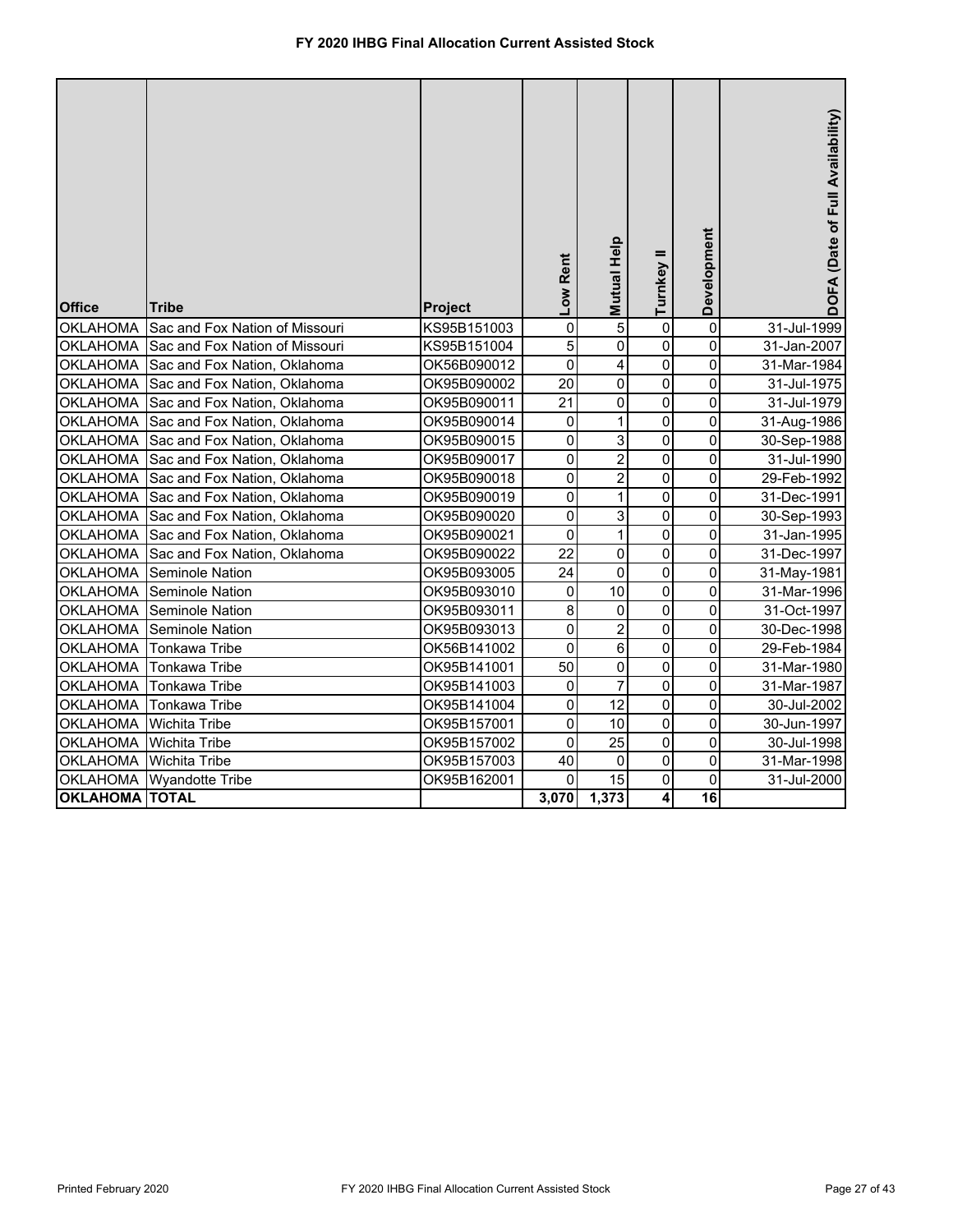# FY 2020 IHBG Final Allocation Current Assisted Stock

| Office | Tribe | Project | Low Rent | Mutual Help | Turnkey II | Development | DOFA (Date of Full Availability) |
|---|---|---|---|---|---|---|---|
| OKLAHOMA | Sac and Fox Nation of Missouri | KS95B151003 | 0 | 5 | 0 | 0 | 31-Jul-1999 |
| OKLAHOMA | Sac and Fox Nation of Missouri | KS95B151004 | 5 | 0 | 0 | 0 | 31-Jan-2007 |
| OKLAHOMA | Sac and Fox Nation, Oklahoma | OK56B090012 | 0 | 4 | 0 | 0 | 31-Mar-1984 |
| OKLAHOMA | Sac and Fox Nation, Oklahoma | OK95B090002 | 20 | 0 | 0 | 0 | 31-Jul-1975 |
| OKLAHOMA | Sac and Fox Nation, Oklahoma | OK95B090011 | 21 | 0 | 0 | 0 | 31-Jul-1979 |
| OKLAHOMA | Sac and Fox Nation, Oklahoma | OK95B090014 | 0 | 1 | 0 | 0 | 31-Aug-1986 |
| OKLAHOMA | Sac and Fox Nation, Oklahoma | OK95B090015 | 0 | 3 | 0 | 0 | 30-Sep-1988 |
| OKLAHOMA | Sac and Fox Nation, Oklahoma | OK95B090017 | 0 | 2 | 0 | 0 | 31-Jul-1990 |
| OKLAHOMA | Sac and Fox Nation, Oklahoma | OK95B090018 | 0 | 2 | 0 | 0 | 29-Feb-1992 |
| OKLAHOMA | Sac and Fox Nation, Oklahoma | OK95B090019 | 0 | 1 | 0 | 0 | 31-Dec-1991 |
| OKLAHOMA | Sac and Fox Nation, Oklahoma | OK95B090020 | 0 | 3 | 0 | 0 | 30-Sep-1993 |
| OKLAHOMA | Sac and Fox Nation, Oklahoma | OK95B090021 | 0 | 1 | 0 | 0 | 31-Jan-1995 |
| OKLAHOMA | Sac and Fox Nation, Oklahoma | OK95B090022 | 22 | 0 | 0 | 0 | 31-Dec-1997 |
| OKLAHOMA | Seminole Nation | OK95B093005 | 24 | 0 | 0 | 0 | 31-May-1981 |
| OKLAHOMA | Seminole Nation | OK95B093010 | 0 | 10 | 0 | 0 | 31-Mar-1996 |
| OKLAHOMA | Seminole Nation | OK95B093011 | 8 | 0 | 0 | 0 | 31-Oct-1997 |
| OKLAHOMA | Seminole Nation | OK95B093013 | 0 | 2 | 0 | 0 | 30-Dec-1998 |
| OKLAHOMA | Tonkawa Tribe | OK56B141002 | 0 | 6 | 0 | 0 | 29-Feb-1984 |
| OKLAHOMA | Tonkawa Tribe | OK95B141001 | 50 | 0 | 0 | 0 | 31-Mar-1980 |
| OKLAHOMA | Tonkawa Tribe | OK95B141003 | 0 | 7 | 0 | 0 | 31-Mar-1987 |
| OKLAHOMA | Tonkawa Tribe | OK95B141004 | 0 | 12 | 0 | 0 | 30-Jul-2002 |
| OKLAHOMA | Wichita Tribe | OK95B157001 | 0 | 10 | 0 | 0 | 30-Jun-1997 |
| OKLAHOMA | Wichita Tribe | OK95B157002 | 0 | 25 | 0 | 0 | 30-Jul-1998 |
| OKLAHOMA | Wichita Tribe | OK95B157003 | 40 | 0 | 0 | 0 | 31-Mar-1998 |
| OKLAHOMA | Wyandotte Tribe | OK95B162001 | 0 | 15 | 0 | 0 | 31-Jul-2000 |
| **OKLAHOMA** | **TOTAL** | | **3,070** | **1,373** | **4** | **16** | |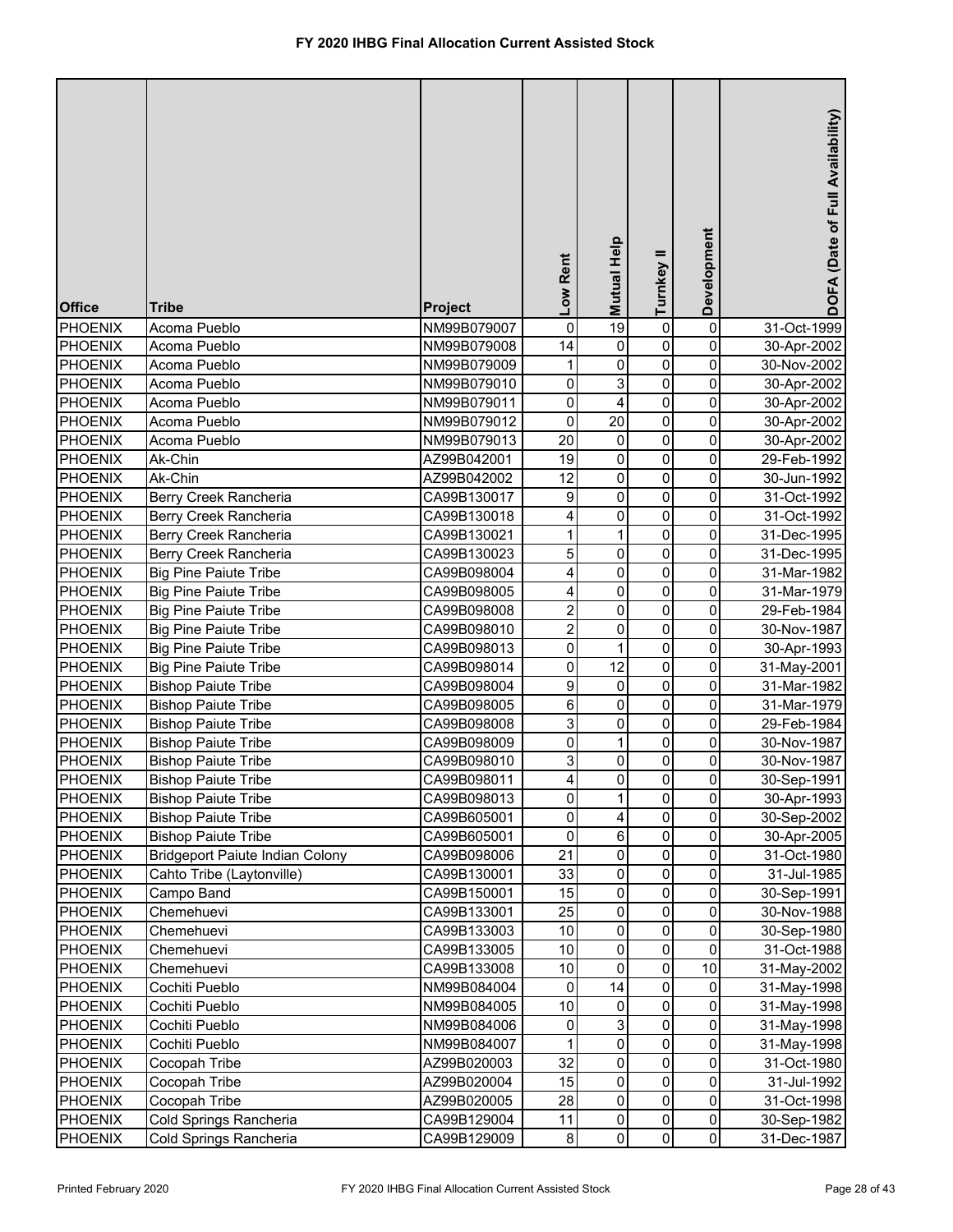# FY 2020 IHBG Final Allocation Current Assisted Stock

| Office | Tribe | Project | Low Rent | Mutual Help | Turnkey II | Development | DOFA (Date of Full Availability) |
|---|---|---|---|---|---|---|---|
| PHOENIX | Acoma Pueblo | NM99B079007 | 0 | 19 | 0 | 0 | 31-Oct-1999 |
| PHOENIX | Acoma Pueblo | NM99B079008 | 14 | 0 | 0 | 0 | 30-Apr-2002 |
| PHOENIX | Acoma Pueblo | NM99B079009 | 1 | 0 | 0 | 0 | 30-Nov-2002 |
| PHOENIX | Acoma Pueblo | NM99B079010 | 0 | 3 | 0 | 0 | 30-Apr-2002 |
| PHOENIX | Acoma Pueblo | NM99B079011 | 0 | 4 | 0 | 0 | 30-Apr-2002 |
| PHOENIX | Acoma Pueblo | NM99B079012 | 0 | 20 | 0 | 0 | 30-Apr-2002 |
| PHOENIX | Acoma Pueblo | NM99B079013 | 20 | 0 | 0 | 0 | 30-Apr-2002 |
| PHOENIX | Ak-Chin | AZ99B042001 | 19 | 0 | 0 | 0 | 29-Feb-1992 |
| PHOENIX | Ak-Chin | AZ99B042002 | 12 | 0 | 0 | 0 | 30-Jun-1992 |
| PHOENIX | Berry Creek Rancheria | CA99B130017 | 9 | 0 | 0 | 0 | 31-Oct-1992 |
| PHOENIX | Berry Creek Rancheria | CA99B130018 | 4 | 0 | 0 | 0 | 31-Oct-1992 |
| PHOENIX | Berry Creek Rancheria | CA99B130021 | 1 | 1 | 0 | 0 | 31-Dec-1995 |
| PHOENIX | Berry Creek Rancheria | CA99B130023 | 5 | 0 | 0 | 0 | 31-Dec-1995 |
| PHOENIX | Big Pine Paiute Tribe | CA99B098004 | 4 | 0 | 0 | 0 | 31-Mar-1982 |
| PHOENIX | Big Pine Paiute Tribe | CA99B098005 | 4 | 0 | 0 | 0 | 31-Mar-1979 |
| PHOENIX | Big Pine Paiute Tribe | CA99B098008 | 2 | 0 | 0 | 0 | 29-Feb-1984 |
| PHOENIX | Big Pine Paiute Tribe | CA99B098010 | 2 | 0 | 0 | 0 | 30-Nov-1987 |
| PHOENIX | Big Pine Paiute Tribe | CA99B098013 | 0 | 1 | 0 | 0 | 30-Apr-1993 |
| PHOENIX | Big Pine Paiute Tribe | CA99B098014 | 0 | 12 | 0 | 0 | 31-May-2001 |
| PHOENIX | Bishop Paiute Tribe | CA99B098004 | 9 | 0 | 0 | 0 | 31-Mar-1982 |
| PHOENIX | Bishop Paiute Tribe | CA99B098005 | 6 | 0 | 0 | 0 | 31-Mar-1979 |
| PHOENIX | Bishop Paiute Tribe | CA99B098008 | 3 | 0 | 0 | 0 | 29-Feb-1984 |
| PHOENIX | Bishop Paiute Tribe | CA99B098009 | 0 | 1 | 0 | 0 | 30-Nov-1987 |
| PHOENIX | Bishop Paiute Tribe | CA99B098010 | 3 | 0 | 0 | 0 | 30-Nov-1987 |
| PHOENIX | Bishop Paiute Tribe | CA99B098011 | 4 | 0 | 0 | 0 | 30-Sep-1991 |
| PHOENIX | Bishop Paiute Tribe | CA99B098013 | 0 | 1 | 0 | 0 | 30-Apr-1993 |
| PHOENIX | Bishop Paiute Tribe | CA99B605001 | 0 | 4 | 0 | 0 | 30-Sep-2002 |
| PHOENIX | Bishop Paiute Tribe | CA99B605001 | 0 | 6 | 0 | 0 | 30-Apr-2005 |
| PHOENIX | Bridgeport Paiute Indian Colony | CA99B098006 | 21 | 0 | 0 | 0 | 31-Oct-1980 |
| PHOENIX | Cahto Tribe (Laytonville) | CA99B130001 | 33 | 0 | 0 | 0 | 31-Jul-1985 |
| PHOENIX | Campo Band | CA99B150001 | 15 | 0 | 0 | 0 | 30-Sep-1991 |
| PHOENIX | Chemehuevi | CA99B133001 | 25 | 0 | 0 | 0 | 30-Nov-1988 |
| PHOENIX | Chemehuevi | CA99B133003 | 10 | 0 | 0 | 0 | 30-Sep-1980 |
| PHOENIX | Chemehuevi | CA99B133005 | 10 | 0 | 0 | 0 | 31-Oct-1988 |
| PHOENIX | Chemehuevi | CA99B133008 | 10 | 0 | 0 | 10 | 31-May-2002 |
| PHOENIX | Cochiti Pueblo | NM99B084004 | 0 | 14 | 0 | 0 | 31-May-1998 |
| PHOENIX | Cochiti Pueblo | NM99B084005 | 10 | 0 | 0 | 0 | 31-May-1998 |
| PHOENIX | Cochiti Pueblo | NM99B084006 | 0 | 3 | 0 | 0 | 31-May-1998 |
| PHOENIX | Cochiti Pueblo | NM99B084007 | 1 | 0 | 0 | 0 | 31-May-1998 |
| PHOENIX | Cocopah Tribe | AZ99B020003 | 32 | 0 | 0 | 0 | 31-Oct-1980 |
| PHOENIX | Cocopah Tribe | AZ99B020004 | 15 | 0 | 0 | 0 | 31-Jul-1992 |
| PHOENIX | Cocopah Tribe | AZ99B020005 | 28 | 0 | 0 | 0 | 31-Oct-1998 |
| PHOENIX | Cold Springs Rancheria | CA99B129004 | 11 | 0 | 0 | 0 | 30-Sep-1982 |
| PHOENIX | Cold Springs Rancheria | CA99B129009 | 8 | 0 | 0 | 0 | 31-Dec-1987 |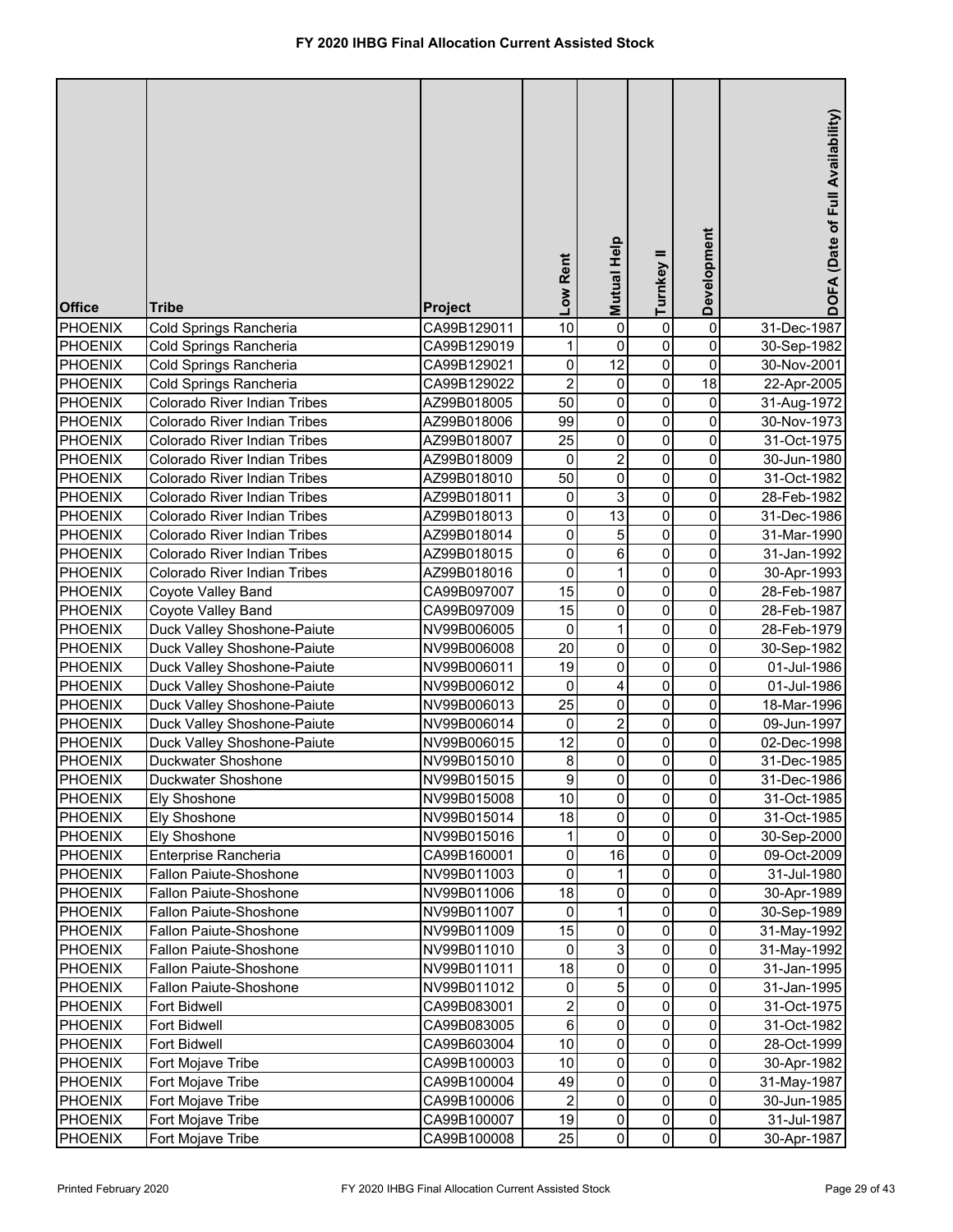# FY 2020 IHBG Final Allocation Current Assisted Stock

| Office | Tribe | Project | Low Rent | Mutual Help | Turnkey II | Development | DOFA (Date of Full Availability) |
|---|---|---|---|---|---|---|---|
| PHOENIX | Cold Springs Rancheria | CA99B129011 | 10 | 0 | 0 | 0 | 31-Dec-1987 |
| PHOENIX | Cold Springs Rancheria | CA99B129019 | 1 | 0 | 0 | 0 | 30-Sep-1982 |
| PHOENIX | Cold Springs Rancheria | CA99B129021 | 0 | 12 | 0 | 0 | 30-Nov-2001 |
| PHOENIX | Cold Springs Rancheria | CA99B129022 | 2 | 0 | 0 | 18 | 22-Apr-2005 |
| PHOENIX | Colorado River Indian Tribes | AZ99B018005 | 50 | 0 | 0 | 0 | 31-Aug-1972 |
| PHOENIX | Colorado River Indian Tribes | AZ99B018006 | 99 | 0 | 0 | 0 | 30-Nov-1973 |
| PHOENIX | Colorado River Indian Tribes | AZ99B018007 | 25 | 0 | 0 | 0 | 31-Oct-1975 |
| PHOENIX | Colorado River Indian Tribes | AZ99B018009 | 0 | 2 | 0 | 0 | 30-Jun-1980 |
| PHOENIX | Colorado River Indian Tribes | AZ99B018010 | 50 | 0 | 0 | 0 | 31-Oct-1982 |
| PHOENIX | Colorado River Indian Tribes | AZ99B018011 | 0 | 3 | 0 | 0 | 28-Feb-1982 |
| PHOENIX | Colorado River Indian Tribes | AZ99B018013 | 0 | 13 | 0 | 0 | 31-Dec-1986 |
| PHOENIX | Colorado River Indian Tribes | AZ99B018014 | 0 | 5 | 0 | 0 | 31-Mar-1990 |
| PHOENIX | Colorado River Indian Tribes | AZ99B018015 | 0 | 6 | 0 | 0 | 31-Jan-1992 |
| PHOENIX | Colorado River Indian Tribes | AZ99B018016 | 0 | 1 | 0 | 0 | 30-Apr-1993 |
| PHOENIX | Coyote Valley Band | CA99B097007 | 15 | 0 | 0 | 0 | 28-Feb-1987 |
| PHOENIX | Coyote Valley Band | CA99B097009 | 15 | 0 | 0 | 0 | 28-Feb-1987 |
| PHOENIX | Duck Valley Shoshone-Paiute | NV99B006005 | 0 | 1 | 0 | 0 | 28-Feb-1979 |
| PHOENIX | Duck Valley Shoshone-Paiute | NV99B006008 | 20 | 0 | 0 | 0 | 30-Sep-1982 |
| PHOENIX | Duck Valley Shoshone-Paiute | NV99B006011 | 19 | 0 | 0 | 0 | 01-Jul-1986 |
| PHOENIX | Duck Valley Shoshone-Paiute | NV99B006012 | 0 | 4 | 0 | 0 | 01-Jul-1986 |
| PHOENIX | Duck Valley Shoshone-Paiute | NV99B006013 | 25 | 0 | 0 | 0 | 18-Mar-1996 |
| PHOENIX | Duck Valley Shoshone-Paiute | NV99B006014 | 0 | 2 | 0 | 0 | 09-Jun-1997 |
| PHOENIX | Duck Valley Shoshone-Paiute | NV99B006015 | 12 | 0 | 0 | 0 | 02-Dec-1998 |
| PHOENIX | Duckwater Shoshone | NV99B015010 | 8 | 0 | 0 | 0 | 31-Dec-1985 |
| PHOENIX | Duckwater Shoshone | NV99B015015 | 9 | 0 | 0 | 0 | 31-Dec-1986 |
| PHOENIX | Ely Shoshone | NV99B015008 | 10 | 0 | 0 | 0 | 31-Oct-1985 |
| PHOENIX | Ely Shoshone | NV99B015014 | 18 | 0 | 0 | 0 | 31-Oct-1985 |
| PHOENIX | Ely Shoshone | NV99B015016 | 1 | 0 | 0 | 0 | 30-Sep-2000 |
| PHOENIX | Enterprise Rancheria | CA99B160001 | 0 | 16 | 0 | 0 | 09-Oct-2009 |
| PHOENIX | Fallon Paiute-Shoshone | NV99B011003 | 0 | 1 | 0 | 0 | 31-Jul-1980 |
| PHOENIX | Fallon Paiute-Shoshone | NV99B011006 | 18 | 0 | 0 | 0 | 30-Apr-1989 |
| PHOENIX | Fallon Paiute-Shoshone | NV99B011007 | 0 | 1 | 0 | 0 | 30-Sep-1989 |
| PHOENIX | Fallon Paiute-Shoshone | NV99B011009 | 15 | 0 | 0 | 0 | 31-May-1992 |
| PHOENIX | Fallon Paiute-Shoshone | NV99B011010 | 0 | 3 | 0 | 0 | 31-May-1992 |
| PHOENIX | Fallon Paiute-Shoshone | NV99B011011 | 18 | 0 | 0 | 0 | 31-Jan-1995 |
| PHOENIX | Fallon Paiute-Shoshone | NV99B011012 | 0 | 5 | 0 | 0 | 31-Jan-1995 |
| PHOENIX | Fort Bidwell | CA99B083001 | 2 | 0 | 0 | 0 | 31-Oct-1975 |
| PHOENIX | Fort Bidwell | CA99B083005 | 6 | 0 | 0 | 0 | 31-Oct-1982 |
| PHOENIX | Fort Bidwell | CA99B603004 | 10 | 0 | 0 | 0 | 28-Oct-1999 |
| PHOENIX | Fort Mojave Tribe | CA99B100003 | 10 | 0 | 0 | 0 | 30-Apr-1982 |
| PHOENIX | Fort Mojave Tribe | CA99B100004 | 49 | 0 | 0 | 0 | 31-May-1987 |
| PHOENIX | Fort Mojave Tribe | CA99B100006 | 2 | 0 | 0 | 0 | 30-Jun-1985 |
| PHOENIX | Fort Mojave Tribe | CA99B100007 | 19 | 0 | 0 | 0 | 31-Jul-1987 |
| PHOENIX | Fort Mojave Tribe | CA99B100008 | 25 | 0 | 0 | 0 | 30-Apr-1987 |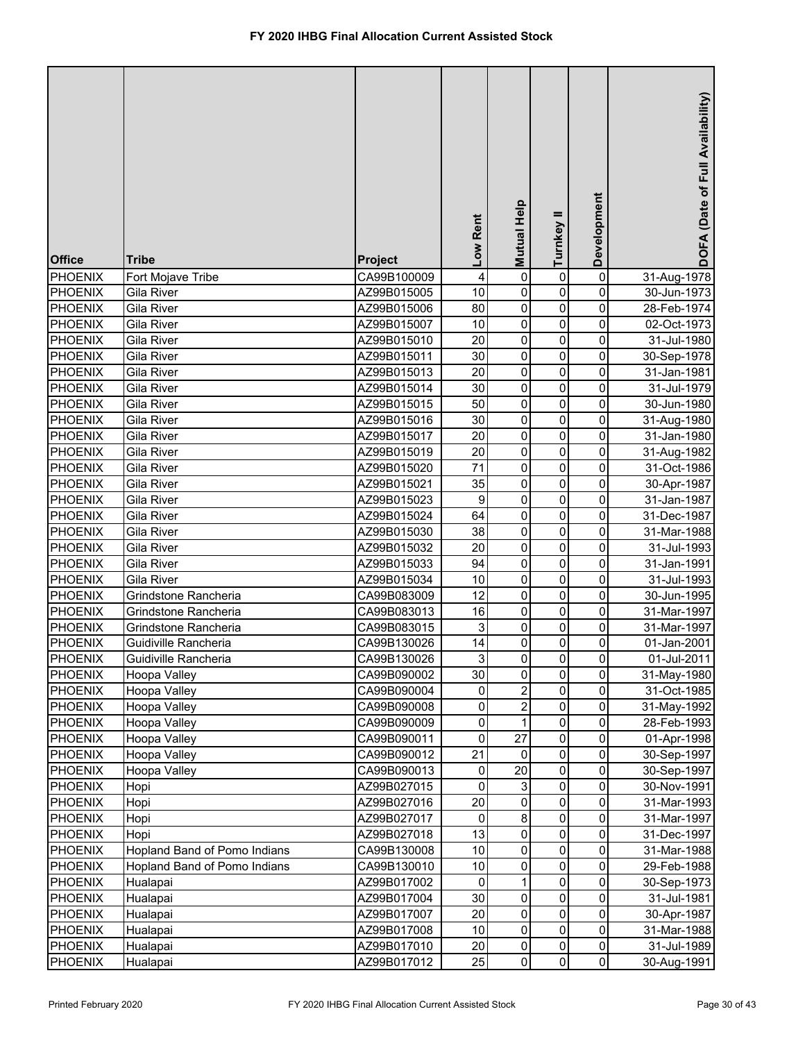# FY 2020 IHBG Final Allocation Current Assisted Stock

| Office | Tribe | Project | Low Rent | Mutual Help | Turnkey II | Development | DOFA (Date of Full Availability) |
|---|---|---|---|---|---|---|---|
| PHOENIX | Fort Mojave Tribe | CA99B100009 | 4 | 0 | 0 | 0 | 31-Aug-1978 |
| PHOENIX | Gila River | AZ99B015005 | 10 | 0 | 0 | 0 | 30-Jun-1973 |
| PHOENIX | Gila River | AZ99B015006 | 80 | 0 | 0 | 0 | 28-Feb-1974 |
| PHOENIX | Gila River | AZ99B015007 | 10 | 0 | 0 | 0 | 02-Oct-1973 |
| PHOENIX | Gila River | AZ99B015010 | 20 | 0 | 0 | 0 | 31-Jul-1980 |
| PHOENIX | Gila River | AZ99B015011 | 30 | 0 | 0 | 0 | 30-Sep-1978 |
| PHOENIX | Gila River | AZ99B015013 | 20 | 0 | 0 | 0 | 31-Jan-1981 |
| PHOENIX | Gila River | AZ99B015014 | 30 | 0 | 0 | 0 | 31-Jul-1979 |
| PHOENIX | Gila River | AZ99B015015 | 50 | 0 | 0 | 0 | 30-Jun-1980 |
| PHOENIX | Gila River | AZ99B015016 | 30 | 0 | 0 | 0 | 31-Aug-1980 |
| PHOENIX | Gila River | AZ99B015017 | 20 | 0 | 0 | 0 | 31-Jan-1980 |
| PHOENIX | Gila River | AZ99B015019 | 20 | 0 | 0 | 0 | 31-Aug-1982 |
| PHOENIX | Gila River | AZ99B015020 | 71 | 0 | 0 | 0 | 31-Oct-1986 |
| PHOENIX | Gila River | AZ99B015021 | 35 | 0 | 0 | 0 | 30-Apr-1987 |
| PHOENIX | Gila River | AZ99B015023 | 9 | 0 | 0 | 0 | 31-Jan-1987 |
| PHOENIX | Gila River | AZ99B015024 | 64 | 0 | 0 | 0 | 31-Dec-1987 |
| PHOENIX | Gila River | AZ99B015030 | 38 | 0 | 0 | 0 | 31-Mar-1988 |
| PHOENIX | Gila River | AZ99B015032 | 20 | 0 | 0 | 0 | 31-Jul-1993 |
| PHOENIX | Gila River | AZ99B015033 | 94 | 0 | 0 | 0 | 31-Jan-1991 |
| PHOENIX | Gila River | AZ99B015034 | 10 | 0 | 0 | 0 | 31-Jul-1993 |
| PHOENIX | Grindstone Rancheria | CA99B083009 | 12 | 0 | 0 | 0 | 30-Jun-1995 |
| PHOENIX | Grindstone Rancheria | CA99B083013 | 16 | 0 | 0 | 0 | 31-Mar-1997 |
| PHOENIX | Grindstone Rancheria | CA99B083015 | 3 | 0 | 0 | 0 | 31-Mar-1997 |
| PHOENIX | Guidiville Rancheria | CA99B130026 | 14 | 0 | 0 | 0 | 01-Jan-2001 |
| PHOENIX | Guidiville Rancheria | CA99B130026 | 3 | 0 | 0 | 0 | 01-Jul-2011 |
| PHOENIX | Hoopa Valley | CA99B090002 | 30 | 0 | 0 | 0 | 31-May-1980 |
| PHOENIX | Hoopa Valley | CA99B090004 | 0 | 2 | 0 | 0 | 31-Oct-1985 |
| PHOENIX | Hoopa Valley | CA99B090008 | 0 | 2 | 0 | 0 | 31-May-1992 |
| PHOENIX | Hoopa Valley | CA99B090009 | 0 | 1 | 0 | 0 | 28-Feb-1993 |
| PHOENIX | Hoopa Valley | CA99B090011 | 0 | 27 | 0 | 0 | 01-Apr-1998 |
| PHOENIX | Hoopa Valley | CA99B090012 | 21 | 0 | 0 | 0 | 30-Sep-1997 |
| PHOENIX | Hoopa Valley | CA99B090013 | 0 | 20 | 0 | 0 | 30-Sep-1997 |
| PHOENIX | Hopi | AZ99B027015 | 0 | 3 | 0 | 0 | 30-Nov-1991 |
| PHOENIX | Hopi | AZ99B027016 | 20 | 0 | 0 | 0 | 31-Mar-1993 |
| PHOENIX | Hopi | AZ99B027017 | 0 | 8 | 0 | 0 | 31-Mar-1997 |
| PHOENIX | Hopi | AZ99B027018 | 13 | 0 | 0 | 0 | 31-Dec-1997 |
| PHOENIX | Hopland Band of Pomo Indians | CA99B130008 | 10 | 0 | 0 | 0 | 31-Mar-1988 |
| PHOENIX | Hopland Band of Pomo Indians | CA99B130010 | 10 | 0 | 0 | 0 | 29-Feb-1988 |
| PHOENIX | Hualapai | AZ99B017002 | 0 | 1 | 0 | 0 | 30-Sep-1973 |
| PHOENIX | Hualapai | AZ99B017004 | 30 | 0 | 0 | 0 | 31-Jul-1981 |
| PHOENIX | Hualapai | AZ99B017007 | 20 | 0 | 0 | 0 | 30-Apr-1987 |
| PHOENIX | Hualapai | AZ99B017008 | 10 | 0 | 0 | 0 | 31-Mar-1988 |
| PHOENIX | Hualapai | AZ99B017010 | 20 | 0 | 0 | 0 | 31-Jul-1989 |
| PHOENIX | Hualapai | AZ99B017012 | 25 | 0 | 0 | 0 | 30-Aug-1991 |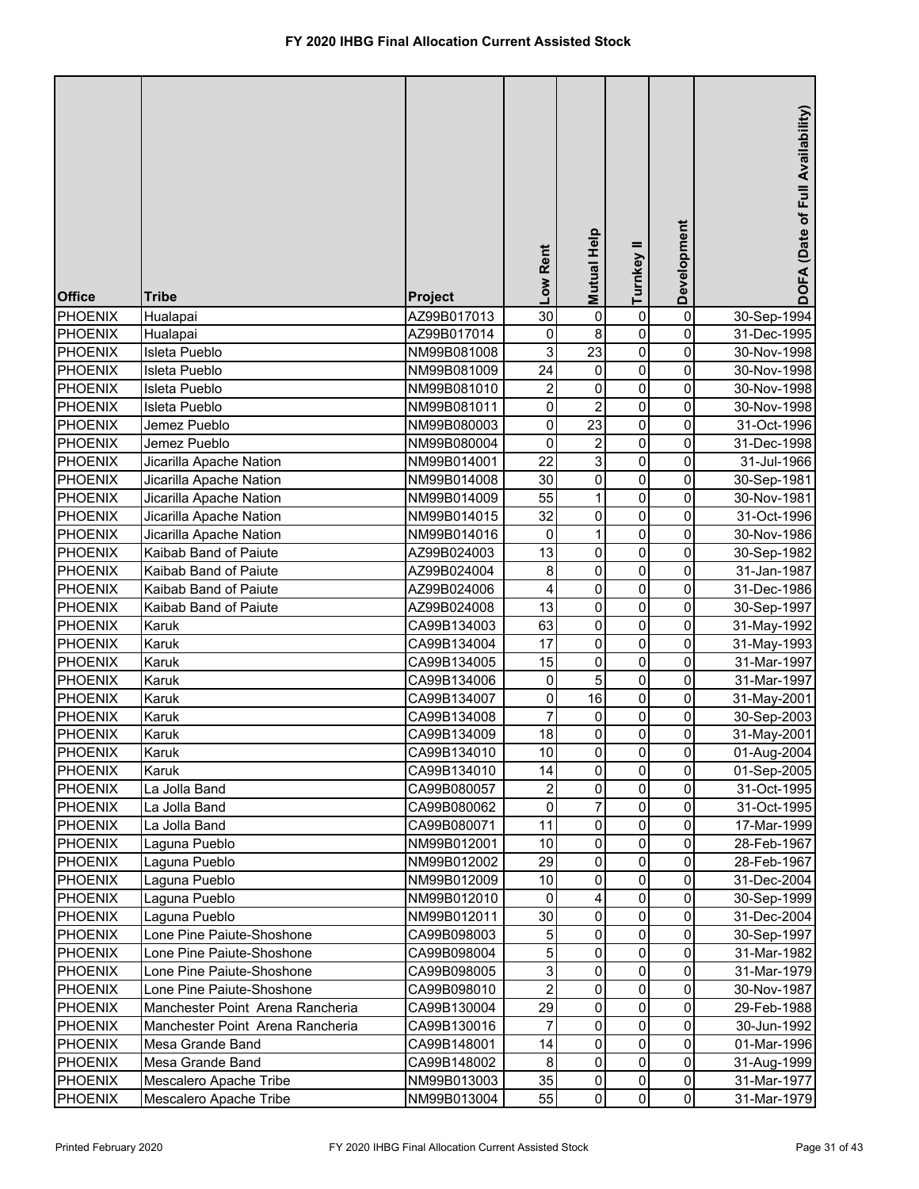# FY 2020 IHBG Final Allocation Current Assisted Stock

| Office | Tribe | Project | Low Rent | Mutual Help | Turnkey II | Development | DOFA (Date of Full Availability) |
|---|---|---|---|---|---|---|---|
| PHOENIX | Hualapai | AZ99B017013 | 30 | 0 | 0 | 0 | 30-Sep-1994 |
| PHOENIX | Hualapai | AZ99B017014 | 0 | 8 | 0 | 0 | 31-Dec-1995 |
| PHOENIX | Isleta Pueblo | NM99B081008 | 3 | 23 | 0 | 0 | 30-Nov-1998 |
| PHOENIX | Isleta Pueblo | NM99B081009 | 24 | 0 | 0 | 0 | 30-Nov-1998 |
| PHOENIX | Isleta Pueblo | NM99B081010 | 2 | 0 | 0 | 0 | 30-Nov-1998 |
| PHOENIX | Isleta Pueblo | NM99B081011 | 0 | 2 | 0 | 0 | 30-Nov-1998 |
| PHOENIX | Jemez Pueblo | NM99B080003 | 0 | 23 | 0 | 0 | 31-Oct-1996 |
| PHOENIX | Jemez Pueblo | NM99B080004 | 0 | 2 | 0 | 0 | 31-Dec-1998 |
| PHOENIX | Jicarilla Apache Nation | NM99B014001 | 22 | 3 | 0 | 0 | 31-Jul-1966 |
| PHOENIX | Jicarilla Apache Nation | NM99B014008 | 30 | 0 | 0 | 0 | 30-Sep-1981 |
| PHOENIX | Jicarilla Apache Nation | NM99B014009 | 55 | 1 | 0 | 0 | 30-Nov-1981 |
| PHOENIX | Jicarilla Apache Nation | NM99B014015 | 32 | 0 | 0 | 0 | 31-Oct-1996 |
| PHOENIX | Jicarilla Apache Nation | NM99B014016 | 0 | 1 | 0 | 0 | 30-Nov-1986 |
| PHOENIX | Kaibab Band of Paiute | AZ99B024003 | 13 | 0 | 0 | 0 | 30-Sep-1982 |
| PHOENIX | Kaibab Band of Paiute | AZ99B024004 | 8 | 0 | 0 | 0 | 31-Jan-1987 |
| PHOENIX | Kaibab Band of Paiute | AZ99B024006 | 4 | 0 | 0 | 0 | 31-Dec-1986 |
| PHOENIX | Kaibab Band of Paiute | AZ99B024008 | 13 | 0 | 0 | 0 | 30-Sep-1997 |
| PHOENIX | Karuk | CA99B134003 | 63 | 0 | 0 | 0 | 31-May-1992 |
| PHOENIX | Karuk | CA99B134004 | 17 | 0 | 0 | 0 | 31-May-1993 |
| PHOENIX | Karuk | CA99B134005 | 15 | 0 | 0 | 0 | 31-Mar-1997 |
| PHOENIX | Karuk | CA99B134006 | 0 | 5 | 0 | 0 | 31-Mar-1997 |
| PHOENIX | Karuk | CA99B134007 | 0 | 16 | 0 | 0 | 31-May-2001 |
| PHOENIX | Karuk | CA99B134008 | 7 | 0 | 0 | 0 | 30-Sep-2003 |
| PHOENIX | Karuk | CA99B134009 | 18 | 0 | 0 | 0 | 31-May-2001 |
| PHOENIX | Karuk | CA99B134010 | 10 | 0 | 0 | 0 | 01-Aug-2004 |
| PHOENIX | Karuk | CA99B134010 | 14 | 0 | 0 | 0 | 01-Sep-2005 |
| PHOENIX | La Jolla Band | CA99B080057 | 2 | 0 | 0 | 0 | 31-Oct-1995 |
| PHOENIX | La Jolla Band | CA99B080062 | 0 | 7 | 0 | 0 | 31-Oct-1995 |
| PHOENIX | La Jolla Band | CA99B080071 | 11 | 0 | 0 | 0 | 17-Mar-1999 |
| PHOENIX | Laguna Pueblo | NM99B012001 | 10 | 0 | 0 | 0 | 28-Feb-1967 |
| PHOENIX | Laguna Pueblo | NM99B012002 | 29 | 0 | 0 | 0 | 28-Feb-1967 |
| PHOENIX | Laguna Pueblo | NM99B012009 | 10 | 0 | 0 | 0 | 31-Dec-2004 |
| PHOENIX | Laguna Pueblo | NM99B012010 | 0 | 4 | 0 | 0 | 30-Sep-1999 |
| PHOENIX | Laguna Pueblo | NM99B012011 | 30 | 0 | 0 | 0 | 31-Dec-2004 |
| PHOENIX | Lone Pine Paiute-Shoshone | CA99B098003 | 5 | 0 | 0 | 0 | 30-Sep-1997 |
| PHOENIX | Lone Pine Paiute-Shoshone | CA99B098004 | 5 | 0 | 0 | 0 | 31-Mar-1982 |
| PHOENIX | Lone Pine Paiute-Shoshone | CA99B098005 | 3 | 0 | 0 | 0 | 31-Mar-1979 |
| PHOENIX | Lone Pine Paiute-Shoshone | CA99B098010 | 2 | 0 | 0 | 0 | 30-Nov-1987 |
| PHOENIX | Manchester Point Arena Rancheria | CA99B130004 | 29 | 0 | 0 | 0 | 29-Feb-1988 |
| PHOENIX | Manchester Point Arena Rancheria | CA99B130016 | 7 | 0 | 0 | 0 | 30-Jun-1992 |
| PHOENIX | Mesa Grande Band | CA99B148001 | 14 | 0 | 0 | 0 | 01-Mar-1996 |
| PHOENIX | Mesa Grande Band | CA99B148002 | 8 | 0 | 0 | 0 | 31-Aug-1999 |
| PHOENIX | Mescalero Apache Tribe | NM99B013003 | 35 | 0 | 0 | 0 | 31-Mar-1977 |
| PHOENIX | Mescalero Apache Tribe | NM99B013004 | 55 | 0 | 0 | 0 | 31-Mar-1979 |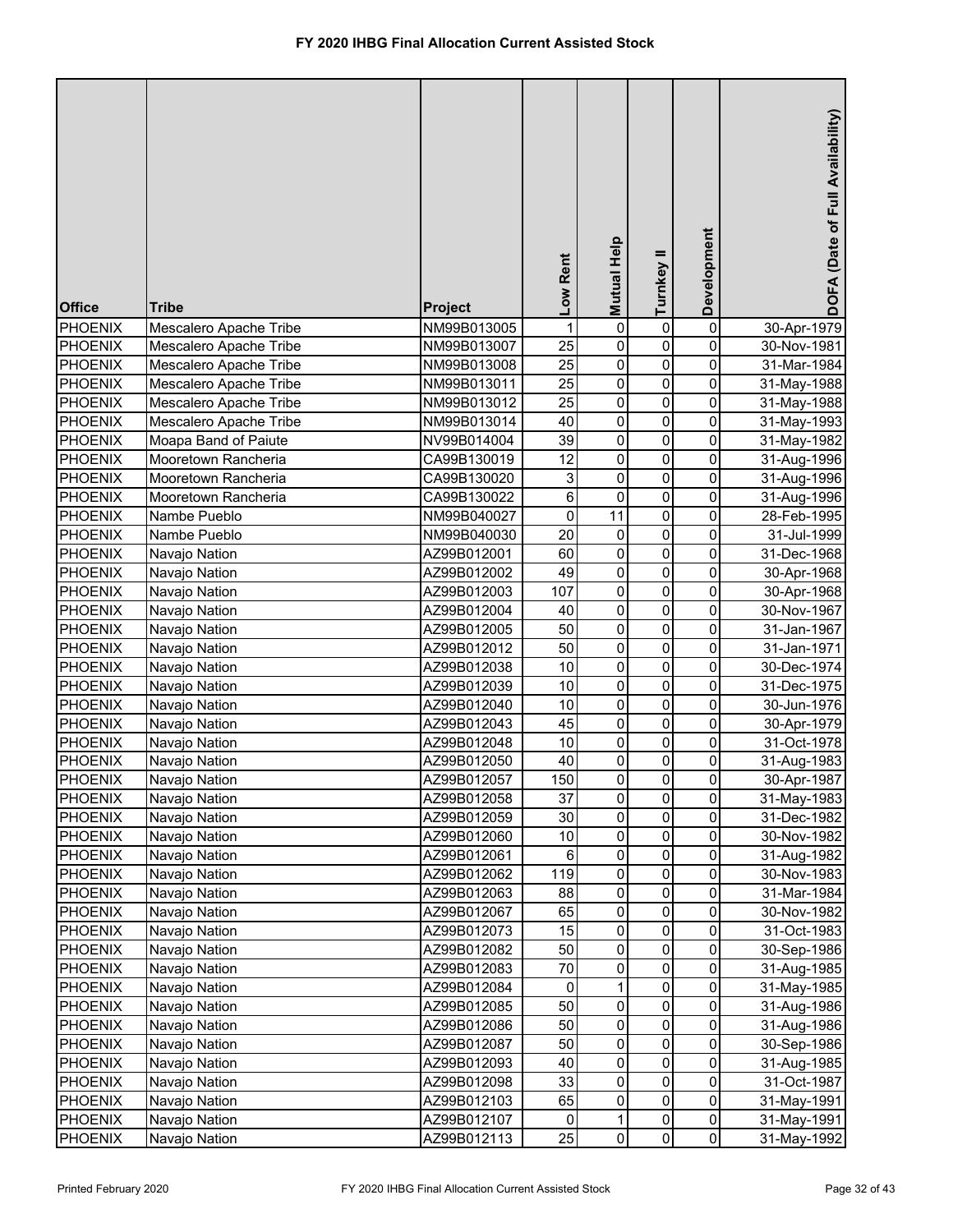# FY 2020 IHBG Final Allocation Current Assisted Stock

| Office | Tribe | Project | Low Rent | Mutual Help | Turnkey II | Development | DOFA (Date of Full Availability) |
|---|---|---|---|---|---|---|---|
| PHOENIX | Mescalero Apache Tribe | NM99B013005 | 1 | 0 | 0 | 0 | 30-Apr-1979 |
| PHOENIX | Mescalero Apache Tribe | NM99B013007 | 25 | 0 | 0 | 0 | 30-Nov-1981 |
| PHOENIX | Mescalero Apache Tribe | NM99B013008 | 25 | 0 | 0 | 0 | 31-Mar-1984 |
| PHOENIX | Mescalero Apache Tribe | NM99B013011 | 25 | 0 | 0 | 0 | 31-May-1988 |
| PHOENIX | Mescalero Apache Tribe | NM99B013012 | 25 | 0 | 0 | 0 | 31-May-1988 |
| PHOENIX | Mescalero Apache Tribe | NM99B013014 | 40 | 0 | 0 | 0 | 31-May-1993 |
| PHOENIX | Moapa Band of Paiute | NV99B014004 | 39 | 0 | 0 | 0 | 31-May-1982 |
| PHOENIX | Mooretown Rancheria | CA99B130019 | 12 | 0 | 0 | 0 | 31-Aug-1996 |
| PHOENIX | Mooretown Rancheria | CA99B130020 | 3 | 0 | 0 | 0 | 31-Aug-1996 |
| PHOENIX | Mooretown Rancheria | CA99B130022 | 6 | 0 | 0 | 0 | 31-Aug-1996 |
| PHOENIX | Nambe Pueblo | NM99B040027 | 0 | 11 | 0 | 0 | 28-Feb-1995 |
| PHOENIX | Nambe Pueblo | NM99B040030 | 20 | 0 | 0 | 0 | 31-Jul-1999 |
| PHOENIX | Navajo Nation | AZ99B012001 | 60 | 0 | 0 | 0 | 31-Dec-1968 |
| PHOENIX | Navajo Nation | AZ99B012002 | 49 | 0 | 0 | 0 | 30-Apr-1968 |
| PHOENIX | Navajo Nation | AZ99B012003 | 107 | 0 | 0 | 0 | 30-Apr-1968 |
| PHOENIX | Navajo Nation | AZ99B012004 | 40 | 0 | 0 | 0 | 30-Nov-1967 |
| PHOENIX | Navajo Nation | AZ99B012005 | 50 | 0 | 0 | 0 | 31-Jan-1967 |
| PHOENIX | Navajo Nation | AZ99B012012 | 50 | 0 | 0 | 0 | 31-Jan-1971 |
| PHOENIX | Navajo Nation | AZ99B012038 | 10 | 0 | 0 | 0 | 30-Dec-1974 |
| PHOENIX | Navajo Nation | AZ99B012039 | 10 | 0 | 0 | 0 | 31-Dec-1975 |
| PHOENIX | Navajo Nation | AZ99B012040 | 10 | 0 | 0 | 0 | 30-Jun-1976 |
| PHOENIX | Navajo Nation | AZ99B012043 | 45 | 0 | 0 | 0 | 30-Apr-1979 |
| PHOENIX | Navajo Nation | AZ99B012048 | 10 | 0 | 0 | 0 | 31-Oct-1978 |
| PHOENIX | Navajo Nation | AZ99B012050 | 40 | 0 | 0 | 0 | 31-Aug-1983 |
| PHOENIX | Navajo Nation | AZ99B012057 | 150 | 0 | 0 | 0 | 30-Apr-1987 |
| PHOENIX | Navajo Nation | AZ99B012058 | 37 | 0 | 0 | 0 | 31-May-1983 |
| PHOENIX | Navajo Nation | AZ99B012059 | 30 | 0 | 0 | 0 | 31-Dec-1982 |
| PHOENIX | Navajo Nation | AZ99B012060 | 10 | 0 | 0 | 0 | 30-Nov-1982 |
| PHOENIX | Navajo Nation | AZ99B012061 | 6 | 0 | 0 | 0 | 31-Aug-1982 |
| PHOENIX | Navajo Nation | AZ99B012062 | 119 | 0 | 0 | 0 | 30-Nov-1983 |
| PHOENIX | Navajo Nation | AZ99B012063 | 88 | 0 | 0 | 0 | 31-Mar-1984 |
| PHOENIX | Navajo Nation | AZ99B012067 | 65 | 0 | 0 | 0 | 30-Nov-1982 |
| PHOENIX | Navajo Nation | AZ99B012073 | 15 | 0 | 0 | 0 | 31-Oct-1983 |
| PHOENIX | Navajo Nation | AZ99B012082 | 50 | 0 | 0 | 0 | 30-Sep-1986 |
| PHOENIX | Navajo Nation | AZ99B012083 | 70 | 0 | 0 | 0 | 31-Aug-1985 |
| PHOENIX | Navajo Nation | AZ99B012084 | 0 | 1 | 0 | 0 | 31-May-1985 |
| PHOENIX | Navajo Nation | AZ99B012085 | 50 | 0 | 0 | 0 | 31-Aug-1986 |
| PHOENIX | Navajo Nation | AZ99B012086 | 50 | 0 | 0 | 0 | 31-Aug-1986 |
| PHOENIX | Navajo Nation | AZ99B012087 | 50 | 0 | 0 | 0 | 30-Sep-1986 |
| PHOENIX | Navajo Nation | AZ99B012093 | 40 | 0 | 0 | 0 | 31-Aug-1985 |
| PHOENIX | Navajo Nation | AZ99B012098 | 33 | 0 | 0 | 0 | 31-Oct-1987 |
| PHOENIX | Navajo Nation | AZ99B012103 | 65 | 0 | 0 | 0 | 31-May-1991 |
| PHOENIX | Navajo Nation | AZ99B012107 | 0 | 1 | 0 | 0 | 31-May-1991 |
| PHOENIX | Navajo Nation | AZ99B012113 | 25 | 0 | 0 | 0 | 31-May-1992 |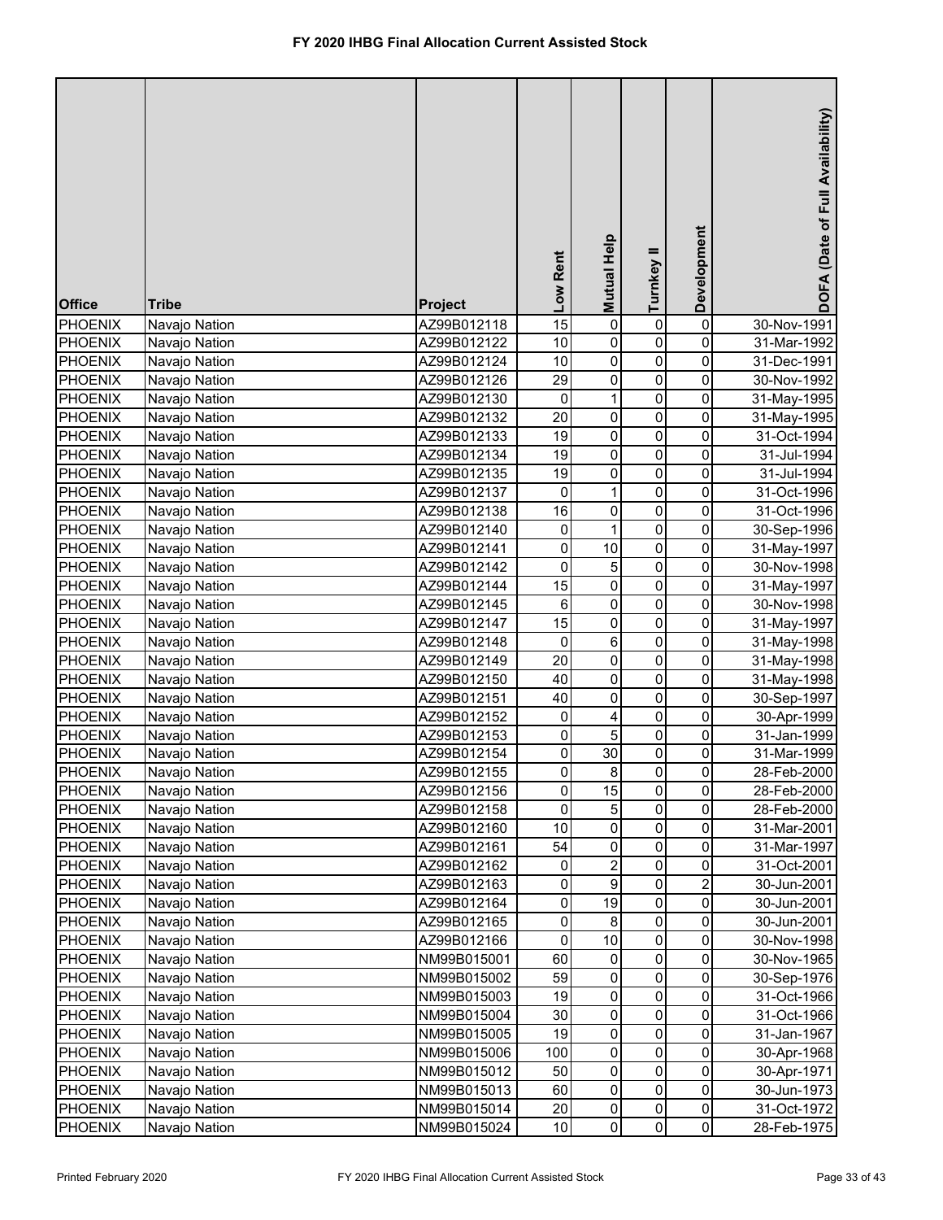# FY 2020 IHBG Final Allocation Current Assisted Stock

| Office | Tribe | Project | Low Rent | Mutual Help | Turnkey II | Development | DOFA (Date of Full Availability) |
|---|---|---|---|---|---|---|---|
| PHOENIX | Navajo Nation | AZ99B012118 | 15 | 0 | 0 | 0 | 30-Nov-1991 |
| PHOENIX | Navajo Nation | AZ99B012122 | 10 | 0 | 0 | 0 | 31-Mar-1992 |
| PHOENIX | Navajo Nation | AZ99B012124 | 10 | 0 | 0 | 0 | 31-Dec-1991 |
| PHOENIX | Navajo Nation | AZ99B012126 | 29 | 0 | 0 | 0 | 30-Nov-1992 |
| PHOENIX | Navajo Nation | AZ99B012130 | 0 | 1 | 0 | 0 | 31-May-1995 |
| PHOENIX | Navajo Nation | AZ99B012132 | 20 | 0 | 0 | 0 | 31-May-1995 |
| PHOENIX | Navajo Nation | AZ99B012133 | 19 | 0 | 0 | 0 | 31-Oct-1994 |
| PHOENIX | Navajo Nation | AZ99B012134 | 19 | 0 | 0 | 0 | 31-Jul-1994 |
| PHOENIX | Navajo Nation | AZ99B012135 | 19 | 0 | 0 | 0 | 31-Jul-1994 |
| PHOENIX | Navajo Nation | AZ99B012137 | 0 | 1 | 0 | 0 | 31-Oct-1996 |
| PHOENIX | Navajo Nation | AZ99B012138 | 16 | 0 | 0 | 0 | 31-Oct-1996 |
| PHOENIX | Navajo Nation | AZ99B012140 | 0 | 1 | 0 | 0 | 30-Sep-1996 |
| PHOENIX | Navajo Nation | AZ99B012141 | 0 | 10 | 0 | 0 | 31-May-1997 |
| PHOENIX | Navajo Nation | AZ99B012142 | 0 | 5 | 0 | 0 | 30-Nov-1998 |
| PHOENIX | Navajo Nation | AZ99B012144 | 15 | 0 | 0 | 0 | 31-May-1997 |
| PHOENIX | Navajo Nation | AZ99B012145 | 6 | 0 | 0 | 0 | 30-Nov-1998 |
| PHOENIX | Navajo Nation | AZ99B012147 | 15 | 0 | 0 | 0 | 31-May-1997 |
| PHOENIX | Navajo Nation | AZ99B012148 | 0 | 6 | 0 | 0 | 31-May-1998 |
| PHOENIX | Navajo Nation | AZ99B012149 | 20 | 0 | 0 | 0 | 31-May-1998 |
| PHOENIX | Navajo Nation | AZ99B012150 | 40 | 0 | 0 | 0 | 31-May-1998 |
| PHOENIX | Navajo Nation | AZ99B012151 | 40 | 0 | 0 | 0 | 30-Sep-1997 |
| PHOENIX | Navajo Nation | AZ99B012152 | 0 | 4 | 0 | 0 | 30-Apr-1999 |
| PHOENIX | Navajo Nation | AZ99B012153 | 0 | 5 | 0 | 0 | 31-Jan-1999 |
| PHOENIX | Navajo Nation | AZ99B012154 | 0 | 30 | 0 | 0 | 31-Mar-1999 |
| PHOENIX | Navajo Nation | AZ99B012155 | 0 | 8 | 0 | 0 | 28-Feb-2000 |
| PHOENIX | Navajo Nation | AZ99B012156 | 0 | 15 | 0 | 0 | 28-Feb-2000 |
| PHOENIX | Navajo Nation | AZ99B012158 | 0 | 5 | 0 | 0 | 28-Feb-2000 |
| PHOENIX | Navajo Nation | AZ99B012160 | 10 | 0 | 0 | 0 | 31-Mar-2001 |
| PHOENIX | Navajo Nation | AZ99B012161 | 54 | 0 | 0 | 0 | 31-Mar-1997 |
| PHOENIX | Navajo Nation | AZ99B012162 | 0 | 2 | 0 | 0 | 31-Oct-2001 |
| PHOENIX | Navajo Nation | AZ99B012163 | 0 | 9 | 0 | 2 | 30-Jun-2001 |
| PHOENIX | Navajo Nation | AZ99B012164 | 0 | 19 | 0 | 0 | 30-Jun-2001 |
| PHOENIX | Navajo Nation | AZ99B012165 | 0 | 8 | 0 | 0 | 30-Jun-2001 |
| PHOENIX | Navajo Nation | AZ99B012166 | 0 | 10 | 0 | 0 | 30-Nov-1998 |
| PHOENIX | Navajo Nation | NM99B015001 | 60 | 0 | 0 | 0 | 30-Nov-1965 |
| PHOENIX | Navajo Nation | NM99B015002 | 59 | 0 | 0 | 0 | 30-Sep-1976 |
| PHOENIX | Navajo Nation | NM99B015003 | 19 | 0 | 0 | 0 | 31-Oct-1966 |
| PHOENIX | Navajo Nation | NM99B015004 | 30 | 0 | 0 | 0 | 31-Oct-1966 |
| PHOENIX | Navajo Nation | NM99B015005 | 19 | 0 | 0 | 0 | 31-Jan-1967 |
| PHOENIX | Navajo Nation | NM99B015006 | 100 | 0 | 0 | 0 | 30-Apr-1968 |
| PHOENIX | Navajo Nation | NM99B015012 | 50 | 0 | 0 | 0 | 30-Apr-1971 |
| PHOENIX | Navajo Nation | NM99B015013 | 60 | 0 | 0 | 0 | 30-Jun-1973 |
| PHOENIX | Navajo Nation | NM99B015014 | 20 | 0 | 0 | 0 | 31-Oct-1972 |
| PHOENIX | Navajo Nation | NM99B015024 | 10 | 0 | 0 | 0 | 28-Feb-1975 |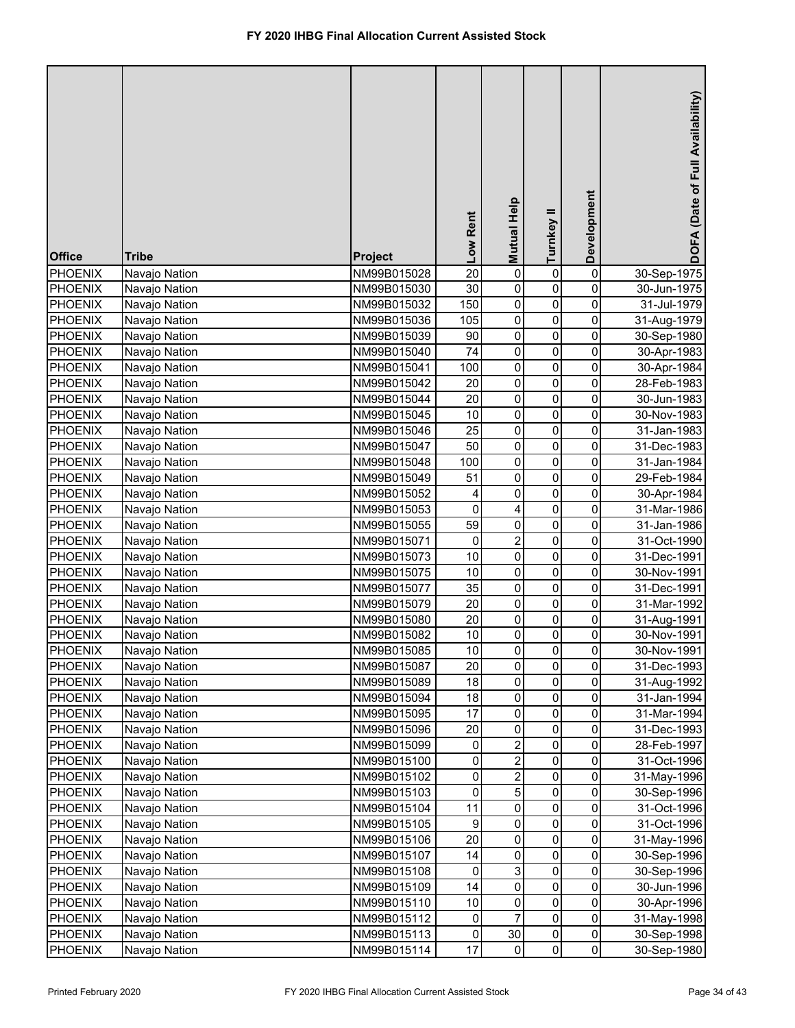# FY 2020 IHBG Final Allocation Current Assisted Stock

| Office | Tribe | Project | Low Rent | Mutual Help | Turnkey II | Development | DOFA (Date of Full Availability) |
|---|---|---|---|---|---|---|---|
| PHOENIX | Navajo Nation | NM99B015028 | 20 | 0 | 0 | 0 | 30-Sep-1975 |
| PHOENIX | Navajo Nation | NM99B015030 | 30 | 0 | 0 | 0 | 30-Jun-1975 |
| PHOENIX | Navajo Nation | NM99B015032 | 150 | 0 | 0 | 0 | 31-Jul-1979 |
| PHOENIX | Navajo Nation | NM99B015036 | 105 | 0 | 0 | 0 | 31-Aug-1979 |
| PHOENIX | Navajo Nation | NM99B015039 | 90 | 0 | 0 | 0 | 30-Sep-1980 |
| PHOENIX | Navajo Nation | NM99B015040 | 74 | 0 | 0 | 0 | 30-Apr-1983 |
| PHOENIX | Navajo Nation | NM99B015041 | 100 | 0 | 0 | 0 | 30-Apr-1984 |
| PHOENIX | Navajo Nation | NM99B015042 | 20 | 0 | 0 | 0 | 28-Feb-1983 |
| PHOENIX | Navajo Nation | NM99B015044 | 20 | 0 | 0 | 0 | 30-Jun-1983 |
| PHOENIX | Navajo Nation | NM99B015045 | 10 | 0 | 0 | 0 | 30-Nov-1983 |
| PHOENIX | Navajo Nation | NM99B015046 | 25 | 0 | 0 | 0 | 31-Jan-1983 |
| PHOENIX | Navajo Nation | NM99B015047 | 50 | 0 | 0 | 0 | 31-Dec-1983 |
| PHOENIX | Navajo Nation | NM99B015048 | 100 | 0 | 0 | 0 | 31-Jan-1984 |
| PHOENIX | Navajo Nation | NM99B015049 | 51 | 0 | 0 | 0 | 29-Feb-1984 |
| PHOENIX | Navajo Nation | NM99B015052 | 4 | 0 | 0 | 0 | 30-Apr-1984 |
| PHOENIX | Navajo Nation | NM99B015053 | 0 | 4 | 0 | 0 | 31-Mar-1986 |
| PHOENIX | Navajo Nation | NM99B015055 | 59 | 0 | 0 | 0 | 31-Jan-1986 |
| PHOENIX | Navajo Nation | NM99B015071 | 0 | 2 | 0 | 0 | 31-Oct-1990 |
| PHOENIX | Navajo Nation | NM99B015073 | 10 | 0 | 0 | 0 | 31-Dec-1991 |
| PHOENIX | Navajo Nation | NM99B015075 | 10 | 0 | 0 | 0 | 30-Nov-1991 |
| PHOENIX | Navajo Nation | NM99B015077 | 35 | 0 | 0 | 0 | 31-Dec-1991 |
| PHOENIX | Navajo Nation | NM99B015079 | 20 | 0 | 0 | 0 | 31-Mar-1992 |
| PHOENIX | Navajo Nation | NM99B015080 | 20 | 0 | 0 | 0 | 31-Aug-1991 |
| PHOENIX | Navajo Nation | NM99B015082 | 10 | 0 | 0 | 0 | 30-Nov-1991 |
| PHOENIX | Navajo Nation | NM99B015085 | 10 | 0 | 0 | 0 | 30-Nov-1991 |
| PHOENIX | Navajo Nation | NM99B015087 | 20 | 0 | 0 | 0 | 31-Dec-1993 |
| PHOENIX | Navajo Nation | NM99B015089 | 18 | 0 | 0 | 0 | 31-Aug-1992 |
| PHOENIX | Navajo Nation | NM99B015094 | 18 | 0 | 0 | 0 | 31-Jan-1994 |
| PHOENIX | Navajo Nation | NM99B015095 | 17 | 0 | 0 | 0 | 31-Mar-1994 |
| PHOENIX | Navajo Nation | NM99B015096 | 20 | 0 | 0 | 0 | 31-Dec-1993 |
| PHOENIX | Navajo Nation | NM99B015099 | 0 | 2 | 0 | 0 | 28-Feb-1997 |
| PHOENIX | Navajo Nation | NM99B015100 | 0 | 2 | 0 | 0 | 31-Oct-1996 |
| PHOENIX | Navajo Nation | NM99B015102 | 0 | 2 | 0 | 0 | 31-May-1996 |
| PHOENIX | Navajo Nation | NM99B015103 | 0 | 5 | 0 | 0 | 30-Sep-1996 |
| PHOENIX | Navajo Nation | NM99B015104 | 11 | 0 | 0 | 0 | 31-Oct-1996 |
| PHOENIX | Navajo Nation | NM99B015105 | 9 | 0 | 0 | 0 | 31-Oct-1996 |
| PHOENIX | Navajo Nation | NM99B015106 | 20 | 0 | 0 | 0 | 31-May-1996 |
| PHOENIX | Navajo Nation | NM99B015107 | 14 | 0 | 0 | 0 | 30-Sep-1996 |
| PHOENIX | Navajo Nation | NM99B015108 | 0 | 3 | 0 | 0 | 30-Sep-1996 |
| PHOENIX | Navajo Nation | NM99B015109 | 14 | 0 | 0 | 0 | 30-Jun-1996 |
| PHOENIX | Navajo Nation | NM99B015110 | 10 | 0 | 0 | 0 | 30-Apr-1996 |
| PHOENIX | Navajo Nation | NM99B015112 | 0 | 7 | 0 | 0 | 31-May-1998 |
| PHOENIX | Navajo Nation | NM99B015113 | 0 | 30 | 0 | 0 | 30-Sep-1998 |
| PHOENIX | Navajo Nation | NM99B015114 | 17 | 0 | 0 | 0 | 30-Sep-1980 |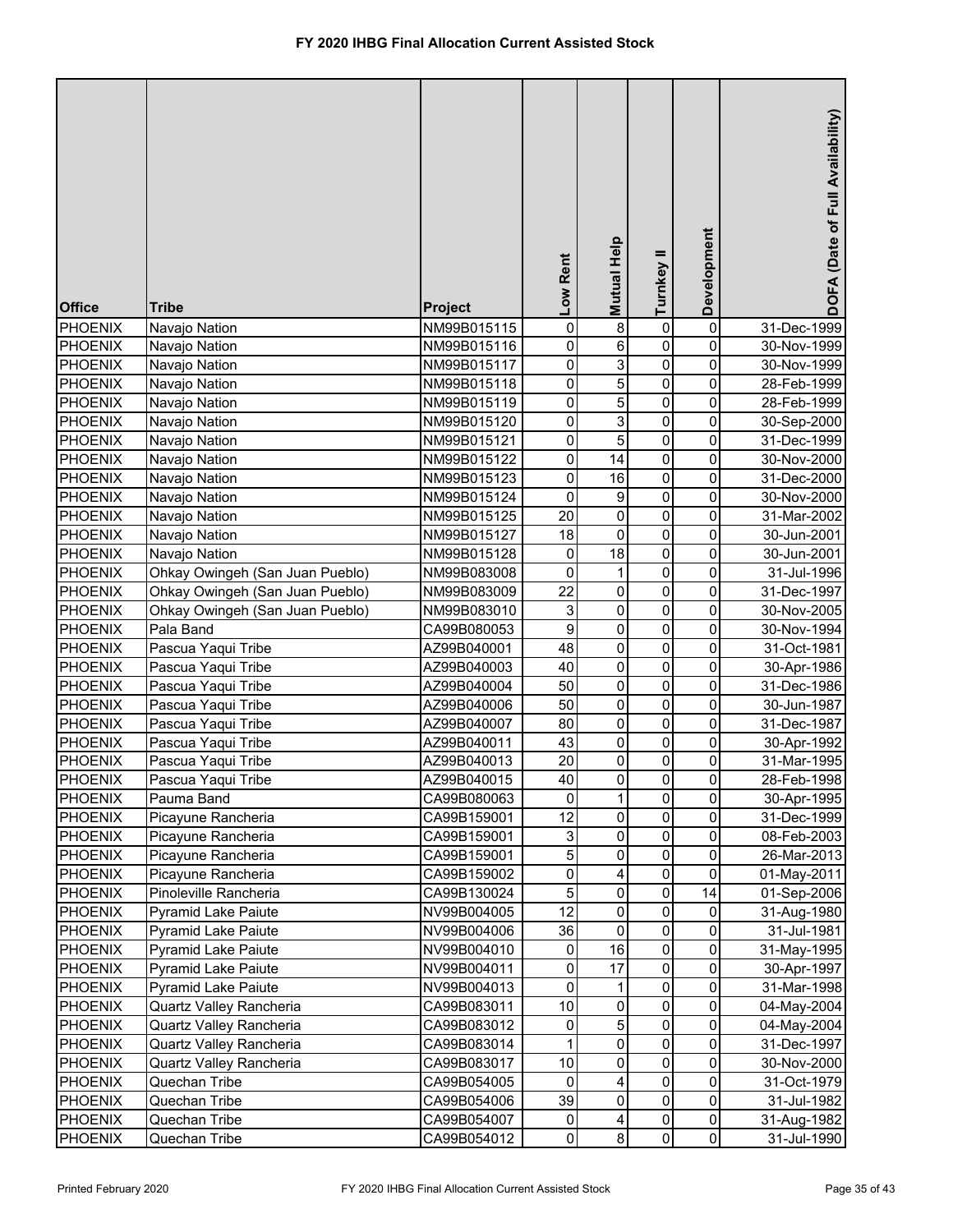# FY 2020 IHBG Final Allocation Current Assisted Stock

| Office | Tribe | Project | Low Rent | Mutual Help | Turnkey II | Development | DOFA (Date of Full Availability) |
|---|---|---|---|---|---|---|---|
| PHOENIX | Navajo Nation | NM99B015115 | 0 | 8 | 0 | 0 | 31-Dec-1999 |
| PHOENIX | Navajo Nation | NM99B015116 | 0 | 6 | 0 | 0 | 30-Nov-1999 |
| PHOENIX | Navajo Nation | NM99B015117 | 0 | 3 | 0 | 0 | 30-Nov-1999 |
| PHOENIX | Navajo Nation | NM99B015118 | 0 | 5 | 0 | 0 | 28-Feb-1999 |
| PHOENIX | Navajo Nation | NM99B015119 | 0 | 5 | 0 | 0 | 28-Feb-1999 |
| PHOENIX | Navajo Nation | NM99B015120 | 0 | 3 | 0 | 0 | 30-Sep-2000 |
| PHOENIX | Navajo Nation | NM99B015121 | 0 | 5 | 0 | 0 | 31-Dec-1999 |
| PHOENIX | Navajo Nation | NM99B015122 | 0 | 14 | 0 | 0 | 30-Nov-2000 |
| PHOENIX | Navajo Nation | NM99B015123 | 0 | 16 | 0 | 0 | 31-Dec-2000 |
| PHOENIX | Navajo Nation | NM99B015124 | 0 | 9 | 0 | 0 | 30-Nov-2000 |
| PHOENIX | Navajo Nation | NM99B015125 | 20 | 0 | 0 | 0 | 31-Mar-2002 |
| PHOENIX | Navajo Nation | NM99B015127 | 18 | 0 | 0 | 0 | 30-Jun-2001 |
| PHOENIX | Navajo Nation | NM99B015128 | 0 | 18 | 0 | 0 | 30-Jun-2001 |
| PHOENIX | Ohkay Owingeh (San Juan Pueblo) | NM99B083008 | 0 | 1 | 0 | 0 | 31-Jul-1996 |
| PHOENIX | Ohkay Owingeh (San Juan Pueblo) | NM99B083009 | 22 | 0 | 0 | 0 | 31-Dec-1997 |
| PHOENIX | Ohkay Owingeh (San Juan Pueblo) | NM99B083010 | 3 | 0 | 0 | 0 | 30-Nov-2005 |
| PHOENIX | Pala Band | CA99B080053 | 9 | 0 | 0 | 0 | 30-Nov-1994 |
| PHOENIX | Pascua Yaqui Tribe | AZ99B040001 | 48 | 0 | 0 | 0 | 31-Oct-1981 |
| PHOENIX | Pascua Yaqui Tribe | AZ99B040003 | 40 | 0 | 0 | 0 | 30-Apr-1986 |
| PHOENIX | Pascua Yaqui Tribe | AZ99B040004 | 50 | 0 | 0 | 0 | 31-Dec-1986 |
| PHOENIX | Pascua Yaqui Tribe | AZ99B040006 | 50 | 0 | 0 | 0 | 30-Jun-1987 |
| PHOENIX | Pascua Yaqui Tribe | AZ99B040007 | 80 | 0 | 0 | 0 | 31-Dec-1987 |
| PHOENIX | Pascua Yaqui Tribe | AZ99B040011 | 43 | 0 | 0 | 0 | 30-Apr-1992 |
| PHOENIX | Pascua Yaqui Tribe | AZ99B040013 | 20 | 0 | 0 | 0 | 31-Mar-1995 |
| PHOENIX | Pascua Yaqui Tribe | AZ99B040015 | 40 | 0 | 0 | 0 | 28-Feb-1998 |
| PHOENIX | Pauma Band | CA99B080063 | 0 | 1 | 0 | 0 | 30-Apr-1995 |
| PHOENIX | Picayune Rancheria | CA99B159001 | 12 | 0 | 0 | 0 | 31-Dec-1999 |
| PHOENIX | Picayune Rancheria | CA99B159001 | 3 | 0 | 0 | 0 | 08-Feb-2003 |
| PHOENIX | Picayune Rancheria | CA99B159001 | 5 | 0 | 0 | 0 | 26-Mar-2013 |
| PHOENIX | Picayune Rancheria | CA99B159002 | 0 | 4 | 0 | 0 | 01-May-2011 |
| PHOENIX | Pinoleville Rancheria | CA99B130024 | 5 | 0 | 0 | 14 | 01-Sep-2006 |
| PHOENIX | Pyramid Lake Paiute | NV99B004005 | 12 | 0 | 0 | 0 | 31-Aug-1980 |
| PHOENIX | Pyramid Lake Paiute | NV99B004006 | 36 | 0 | 0 | 0 | 31-Jul-1981 |
| PHOENIX | Pyramid Lake Paiute | NV99B004010 | 0 | 16 | 0 | 0 | 31-May-1995 |
| PHOENIX | Pyramid Lake Paiute | NV99B004011 | 0 | 17 | 0 | 0 | 30-Apr-1997 |
| PHOENIX | Pyramid Lake Paiute | NV99B004013 | 0 | 1 | 0 | 0 | 31-Mar-1998 |
| PHOENIX | Quartz Valley Rancheria | CA99B083011 | 10 | 0 | 0 | 0 | 04-May-2004 |
| PHOENIX | Quartz Valley Rancheria | CA99B083012 | 0 | 5 | 0 | 0 | 04-May-2004 |
| PHOENIX | Quartz Valley Rancheria | CA99B083014 | 1 | 0 | 0 | 0 | 31-Dec-1997 |
| PHOENIX | Quartz Valley Rancheria | CA99B083017 | 10 | 0 | 0 | 0 | 30-Nov-2000 |
| PHOENIX | Quechan Tribe | CA99B054005 | 0 | 4 | 0 | 0 | 31-Oct-1979 |
| PHOENIX | Quechan Tribe | CA99B054006 | 39 | 0 | 0 | 0 | 31-Jul-1982 |
| PHOENIX | Quechan Tribe | CA99B054007 | 0 | 4 | 0 | 0 | 31-Aug-1982 |
| PHOENIX | Quechan Tribe | CA99B054012 | 0 | 8 | 0 | 0 | 31-Jul-1990 |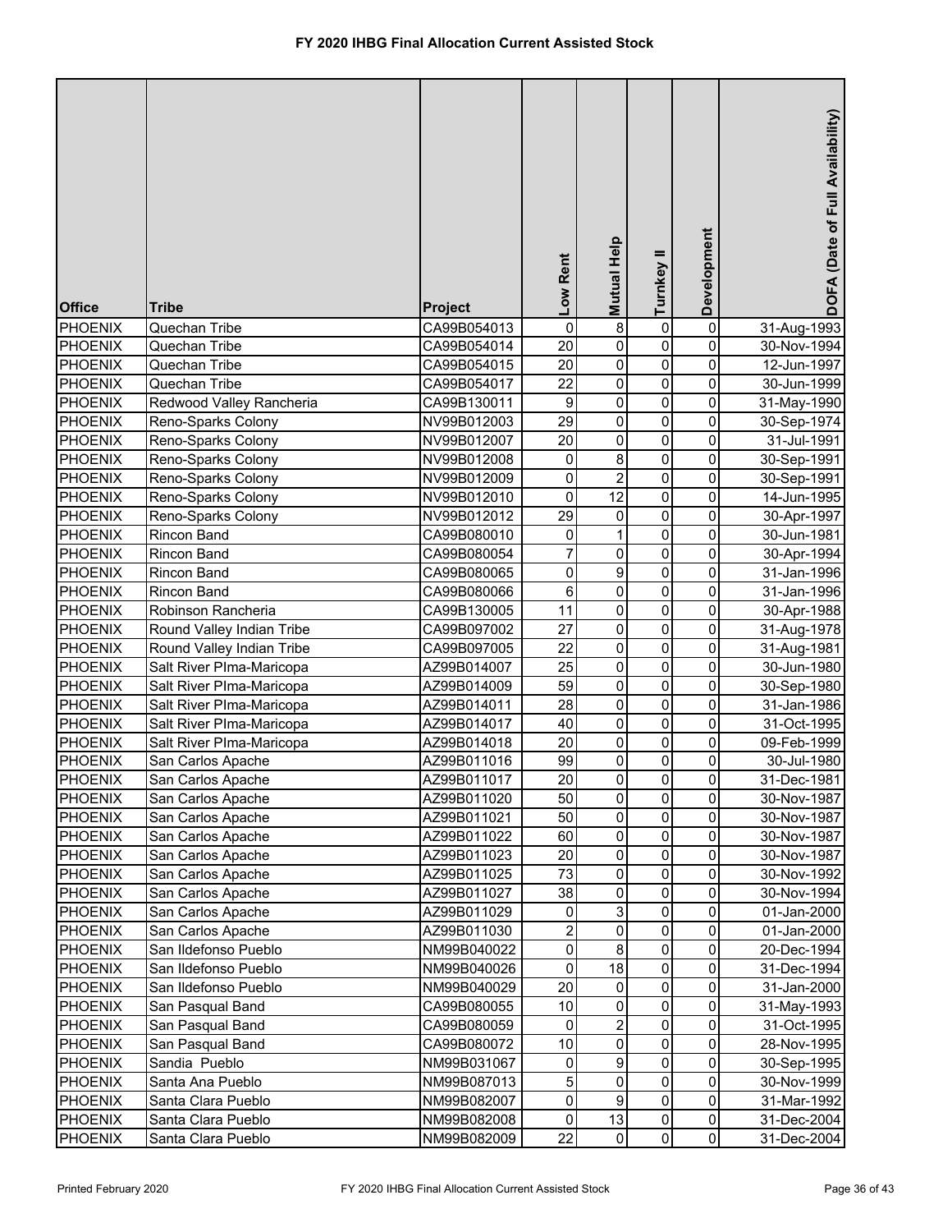# FY 2020 IHBG Final Allocation Current Assisted Stock

| Office | Tribe | Project | Low Rent | Mutual Help | Turnkey II | Development | DOFA (Date of Full Availability) |
|---|---|---|---|---|---|---|---|
| PHOENIX | Quechan Tribe | CA99B054013 | 0 | 8 | 0 | 0 | 31-Aug-1993 |
| PHOENIX | Quechan Tribe | CA99B054014 | 20 | 0 | 0 | 0 | 30-Nov-1994 |
| PHOENIX | Quechan Tribe | CA99B054015 | 20 | 0 | 0 | 0 | 12-Jun-1997 |
| PHOENIX | Quechan Tribe | CA99B054017 | 22 | 0 | 0 | 0 | 30-Jun-1999 |
| PHOENIX | Redwood Valley Rancheria | CA99B130011 | 9 | 0 | 0 | 0 | 31-May-1990 |
| PHOENIX | Reno-Sparks Colony | NV99B012003 | 29 | 0 | 0 | 0 | 30-Sep-1974 |
| PHOENIX | Reno-Sparks Colony | NV99B012007 | 20 | 0 | 0 | 0 | 31-Jul-1991 |
| PHOENIX | Reno-Sparks Colony | NV99B012008 | 0 | 8 | 0 | 0 | 30-Sep-1991 |
| PHOENIX | Reno-Sparks Colony | NV99B012009 | 0 | 2 | 0 | 0 | 30-Sep-1991 |
| PHOENIX | Reno-Sparks Colony | NV99B012010 | 0 | 12 | 0 | 0 | 14-Jun-1995 |
| PHOENIX | Reno-Sparks Colony | NV99B012012 | 29 | 0 | 0 | 0 | 30-Apr-1997 |
| PHOENIX | Rincon Band | CA99B080010 | 0 | 1 | 0 | 0 | 30-Jun-1981 |
| PHOENIX | Rincon Band | CA99B080054 | 7 | 0 | 0 | 0 | 30-Apr-1994 |
| PHOENIX | Rincon Band | CA99B080065 | 0 | 9 | 0 | 0 | 31-Jan-1996 |
| PHOENIX | Rincon Band | CA99B080066 | 6 | 0 | 0 | 0 | 31-Jan-1996 |
| PHOENIX | Robinson Rancheria | CA99B130005 | 11 | 0 | 0 | 0 | 30-Apr-1988 |
| PHOENIX | Round Valley Indian Tribe | CA99B097002 | 27 | 0 | 0 | 0 | 31-Aug-1978 |
| PHOENIX | Round Valley Indian Tribe | CA99B097005 | 22 | 0 | 0 | 0 | 31-Aug-1981 |
| PHOENIX | Salt River PIma-Maricopa | AZ99B014007 | 25 | 0 | 0 | 0 | 30-Jun-1980 |
| PHOENIX | Salt River PIma-Maricopa | AZ99B014009 | 59 | 0 | 0 | 0 | 30-Sep-1980 |
| PHOENIX | Salt River PIma-Maricopa | AZ99B014011 | 28 | 0 | 0 | 0 | 31-Jan-1986 |
| PHOENIX | Salt River PIma-Maricopa | AZ99B014017 | 40 | 0 | 0 | 0 | 31-Oct-1995 |
| PHOENIX | Salt River PIma-Maricopa | AZ99B014018 | 20 | 0 | 0 | 0 | 09-Feb-1999 |
| PHOENIX | San Carlos Apache | AZ99B011016 | 99 | 0 | 0 | 0 | 30-Jul-1980 |
| PHOENIX | San Carlos Apache | AZ99B011017 | 20 | 0 | 0 | 0 | 31-Dec-1981 |
| PHOENIX | San Carlos Apache | AZ99B011020 | 50 | 0 | 0 | 0 | 30-Nov-1987 |
| PHOENIX | San Carlos Apache | AZ99B011021 | 50 | 0 | 0 | 0 | 30-Nov-1987 |
| PHOENIX | San Carlos Apache | AZ99B011022 | 60 | 0 | 0 | 0 | 30-Nov-1987 |
| PHOENIX | San Carlos Apache | AZ99B011023 | 20 | 0 | 0 | 0 | 30-Nov-1987 |
| PHOENIX | San Carlos Apache | AZ99B011025 | 73 | 0 | 0 | 0 | 30-Nov-1992 |
| PHOENIX | San Carlos Apache | AZ99B011027 | 38 | 0 | 0 | 0 | 30-Nov-1994 |
| PHOENIX | San Carlos Apache | AZ99B011029 | 0 | 3 | 0 | 0 | 01-Jan-2000 |
| PHOENIX | San Carlos Apache | AZ99B011030 | 2 | 0 | 0 | 0 | 01-Jan-2000 |
| PHOENIX | San Ildefonso Pueblo | NM99B040022 | 0 | 8 | 0 | 0 | 20-Dec-1994 |
| PHOENIX | San Ildefonso Pueblo | NM99B040026 | 0 | 18 | 0 | 0 | 31-Dec-1994 |
| PHOENIX | San Ildefonso Pueblo | NM99B040029 | 20 | 0 | 0 | 0 | 31-Jan-2000 |
| PHOENIX | San Pasqual Band | CA99B080055 | 10 | 0 | 0 | 0 | 31-May-1993 |
| PHOENIX | San Pasqual Band | CA99B080059 | 0 | 2 | 0 | 0 | 31-Oct-1995 |
| PHOENIX | San Pasqual Band | CA99B080072 | 10 | 0 | 0 | 0 | 28-Nov-1995 |
| PHOENIX | Sandia Pueblo | NM99B031067 | 0 | 9 | 0 | 0 | 30-Sep-1995 |
| PHOENIX | Santa Ana Pueblo | NM99B087013 | 5 | 0 | 0 | 0 | 30-Nov-1999 |
| PHOENIX | Santa Clara Pueblo | NM99B082007 | 0 | 9 | 0 | 0 | 31-Mar-1992 |
| PHOENIX | Santa Clara Pueblo | NM99B082008 | 0 | 13 | 0 | 0 | 31-Dec-2004 |
| PHOENIX | Santa Clara Pueblo | NM99B082009 | 22 | 0 | 0 | 0 | 31-Dec-2004 |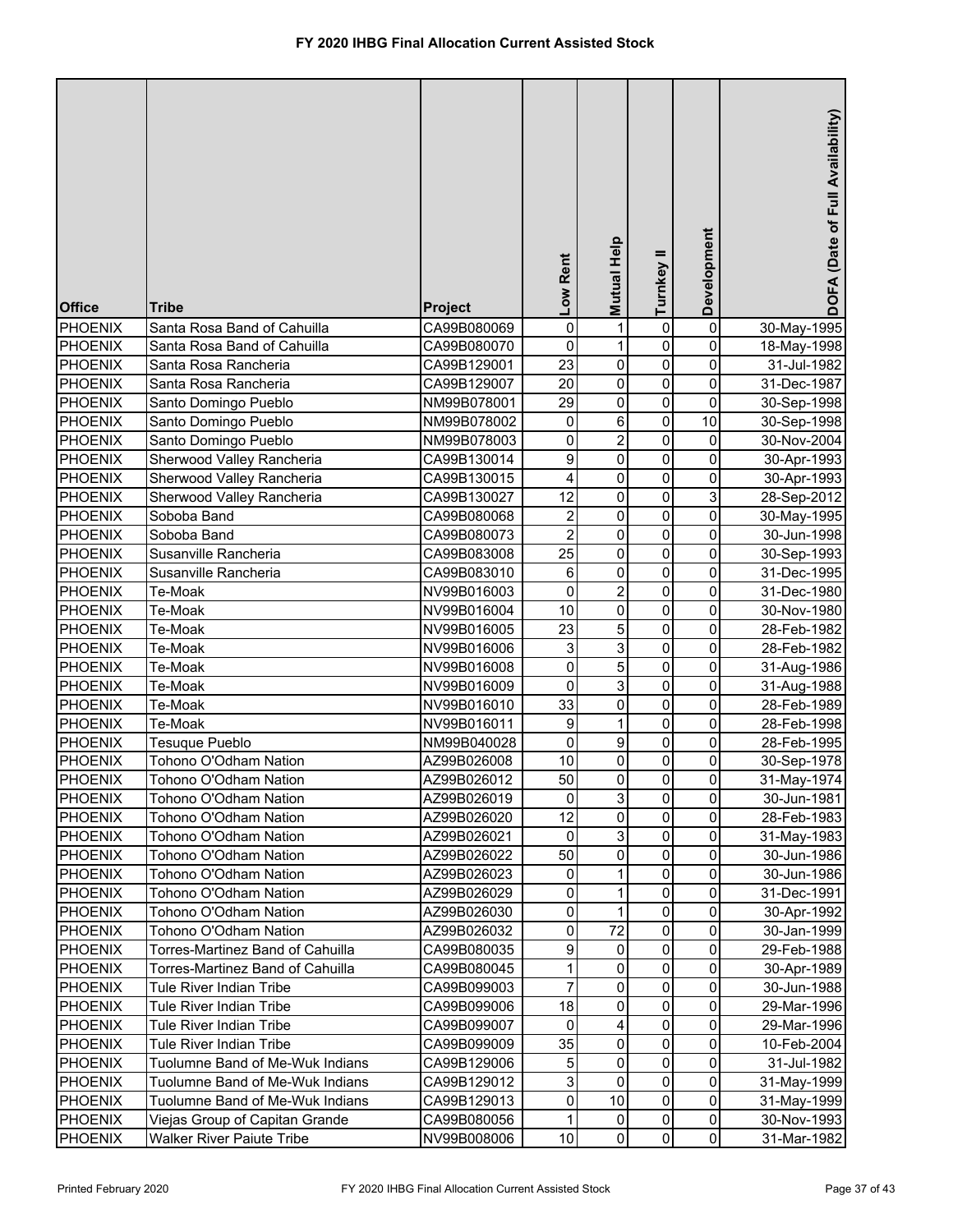# FY 2020 IHBG Final Allocation Current Assisted Stock

| Office | Tribe | Project | Low Rent | Mutual Help | Turnkey II | Development | DOFA (Date of Full Availability) |
|---|---|---|---|---|---|---|---|
| PHOENIX | Santa Rosa Band of Cahuilla | CA99B080069 | 0 | 1 | 0 | 0 | 30-May-1995 |
| PHOENIX | Santa Rosa Band of Cahuilla | CA99B080070 | 0 | 1 | 0 | 0 | 18-May-1998 |
| PHOENIX | Santa Rosa Rancheria | CA99B129001 | 23 | 0 | 0 | 0 | 31-Jul-1982 |
| PHOENIX | Santa Rosa Rancheria | CA99B129007 | 20 | 0 | 0 | 0 | 31-Dec-1987 |
| PHOENIX | Santo Domingo Pueblo | NM99B078001 | 29 | 0 | 0 | 0 | 30-Sep-1998 |
| PHOENIX | Santo Domingo Pueblo | NM99B078002 | 0 | 6 | 0 | 10 | 30-Sep-1998 |
| PHOENIX | Santo Domingo Pueblo | NM99B078003 | 0 | 2 | 0 | 0 | 30-Nov-2004 |
| PHOENIX | Sherwood Valley Rancheria | CA99B130014 | 9 | 0 | 0 | 0 | 30-Apr-1993 |
| PHOENIX | Sherwood Valley Rancheria | CA99B130015 | 4 | 0 | 0 | 0 | 30-Apr-1993 |
| PHOENIX | Sherwood Valley Rancheria | CA99B130027 | 12 | 0 | 0 | 3 | 28-Sep-2012 |
| PHOENIX | Soboba Band | CA99B080068 | 2 | 0 | 0 | 0 | 30-May-1995 |
| PHOENIX | Soboba Band | CA99B080073 | 2 | 0 | 0 | 0 | 30-Jun-1998 |
| PHOENIX | Susanville Rancheria | CA99B083008 | 25 | 0 | 0 | 0 | 30-Sep-1993 |
| PHOENIX | Susanville Rancheria | CA99B083010 | 6 | 0 | 0 | 0 | 31-Dec-1995 |
| PHOENIX | Te-Moak | NV99B016003 | 0 | 2 | 0 | 0 | 31-Dec-1980 |
| PHOENIX | Te-Moak | NV99B016004 | 10 | 0 | 0 | 0 | 30-Nov-1980 |
| PHOENIX | Te-Moak | NV99B016005 | 23 | 5 | 0 | 0 | 28-Feb-1982 |
| PHOENIX | Te-Moak | NV99B016006 | 3 | 3 | 0 | 0 | 28-Feb-1982 |
| PHOENIX | Te-Moak | NV99B016008 | 0 | 5 | 0 | 0 | 31-Aug-1986 |
| PHOENIX | Te-Moak | NV99B016009 | 0 | 3 | 0 | 0 | 31-Aug-1988 |
| PHOENIX | Te-Moak | NV99B016010 | 33 | 0 | 0 | 0 | 28-Feb-1989 |
| PHOENIX | Te-Moak | NV99B016011 | 9 | 1 | 0 | 0 | 28-Feb-1998 |
| PHOENIX | Tesuque Pueblo | NM99B040028 | 0 | 9 | 0 | 0 | 28-Feb-1995 |
| PHOENIX | Tohono O'Odham Nation | AZ99B026008 | 10 | 0 | 0 | 0 | 30-Sep-1978 |
| PHOENIX | Tohono O'Odham Nation | AZ99B026012 | 50 | 0 | 0 | 0 | 31-May-1974 |
| PHOENIX | Tohono O'Odham Nation | AZ99B026019 | 0 | 3 | 0 | 0 | 30-Jun-1981 |
| PHOENIX | Tohono O'Odham Nation | AZ99B026020 | 12 | 0 | 0 | 0 | 28-Feb-1983 |
| PHOENIX | Tohono O'Odham Nation | AZ99B026021 | 0 | 3 | 0 | 0 | 31-May-1983 |
| PHOENIX | Tohono O'Odham Nation | AZ99B026022 | 50 | 0 | 0 | 0 | 30-Jun-1986 |
| PHOENIX | Tohono O'Odham Nation | AZ99B026023 | 0 | 1 | 0 | 0 | 30-Jun-1986 |
| PHOENIX | Tohono O'Odham Nation | AZ99B026029 | 0 | 1 | 0 | 0 | 31-Dec-1991 |
| PHOENIX | Tohono O'Odham Nation | AZ99B026030 | 0 | 1 | 0 | 0 | 30-Apr-1992 |
| PHOENIX | Tohono O'Odham Nation | AZ99B026032 | 0 | 72 | 0 | 0 | 30-Jan-1999 |
| PHOENIX | Torres-Martinez Band of Cahuilla | CA99B080035 | 9 | 0 | 0 | 0 | 29-Feb-1988 |
| PHOENIX | Torres-Martinez Band of Cahuilla | CA99B080045 | 1 | 0 | 0 | 0 | 30-Apr-1989 |
| PHOENIX | Tule River Indian Tribe | CA99B099003 | 7 | 0 | 0 | 0 | 30-Jun-1988 |
| PHOENIX | Tule River Indian Tribe | CA99B099006 | 18 | 0 | 0 | 0 | 29-Mar-1996 |
| PHOENIX | Tule River Indian Tribe | CA99B099007 | 0 | 4 | 0 | 0 | 29-Mar-1996 |
| PHOENIX | Tule River Indian Tribe | CA99B099009 | 35 | 0 | 0 | 0 | 10-Feb-2004 |
| PHOENIX | Tuolumne Band of Me-Wuk Indians | CA99B129006 | 5 | 0 | 0 | 0 | 31-Jul-1982 |
| PHOENIX | Tuolumne Band of Me-Wuk Indians | CA99B129012 | 3 | 0 | 0 | 0 | 31-May-1999 |
| PHOENIX | Tuolumne Band of Me-Wuk Indians | CA99B129013 | 0 | 10 | 0 | 0 | 31-May-1999 |
| PHOENIX | Viejas Group of Capitan Grande | CA99B080056 | 1 | 0 | 0 | 0 | 30-Nov-1993 |
| PHOENIX | Walker River Paiute Tribe | NV99B008006 | 10 | 0 | 0 | 0 | 31-Mar-1982 |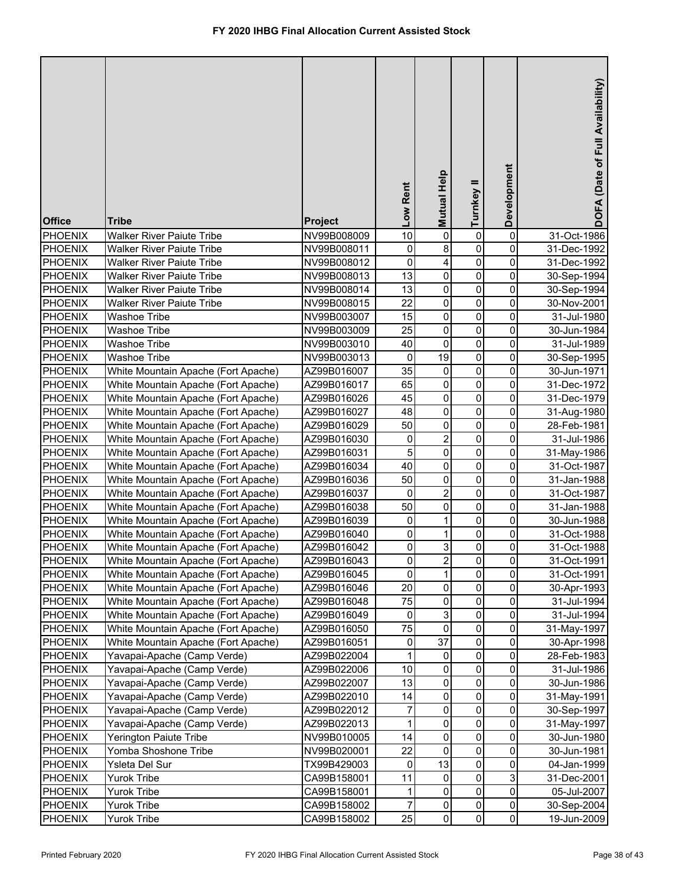# FY 2020 IHBG Final Allocation Current Assisted Stock

| Office | Tribe | Project | Low Rent | Mutual Help | Turnkey II | Development | DOFA (Date of Full Availability) |
|---|---|---|---|---|---|---|---|
| PHOENIX | Walker River Paiute Tribe | NV99B008009 | 10 | 0 | 0 | 0 | 31-Oct-1986 |
| PHOENIX | Walker River Paiute Tribe | NV99B008011 | 0 | 8 | 0 | 0 | 31-Dec-1992 |
| PHOENIX | Walker River Paiute Tribe | NV99B008012 | 0 | 4 | 0 | 0 | 31-Dec-1992 |
| PHOENIX | Walker River Paiute Tribe | NV99B008013 | 13 | 0 | 0 | 0 | 30-Sep-1994 |
| PHOENIX | Walker River Paiute Tribe | NV99B008014 | 13 | 0 | 0 | 0 | 30-Sep-1994 |
| PHOENIX | Walker River Paiute Tribe | NV99B008015 | 22 | 0 | 0 | 0 | 30-Nov-2001 |
| PHOENIX | Washoe Tribe | NV99B003007 | 15 | 0 | 0 | 0 | 31-Jul-1980 |
| PHOENIX | Washoe Tribe | NV99B003009 | 25 | 0 | 0 | 0 | 30-Jun-1984 |
| PHOENIX | Washoe Tribe | NV99B003010 | 40 | 0 | 0 | 0 | 31-Jul-1989 |
| PHOENIX | Washoe Tribe | NV99B003013 | 0 | 19 | 0 | 0 | 30-Sep-1995 |
| PHOENIX | White Mountain Apache (Fort Apache) | AZ99B016007 | 35 | 0 | 0 | 0 | 30-Jun-1971 |
| PHOENIX | White Mountain Apache (Fort Apache) | AZ99B016017 | 65 | 0 | 0 | 0 | 31-Dec-1972 |
| PHOENIX | White Mountain Apache (Fort Apache) | AZ99B016026 | 45 | 0 | 0 | 0 | 31-Dec-1979 |
| PHOENIX | White Mountain Apache (Fort Apache) | AZ99B016027 | 48 | 0 | 0 | 0 | 31-Aug-1980 |
| PHOENIX | White Mountain Apache (Fort Apache) | AZ99B016029 | 50 | 0 | 0 | 0 | 28-Feb-1981 |
| PHOENIX | White Mountain Apache (Fort Apache) | AZ99B016030 | 0 | 2 | 0 | 0 | 31-Jul-1986 |
| PHOENIX | White Mountain Apache (Fort Apache) | AZ99B016031 | 5 | 0 | 0 | 0 | 31-May-1986 |
| PHOENIX | White Mountain Apache (Fort Apache) | AZ99B016034 | 40 | 0 | 0 | 0 | 31-Oct-1987 |
| PHOENIX | White Mountain Apache (Fort Apache) | AZ99B016036 | 50 | 0 | 0 | 0 | 31-Jan-1988 |
| PHOENIX | White Mountain Apache (Fort Apache) | AZ99B016037 | 0 | 2 | 0 | 0 | 31-Oct-1987 |
| PHOENIX | White Mountain Apache (Fort Apache) | AZ99B016038 | 50 | 0 | 0 | 0 | 31-Jan-1988 |
| PHOENIX | White Mountain Apache (Fort Apache) | AZ99B016039 | 0 | 1 | 0 | 0 | 30-Jun-1988 |
| PHOENIX | White Mountain Apache (Fort Apache) | AZ99B016040 | 0 | 1 | 0 | 0 | 31-Oct-1988 |
| PHOENIX | White Mountain Apache (Fort Apache) | AZ99B016042 | 0 | 3 | 0 | 0 | 31-Oct-1988 |
| PHOENIX | White Mountain Apache (Fort Apache) | AZ99B016043 | 0 | 2 | 0 | 0 | 31-Oct-1991 |
| PHOENIX | White Mountain Apache (Fort Apache) | AZ99B016045 | 0 | 1 | 0 | 0 | 31-Oct-1991 |
| PHOENIX | White Mountain Apache (Fort Apache) | AZ99B016046 | 20 | 0 | 0 | 0 | 30-Apr-1993 |
| PHOENIX | White Mountain Apache (Fort Apache) | AZ99B016048 | 75 | 0 | 0 | 0 | 31-Jul-1994 |
| PHOENIX | White Mountain Apache (Fort Apache) | AZ99B016049 | 0 | 3 | 0 | 0 | 31-Jul-1994 |
| PHOENIX | White Mountain Apache (Fort Apache) | AZ99B016050 | 75 | 0 | 0 | 0 | 31-May-1997 |
| PHOENIX | White Mountain Apache (Fort Apache) | AZ99B016051 | 0 | 37 | 0 | 0 | 30-Apr-1998 |
| PHOENIX | Yavapai-Apache (Camp Verde) | AZ99B022004 | 1 | 0 | 0 | 0 | 28-Feb-1983 |
| PHOENIX | Yavapai-Apache (Camp Verde) | AZ99B022006 | 10 | 0 | 0 | 0 | 31-Jul-1986 |
| PHOENIX | Yavapai-Apache (Camp Verde) | AZ99B022007 | 13 | 0 | 0 | 0 | 30-Jun-1986 |
| PHOENIX | Yavapai-Apache (Camp Verde) | AZ99B022010 | 14 | 0 | 0 | 0 | 31-May-1991 |
| PHOENIX | Yavapai-Apache (Camp Verde) | AZ99B022012 | 7 | 0 | 0 | 0 | 30-Sep-1997 |
| PHOENIX | Yavapai-Apache (Camp Verde) | AZ99B022013 | 1 | 0 | 0 | 0 | 31-May-1997 |
| PHOENIX | Yerington Paiute Tribe | NV99B010005 | 14 | 0 | 0 | 0 | 30-Jun-1980 |
| PHOENIX | Yomba Shoshone Tribe | NV99B020001 | 22 | 0 | 0 | 0 | 30-Jun-1981 |
| PHOENIX | Ysleta Del Sur | TX99B429003 | 0 | 13 | 0 | 0 | 04-Jan-1999 |
| PHOENIX | Yurok Tribe | CA99B158001 | 11 | 0 | 0 | 3 | 31-Dec-2001 |
| PHOENIX | Yurok Tribe | CA99B158001 | 1 | 0 | 0 | 0 | 05-Jul-2007 |
| PHOENIX | Yurok Tribe | CA99B158002 | 7 | 0 | 0 | 0 | 30-Sep-2004 |
| PHOENIX | Yurok Tribe | CA99B158002 | 25 | 0 | 0 | 0 | 19-Jun-2009 |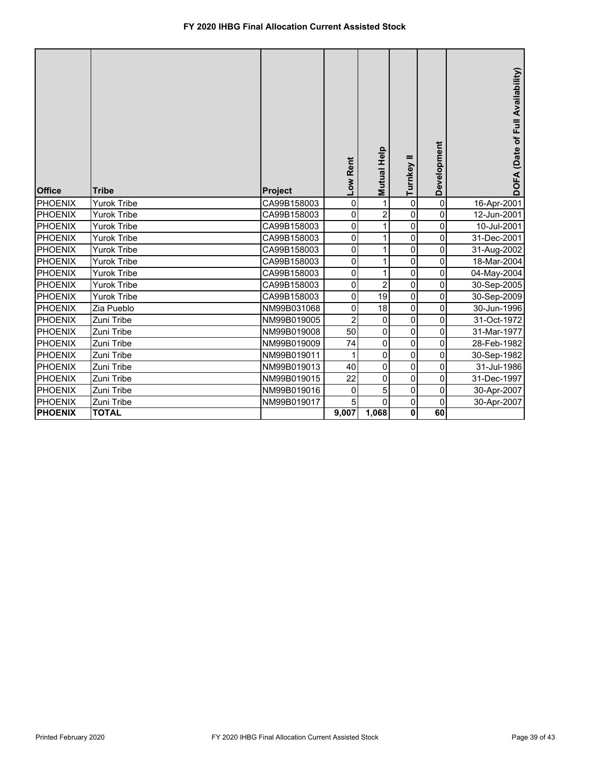# FY 2020 IHBG Final Allocation Current Assisted Stock

| Office | Tribe | Project | Low Rent | Mutual Help | Turnkey II | Development | DOFA (Date of Full Availability) |
|---|---|---|---|---|---|---|---|
| PHOENIX | Yurok Tribe | CA99B158003 | 0 | 1 | 0 | 0 | 16-Apr-2001 |
| PHOENIX | Yurok Tribe | CA99B158003 | 0 | 2 | 0 | 0 | 12-Jun-2001 |
| PHOENIX | Yurok Tribe | CA99B158003 | 0 | 1 | 0 | 0 | 10-Jul-2001 |
| PHOENIX | Yurok Tribe | CA99B158003 | 0 | 1 | 0 | 0 | 31-Dec-2001 |
| PHOENIX | Yurok Tribe | CA99B158003 | 0 | 1 | 0 | 0 | 31-Aug-2002 |
| PHOENIX | Yurok Tribe | CA99B158003 | 0 | 1 | 0 | 0 | 18-Mar-2004 |
| PHOENIX | Yurok Tribe | CA99B158003 | 0 | 1 | 0 | 0 | 04-May-2004 |
| PHOENIX | Yurok Tribe | CA99B158003 | 0 | 2 | 0 | 0 | 30-Sep-2005 |
| PHOENIX | Yurok Tribe | CA99B158003 | 0 | 19 | 0 | 0 | 30-Sep-2009 |
| PHOENIX | Zia Pueblo | NM99B031068 | 0 | 18 | 0 | 0 | 30-Jun-1996 |
| PHOENIX | Zuni Tribe | NM99B019005 | 2 | 0 | 0 | 0 | 31-Oct-1972 |
| PHOENIX | Zuni Tribe | NM99B019008 | 50 | 0 | 0 | 0 | 31-Mar-1977 |
| PHOENIX | Zuni Tribe | NM99B019009 | 74 | 0 | 0 | 0 | 28-Feb-1982 |
| PHOENIX | Zuni Tribe | NM99B019011 | 1 | 0 | 0 | 0 | 30-Sep-1982 |
| PHOENIX | Zuni Tribe | NM99B019013 | 40 | 0 | 0 | 0 | 31-Jul-1986 |
| PHOENIX | Zuni Tribe | NM99B019015 | 22 | 0 | 0 | 0 | 31-Dec-1997 |
| PHOENIX | Zuni Tribe | NM99B019016 | 0 | 5 | 0 | 0 | 30-Apr-2007 |
| PHOENIX | Zuni Tribe | NM99B019017 | 5 | 0 | 0 | 0 | 30-Apr-2007 |
| **PHOENIX** | **TOTAL** | | **9,007** | **1,068** | **0** | **60** | |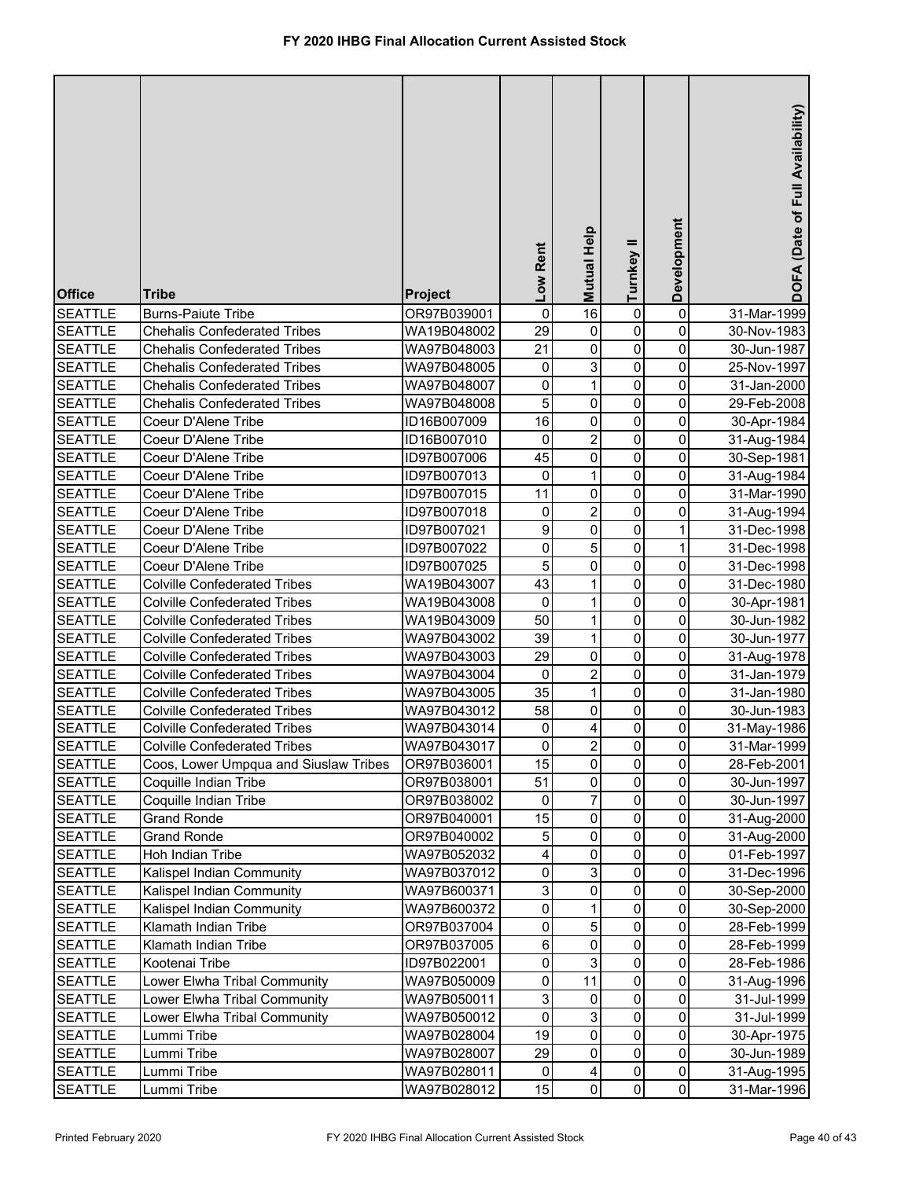# FY 2020 IHBG Final Allocation Current Assisted Stock

| Office | Tribe | Project | Low Rent | Mutual Help | Turnkey II | Development | DOFA (Date of Full Availability) |
|---|---|---|---|---|---|---|---|
| SEATTLE | Burns-Paiute Tribe | OR97B039001 | 0 | 16 | 0 | 0 | 31-Mar-1999 |
| SEATTLE | Chehalis Confederated Tribes | WA19B048002 | 29 | 0 | 0 | 0 | 30-Nov-1983 |
| SEATTLE | Chehalis Confederated Tribes | WA97B048003 | 21 | 0 | 0 | 0 | 30-Jun-1987 |
| SEATTLE | Chehalis Confederated Tribes | WA97B048005 | 0 | 3 | 0 | 0 | 25-Nov-1997 |
| SEATTLE | Chehalis Confederated Tribes | WA97B048007 | 0 | 1 | 0 | 0 | 31-Jan-2000 |
| SEATTLE | Chehalis Confederated Tribes | WA97B048008 | 5 | 0 | 0 | 0 | 29-Feb-2008 |
| SEATTLE | Coeur D'Alene Tribe | ID16B007009 | 16 | 0 | 0 | 0 | 30-Apr-1984 |
| SEATTLE | Coeur D'Alene Tribe | ID16B007010 | 0 | 2 | 0 | 0 | 31-Aug-1984 |
| SEATTLE | Coeur D'Alene Tribe | ID97B007006 | 45 | 0 | 0 | 0 | 30-Sep-1981 |
| SEATTLE | Coeur D'Alene Tribe | ID97B007013 | 0 | 1 | 0 | 0 | 31-Aug-1984 |
| SEATTLE | Coeur D'Alene Tribe | ID97B007015 | 11 | 0 | 0 | 0 | 31-Mar-1990 |
| SEATTLE | Coeur D'Alene Tribe | ID97B007018 | 0 | 2 | 0 | 0 | 31-Aug-1994 |
| SEATTLE | Coeur D'Alene Tribe | ID97B007021 | 9 | 0 | 0 | 1 | 31-Dec-1998 |
| SEATTLE | Coeur D'Alene Tribe | ID97B007022 | 0 | 5 | 0 | 1 | 31-Dec-1998 |
| SEATTLE | Coeur D'Alene Tribe | ID97B007025 | 5 | 0 | 0 | 0 | 31-Dec-1998 |
| SEATTLE | Colville Confederated Tribes | WA19B043007 | 43 | 1 | 0 | 0 | 31-Dec-1980 |
| SEATTLE | Colville Confederated Tribes | WA19B043008 | 0 | 1 | 0 | 0 | 30-Apr-1981 |
| SEATTLE | Colville Confederated Tribes | WA19B043009 | 50 | 1 | 0 | 0 | 30-Jun-1982 |
| SEATTLE | Colville Confederated Tribes | WA97B043002 | 39 | 1 | 0 | 0 | 30-Jun-1977 |
| SEATTLE | Colville Confederated Tribes | WA97B043003 | 29 | 0 | 0 | 0 | 31-Aug-1978 |
| SEATTLE | Colville Confederated Tribes | WA97B043004 | 0 | 2 | 0 | 0 | 31-Jan-1979 |
| SEATTLE | Colville Confederated Tribes | WA97B043005 | 35 | 1 | 0 | 0 | 31-Jan-1980 |
| SEATTLE | Colville Confederated Tribes | WA97B043012 | 58 | 0 | 0 | 0 | 30-Jun-1983 |
| SEATTLE | Colville Confederated Tribes | WA97B043014 | 0 | 4 | 0 | 0 | 31-May-1986 |
| SEATTLE | Colville Confederated Tribes | WA97B043017 | 0 | 2 | 0 | 0 | 31-Mar-1999 |
| SEATTLE | Coos, Lower Umpqua and Siuslaw Tribes | OR97B036001 | 15 | 0 | 0 | 0 | 28-Feb-2001 |
| SEATTLE | Coquille Indian Tribe | OR97B038001 | 51 | 0 | 0 | 0 | 30-Jun-1997 |
| SEATTLE | Coquille Indian Tribe | OR97B038002 | 0 | 7 | 0 | 0 | 30-Jun-1997 |
| SEATTLE | Grand Ronde | OR97B040001 | 15 | 0 | 0 | 0 | 31-Aug-2000 |
| SEATTLE | Grand Ronde | OR97B040002 | 5 | 0 | 0 | 0 | 31-Aug-2000 |
| SEATTLE | Hoh Indian Tribe | WA97B052032 | 4 | 0 | 0 | 0 | 01-Feb-1997 |
| SEATTLE | Kalispel Indian Community | WA97B037012 | 0 | 3 | 0 | 0 | 31-Dec-1996 |
| SEATTLE | Kalispel Indian Community | WA97B600371 | 3 | 0 | 0 | 0 | 30-Sep-2000 |
| SEATTLE | Kalispel Indian Community | WA97B600372 | 0 | 1 | 0 | 0 | 30-Sep-2000 |
| SEATTLE | Klamath Indian Tribe | OR97B037004 | 0 | 5 | 0 | 0 | 28-Feb-1999 |
| SEATTLE | Klamath Indian Tribe | OR97B037005 | 6 | 0 | 0 | 0 | 28-Feb-1999 |
| SEATTLE | Kootenai Tribe | ID97B022001 | 0 | 3 | 0 | 0 | 28-Feb-1986 |
| SEATTLE | Lower Elwha Tribal Community | WA97B050009 | 0 | 11 | 0 | 0 | 31-Aug-1996 |
| SEATTLE | Lower Elwha Tribal Community | WA97B050011 | 3 | 0 | 0 | 0 | 31-Jul-1999 |
| SEATTLE | Lower Elwha Tribal Community | WA97B050012 | 0 | 3 | 0 | 0 | 31-Jul-1999 |
| SEATTLE | Lummi Tribe | WA97B028004 | 19 | 0 | 0 | 0 | 30-Apr-1975 |
| SEATTLE | Lummi Tribe | WA97B028007 | 29 | 0 | 0 | 0 | 30-Jun-1989 |
| SEATTLE | Lummi Tribe | WA97B028011 | 0 | 4 | 0 | 0 | 31-Aug-1995 |
| SEATTLE | Lummi Tribe | WA97B028012 | 15 | 0 | 0 | 0 | 31-Mar-1996 |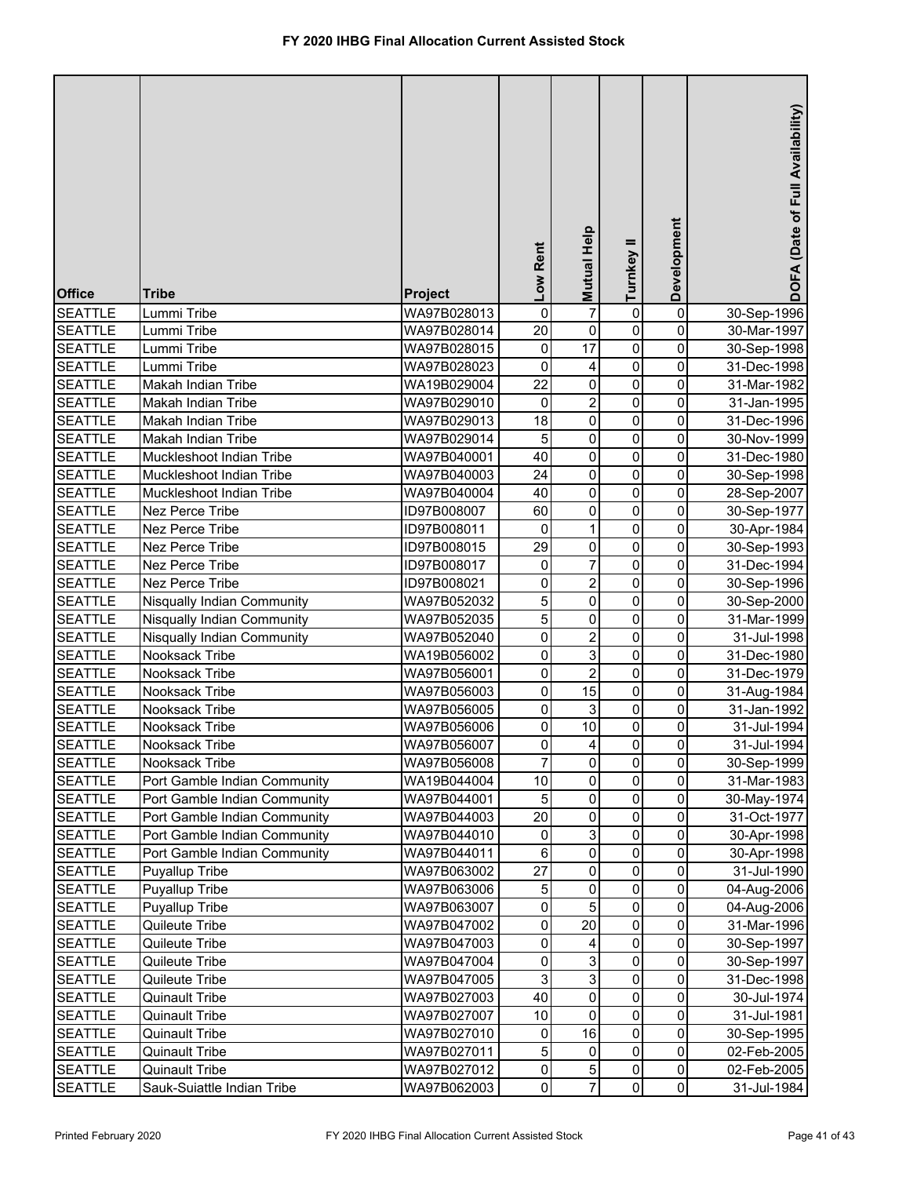# FY 2020 IHBG Final Allocation Current Assisted Stock

| Office | Tribe | Project | Low Rent | Mutual Help | Turnkey II | Development | DOFA (Date of Full Availability) |
|---|---|---|---|---|---|---|---|
| SEATTLE | Lummi Tribe | WA97B028013 | 0 | 7 | 0 | 0 | 30-Sep-1996 |
| SEATTLE | Lummi Tribe | WA97B028014 | 20 | 0 | 0 | 0 | 30-Mar-1997 |
| SEATTLE | Lummi Tribe | WA97B028015 | 0 | 17 | 0 | 0 | 30-Sep-1998 |
| SEATTLE | Lummi Tribe | WA97B028023 | 0 | 4 | 0 | 0 | 31-Dec-1998 |
| SEATTLE | Makah Indian Tribe | WA19B029004 | 22 | 0 | 0 | 0 | 31-Mar-1982 |
| SEATTLE | Makah Indian Tribe | WA97B029010 | 0 | 2 | 0 | 0 | 31-Jan-1995 |
| SEATTLE | Makah Indian Tribe | WA97B029013 | 18 | 0 | 0 | 0 | 31-Dec-1996 |
| SEATTLE | Makah Indian Tribe | WA97B029014 | 5 | 0 | 0 | 0 | 30-Nov-1999 |
| SEATTLE | Muckleshoot Indian Tribe | WA97B040001 | 40 | 0 | 0 | 0 | 31-Dec-1980 |
| SEATTLE | Muckleshoot Indian Tribe | WA97B040003 | 24 | 0 | 0 | 0 | 30-Sep-1998 |
| SEATTLE | Muckleshoot Indian Tribe | WA97B040004 | 40 | 0 | 0 | 0 | 28-Sep-2007 |
| SEATTLE | Nez Perce Tribe | ID97B008007 | 60 | 0 | 0 | 0 | 30-Sep-1977 |
| SEATTLE | Nez Perce Tribe | ID97B008011 | 0 | 1 | 0 | 0 | 30-Apr-1984 |
| SEATTLE | Nez Perce Tribe | ID97B008015 | 29 | 0 | 0 | 0 | 30-Sep-1993 |
| SEATTLE | Nez Perce Tribe | ID97B008017 | 0 | 7 | 0 | 0 | 31-Dec-1994 |
| SEATTLE | Nez Perce Tribe | ID97B008021 | 0 | 2 | 0 | 0 | 30-Sep-1996 |
| SEATTLE | Nisqually Indian Community | WA97B052032 | 5 | 0 | 0 | 0 | 30-Sep-2000 |
| SEATTLE | Nisqually Indian Community | WA97B052035 | 5 | 0 | 0 | 0 | 31-Mar-1999 |
| SEATTLE | Nisqually Indian Community | WA97B052040 | 0 | 2 | 0 | 0 | 31-Jul-1998 |
| SEATTLE | Nooksack Tribe | WA19B056002 | 0 | 3 | 0 | 0 | 31-Dec-1980 |
| SEATTLE | Nooksack Tribe | WA97B056001 | 0 | 2 | 0 | 0 | 31-Dec-1979 |
| SEATTLE | Nooksack Tribe | WA97B056003 | 0 | 15 | 0 | 0 | 31-Aug-1984 |
| SEATTLE | Nooksack Tribe | WA97B056005 | 0 | 3 | 0 | 0 | 31-Jan-1992 |
| SEATTLE | Nooksack Tribe | WA97B056006 | 0 | 10 | 0 | 0 | 31-Jul-1994 |
| SEATTLE | Nooksack Tribe | WA97B056007 | 0 | 4 | 0 | 0 | 31-Jul-1994 |
| SEATTLE | Nooksack Tribe | WA97B056008 | 7 | 0 | 0 | 0 | 30-Sep-1999 |
| SEATTLE | Port Gamble Indian Community | WA19B044004 | 10 | 0 | 0 | 0 | 31-Mar-1983 |
| SEATTLE | Port Gamble Indian Community | WA97B044001 | 5 | 0 | 0 | 0 | 30-May-1974 |
| SEATTLE | Port Gamble Indian Community | WA97B044003 | 20 | 0 | 0 | 0 | 31-Oct-1977 |
| SEATTLE | Port Gamble Indian Community | WA97B044010 | 0 | 3 | 0 | 0 | 30-Apr-1998 |
| SEATTLE | Port Gamble Indian Community | WA97B044011 | 6 | 0 | 0 | 0 | 30-Apr-1998 |
| SEATTLE | Puyallup Tribe | WA97B063002 | 27 | 0 | 0 | 0 | 31-Jul-1990 |
| SEATTLE | Puyallup Tribe | WA97B063006 | 5 | 0 | 0 | 0 | 04-Aug-2006 |
| SEATTLE | Puyallup Tribe | WA97B063007 | 0 | 5 | 0 | 0 | 04-Aug-2006 |
| SEATTLE | Quileute Tribe | WA97B047002 | 0 | 20 | 0 | 0 | 31-Mar-1996 |
| SEATTLE | Quileute Tribe | WA97B047003 | 0 | 4 | 0 | 0 | 30-Sep-1997 |
| SEATTLE | Quileute Tribe | WA97B047004 | 0 | 3 | 0 | 0 | 30-Sep-1997 |
| SEATTLE | Quileute Tribe | WA97B047005 | 3 | 3 | 0 | 0 | 31-Dec-1998 |
| SEATTLE | Quinault Tribe | WA97B027003 | 40 | 0 | 0 | 0 | 30-Jul-1974 |
| SEATTLE | Quinault Tribe | WA97B027007 | 10 | 0 | 0 | 0 | 31-Jul-1981 |
| SEATTLE | Quinault Tribe | WA97B027010 | 0 | 16 | 0 | 0 | 30-Sep-1995 |
| SEATTLE | Quinault Tribe | WA97B027011 | 5 | 0 | 0 | 0 | 02-Feb-2005 |
| SEATTLE | Quinault Tribe | WA97B027012 | 0 | 5 | 0 | 0 | 02-Feb-2005 |
| SEATTLE | Sauk-Suiattle Indian Tribe | WA97B062003 | 0 | 7 | 0 | 0 | 31-Jul-1984 |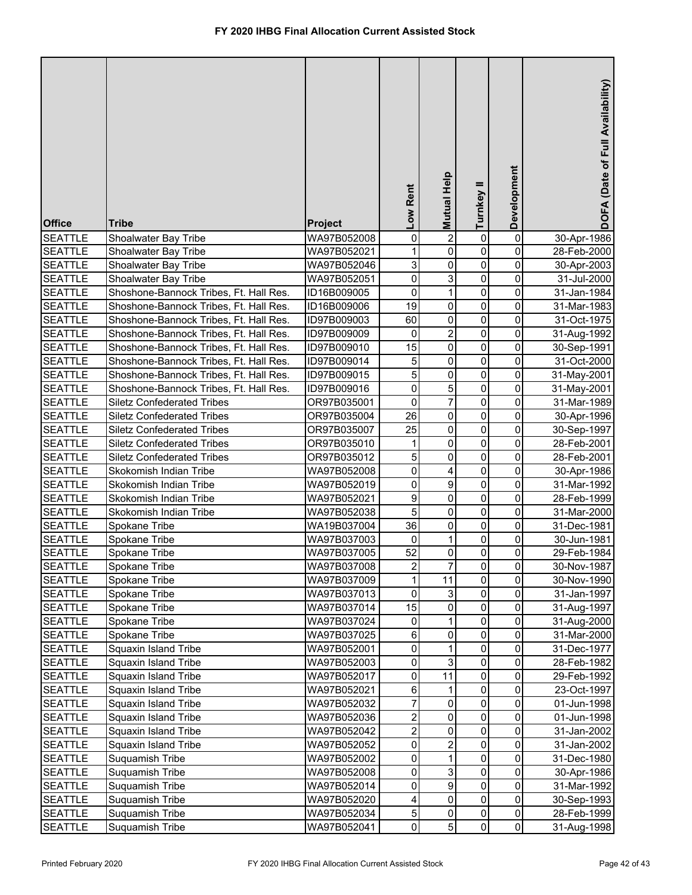# FY 2020 IHBG Final Allocation Current Assisted Stock

| Office | Tribe | Project | Low Rent | Mutual Help | Turnkey II | Development | DOFA (Date of Full Availability) |
|---|---|---|---|---|---|---|---|
| SEATTLE | Shoalwater Bay Tribe | WA97B052008 | 0 | 2 | 0 | 0 | 30-Apr-1986 |
| SEATTLE | Shoalwater Bay Tribe | WA97B052021 | 1 | 0 | 0 | 0 | 28-Feb-2000 |
| SEATTLE | Shoalwater Bay Tribe | WA97B052046 | 3 | 0 | 0 | 0 | 30-Apr-2003 |
| SEATTLE | Shoalwater Bay Tribe | WA97B052051 | 0 | 3 | 0 | 0 | 31-Jul-2000 |
| SEATTLE | Shoshone-Bannock Tribes, Ft. Hall Res. | ID16B009005 | 0 | 1 | 0 | 0 | 31-Jan-1984 |
| SEATTLE | Shoshone-Bannock Tribes, Ft. Hall Res. | ID16B009006 | 19 | 0 | 0 | 0 | 31-Mar-1983 |
| SEATTLE | Shoshone-Bannock Tribes, Ft. Hall Res. | ID97B009003 | 60 | 0 | 0 | 0 | 31-Oct-1975 |
| SEATTLE | Shoshone-Bannock Tribes, Ft. Hall Res. | ID97B009009 | 0 | 2 | 0 | 0 | 31-Aug-1992 |
| SEATTLE | Shoshone-Bannock Tribes, Ft. Hall Res. | ID97B009010 | 15 | 0 | 0 | 0 | 30-Sep-1991 |
| SEATTLE | Shoshone-Bannock Tribes, Ft. Hall Res. | ID97B009014 | 5 | 0 | 0 | 0 | 31-Oct-2000 |
| SEATTLE | Shoshone-Bannock Tribes, Ft. Hall Res. | ID97B009015 | 5 | 0 | 0 | 0 | 31-May-2001 |
| SEATTLE | Shoshone-Bannock Tribes, Ft. Hall Res. | ID97B009016 | 0 | 5 | 0 | 0 | 31-May-2001 |
| SEATTLE | Siletz Confederated Tribes | OR97B035001 | 0 | 7 | 0 | 0 | 31-Mar-1989 |
| SEATTLE | Siletz Confederated Tribes | OR97B035004 | 26 | 0 | 0 | 0 | 30-Apr-1996 |
| SEATTLE | Siletz Confederated Tribes | OR97B035007 | 25 | 0 | 0 | 0 | 30-Sep-1997 |
| SEATTLE | Siletz Confederated Tribes | OR97B035010 | 1 | 0 | 0 | 0 | 28-Feb-2001 |
| SEATTLE | Siletz Confederated Tribes | OR97B035012 | 5 | 0 | 0 | 0 | 28-Feb-2001 |
| SEATTLE | Skokomish Indian Tribe | WA97B052008 | 0 | 4 | 0 | 0 | 30-Apr-1986 |
| SEATTLE | Skokomish Indian Tribe | WA97B052019 | 0 | 9 | 0 | 0 | 31-Mar-1992 |
| SEATTLE | Skokomish Indian Tribe | WA97B052021 | 9 | 0 | 0 | 0 | 28-Feb-1999 |
| SEATTLE | Skokomish Indian Tribe | WA97B052038 | 5 | 0 | 0 | 0 | 31-Mar-2000 |
| SEATTLE | Spokane Tribe | WA19B037004 | 36 | 0 | 0 | 0 | 31-Dec-1981 |
| SEATTLE | Spokane Tribe | WA97B037003 | 0 | 1 | 0 | 0 | 30-Jun-1981 |
| SEATTLE | Spokane Tribe | WA97B037005 | 52 | 0 | 0 | 0 | 29-Feb-1984 |
| SEATTLE | Spokane Tribe | WA97B037008 | 2 | 7 | 0 | 0 | 30-Nov-1987 |
| SEATTLE | Spokane Tribe | WA97B037009 | 1 | 11 | 0 | 0 | 30-Nov-1990 |
| SEATTLE | Spokane Tribe | WA97B037013 | 0 | 3 | 0 | 0 | 31-Jan-1997 |
| SEATTLE | Spokane Tribe | WA97B037014 | 15 | 0 | 0 | 0 | 31-Aug-1997 |
| SEATTLE | Spokane Tribe | WA97B037024 | 0 | 1 | 0 | 0 | 31-Aug-2000 |
| SEATTLE | Spokane Tribe | WA97B037025 | 6 | 0 | 0 | 0 | 31-Mar-2000 |
| SEATTLE | Squaxin Island Tribe | WA97B052001 | 0 | 1 | 0 | 0 | 31-Dec-1977 |
| SEATTLE | Squaxin Island Tribe | WA97B052003 | 0 | 3 | 0 | 0 | 28-Feb-1982 |
| SEATTLE | Squaxin Island Tribe | WA97B052017 | 0 | 11 | 0 | 0 | 29-Feb-1992 |
| SEATTLE | Squaxin Island Tribe | WA97B052021 | 6 | 1 | 0 | 0 | 23-Oct-1997 |
| SEATTLE | Squaxin Island Tribe | WA97B052032 | 7 | 0 | 0 | 0 | 01-Jun-1998 |
| SEATTLE | Squaxin Island Tribe | WA97B052036 | 2 | 0 | 0 | 0 | 01-Jun-1998 |
| SEATTLE | Squaxin Island Tribe | WA97B052042 | 2 | 0 | 0 | 0 | 31-Jan-2002 |
| SEATTLE | Squaxin Island Tribe | WA97B052052 | 0 | 2 | 0 | 0 | 31-Jan-2002 |
| SEATTLE | Suquamish Tribe | WA97B052002 | 0 | 1 | 0 | 0 | 31-Dec-1980 |
| SEATTLE | Suquamish Tribe | WA97B052008 | 0 | 3 | 0 | 0 | 30-Apr-1986 |
| SEATTLE | Suquamish Tribe | WA97B052014 | 0 | 9 | 0 | 0 | 31-Mar-1992 |
| SEATTLE | Suquamish Tribe | WA97B052020 | 4 | 0 | 0 | 0 | 30-Sep-1993 |
| SEATTLE | Suquamish Tribe | WA97B052034 | 5 | 0 | 0 | 0 | 28-Feb-1999 |
| SEATTLE | Suquamish Tribe | WA97B052041 | 0 | 5 | 0 | 0 | 31-Aug-1998 |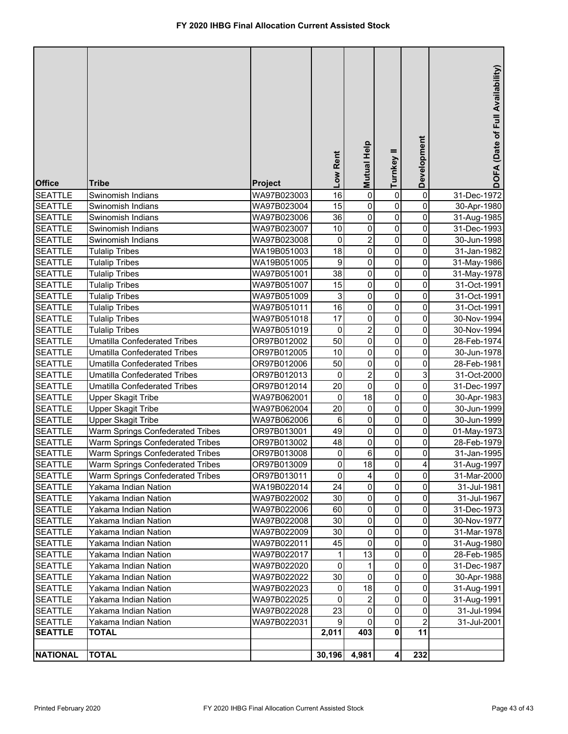# FY 2020 IHBG Final Allocation Current Assisted Stock

| Office | Tribe | Project | Low Rent | Mutual Help | Turnkey II | Development | DOFA (Date of Full Availability) |
|---|---|---|---|---|---|---|---|
| SEATTLE | Swinomish Indians | WA97B023003 | 16 | 0 | 0 | 0 | 31-Dec-1972 |
| SEATTLE | Swinomish Indians | WA97B023004 | 15 | 0 | 0 | 0 | 30-Apr-1980 |
| SEATTLE | Swinomish Indians | WA97B023006 | 36 | 0 | 0 | 0 | 31-Aug-1985 |
| SEATTLE | Swinomish Indians | WA97B023007 | 10 | 0 | 0 | 0 | 31-Dec-1993 |
| SEATTLE | Swinomish Indians | WA97B023008 | 0 | 2 | 0 | 0 | 30-Jun-1998 |
| SEATTLE | Tulalip Tribes | WA19B051003 | 18 | 0 | 0 | 0 | 31-Jan-1982 |
| SEATTLE | Tulalip Tribes | WA19B051005 | 9 | 0 | 0 | 0 | 31-May-1986 |
| SEATTLE | Tulalip Tribes | WA97B051001 | 38 | 0 | 0 | 0 | 31-May-1978 |
| SEATTLE | Tulalip Tribes | WA97B051007 | 15 | 0 | 0 | 0 | 31-Oct-1991 |
| SEATTLE | Tulalip Tribes | WA97B051009 | 3 | 0 | 0 | 0 | 31-Oct-1991 |
| SEATTLE | Tulalip Tribes | WA97B051011 | 16 | 0 | 0 | 0 | 31-Oct-1991 |
| SEATTLE | Tulalip Tribes | WA97B051018 | 17 | 0 | 0 | 0 | 30-Nov-1994 |
| SEATTLE | Tulalip Tribes | WA97B051019 | 0 | 2 | 0 | 0 | 30-Nov-1994 |
| SEATTLE | Umatilla Confederated Tribes | OR97B012002 | 50 | 0 | 0 | 0 | 28-Feb-1974 |
| SEATTLE | Umatilla Confederated Tribes | OR97B012005 | 10 | 0 | 0 | 0 | 30-Jun-1978 |
| SEATTLE | Umatilla Confederated Tribes | OR97B012006 | 50 | 0 | 0 | 0 | 28-Feb-1981 |
| SEATTLE | Umatilla Confederated Tribes | OR97B012013 | 0 | 2 | 0 | 3 | 31-Oct-2000 |
| SEATTLE | Umatilla Confederated Tribes | OR97B012014 | 20 | 0 | 0 | 0 | 31-Dec-1997 |
| SEATTLE | Upper Skagit Tribe | WA97B062001 | 0 | 18 | 0 | 0 | 30-Apr-1983 |
| SEATTLE | Upper Skagit Tribe | WA97B062004 | 20 | 0 | 0 | 0 | 30-Jun-1999 |
| SEATTLE | Upper Skagit Tribe | WA97B062006 | 6 | 0 | 0 | 0 | 30-Jun-1999 |
| SEATTLE | Warm Springs Confederated Tribes | OR97B013001 | 49 | 0 | 0 | 0 | 01-May-1973 |
| SEATTLE | Warm Springs Confederated Tribes | OR97B013002 | 48 | 0 | 0 | 0 | 28-Feb-1979 |
| SEATTLE | Warm Springs Confederated Tribes | OR97B013008 | 0 | 6 | 0 | 0 | 31-Jan-1995 |
| SEATTLE | Warm Springs Confederated Tribes | OR97B013009 | 0 | 18 | 0 | 4 | 31-Aug-1997 |
| SEATTLE | Warm Springs Confederated Tribes | OR97B013011 | 0 | 4 | 0 | 0 | 31-Mar-2000 |
| SEATTLE | Yakama Indian Nation | WA19B022014 | 24 | 0 | 0 | 0 | 31-Jul-1981 |
| SEATTLE | Yakama Indian Nation | WA97B022002 | 30 | 0 | 0 | 0 | 31-Jul-1967 |
| SEATTLE | Yakama Indian Nation | WA97B022006 | 60 | 0 | 0 | 0 | 31-Dec-1973 |
| SEATTLE | Yakama Indian Nation | WA97B022008 | 30 | 0 | 0 | 0 | 30-Nov-1977 |
| SEATTLE | Yakama Indian Nation | WA97B022009 | 30 | 0 | 0 | 0 | 31-Mar-1978 |
| SEATTLE | Yakama Indian Nation | WA97B022011 | 45 | 0 | 0 | 0 | 31-Aug-1980 |
| SEATTLE | Yakama Indian Nation | WA97B022017 | 1 | 13 | 0 | 0 | 28-Feb-1985 |
| SEATTLE | Yakama Indian Nation | WA97B022020 | 0 | 1 | 0 | 0 | 31-Dec-1987 |
| SEATTLE | Yakama Indian Nation | WA97B022022 | 30 | 0 | 0 | 0 | 30-Apr-1988 |
| SEATTLE | Yakama Indian Nation | WA97B022023 | 0 | 18 | 0 | 0 | 31-Aug-1991 |
| SEATTLE | Yakama Indian Nation | WA97B022025 | 0 | 2 | 0 | 0 | 31-Aug-1991 |
| SEATTLE | Yakama Indian Nation | WA97B022028 | 23 | 0 | 0 | 0 | 31-Jul-1994 |
| SEATTLE | Yakama Indian Nation | WA97B022031 | 9 | 0 | 0 | 2 | 31-Jul-2001 |
| **SEATTLE** | **TOTAL** | | **2,011** | **403** | **0** | **11** | |
| | | | | | | | |
| **NATIONAL** | **TOTAL** | | **30,196** | **4,981** | **4** | **232** | |